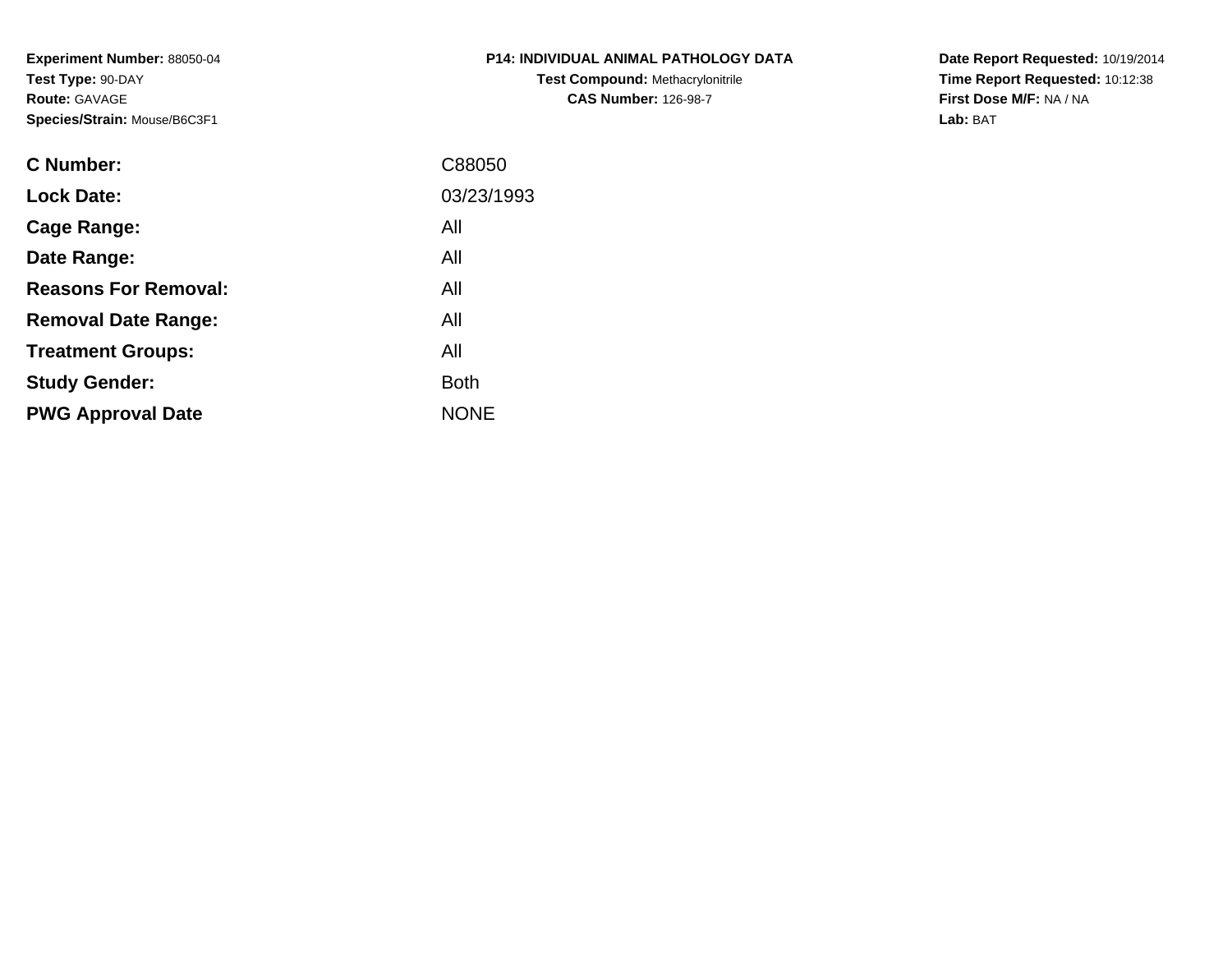**Experiment Number:** 88050-04
**Test Type:** 90-DAY
**Route:** GAVAGE
**Species/Strain:** Mouse/B6C3F1

**P14: INDIVIDUAL ANIMAL PATHOLOGY DATA**
**Test Compound:** Methacrylonitrile
**CAS Number:** 126-98-7

**Date Report Requested:** 10/19/2014
**Time Report Requested:** 10:12:38
**First Dose M/F:** NA / NA
**Lab:** BAT

| | |
|---|---|
| **C Number:** | C88050 |
| **Lock Date:** | 03/23/1993 |
| **Cage Range:** | All |
| **Date Range:** | All |
| **Reasons For Removal:** | All |
| **Removal Date Range:** | All |
| **Treatment Groups:** | All |
| **Study Gender:** | Both |
| **PWG Approval Date** | NONE |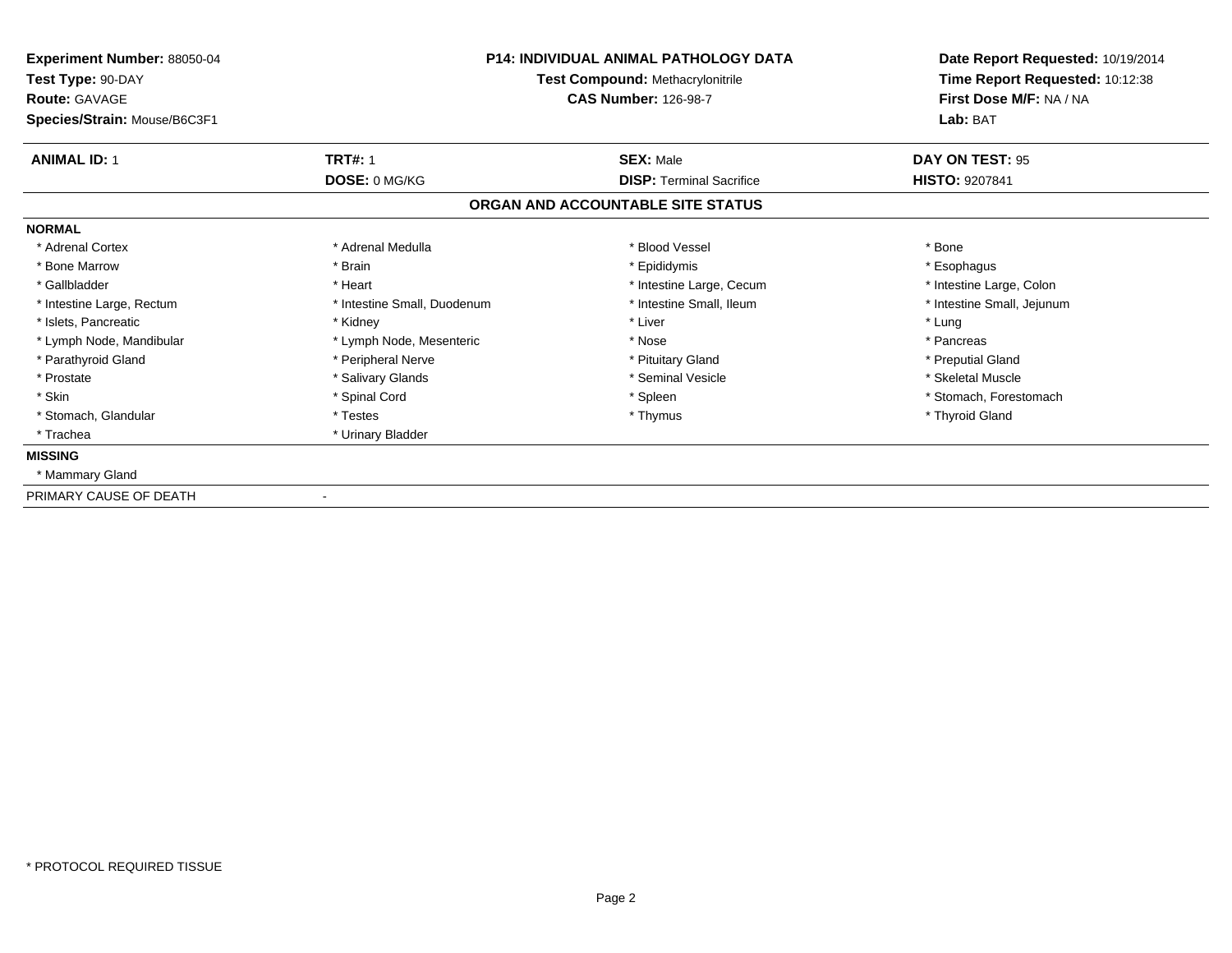**Experiment Number:** 88050-04
**Test Type:** 90-DAY
**Route:** GAVAGE
**Species/Strain:** Mouse/B6C3F1

**P14: INDIVIDUAL ANIMAL PATHOLOGY DATA**
**Test Compound:** Methacrylonitrile
**CAS Number:** 126-98-7

**Date Report Requested:** 10/19/2014
**Time Report Requested:** 10:12:38
**First Dose M/F:** NA / NA
**Lab:** BAT

| **ANIMAL ID:** 1 | **TRT#:** 1 | **SEX:** Male | **DAY ON TEST:** 95 |
|---|---|---|---|
| | **DOSE:** 0 MG/KG | **DISP:** Terminal Sacrifice | **HISTO:** 9207841 |

## ORGAN AND ACCOUNTABLE SITE STATUS

**NORMAL**

| | | | |
|---|---|---|---|
| * Adrenal Cortex | * Adrenal Medulla | * Blood Vessel | * Bone |
| * Bone Marrow | * Brain | * Epididymis | * Esophagus |
| * Gallbladder | * Heart | * Intestine Large, Cecum | * Intestine Large, Colon |
| * Intestine Large, Rectum | * Intestine Small, Duodenum | * Intestine Small, Ileum | * Intestine Small, Jejunum |
| * Islets, Pancreatic | * Kidney | * Liver | * Lung |
| * Lymph Node, Mandibular | * Lymph Node, Mesenteric | * Nose | * Pancreas |
| * Parathyroid Gland | * Peripheral Nerve | * Pituitary Gland | * Preputial Gland |
| * Prostate | * Salivary Glands | * Seminal Vesicle | * Skeletal Muscle |
| * Skin | * Spinal Cord | * Spleen | * Stomach, Forestomach |
| * Stomach, Glandular | * Testes | * Thymus | * Thyroid Gland |
| * Trachea | * Urinary Bladder | | |

**MISSING**

* Mammary Gland

PRIMARY CAUSE OF DEATH -

* PROTOCOL REQUIRED TISSUE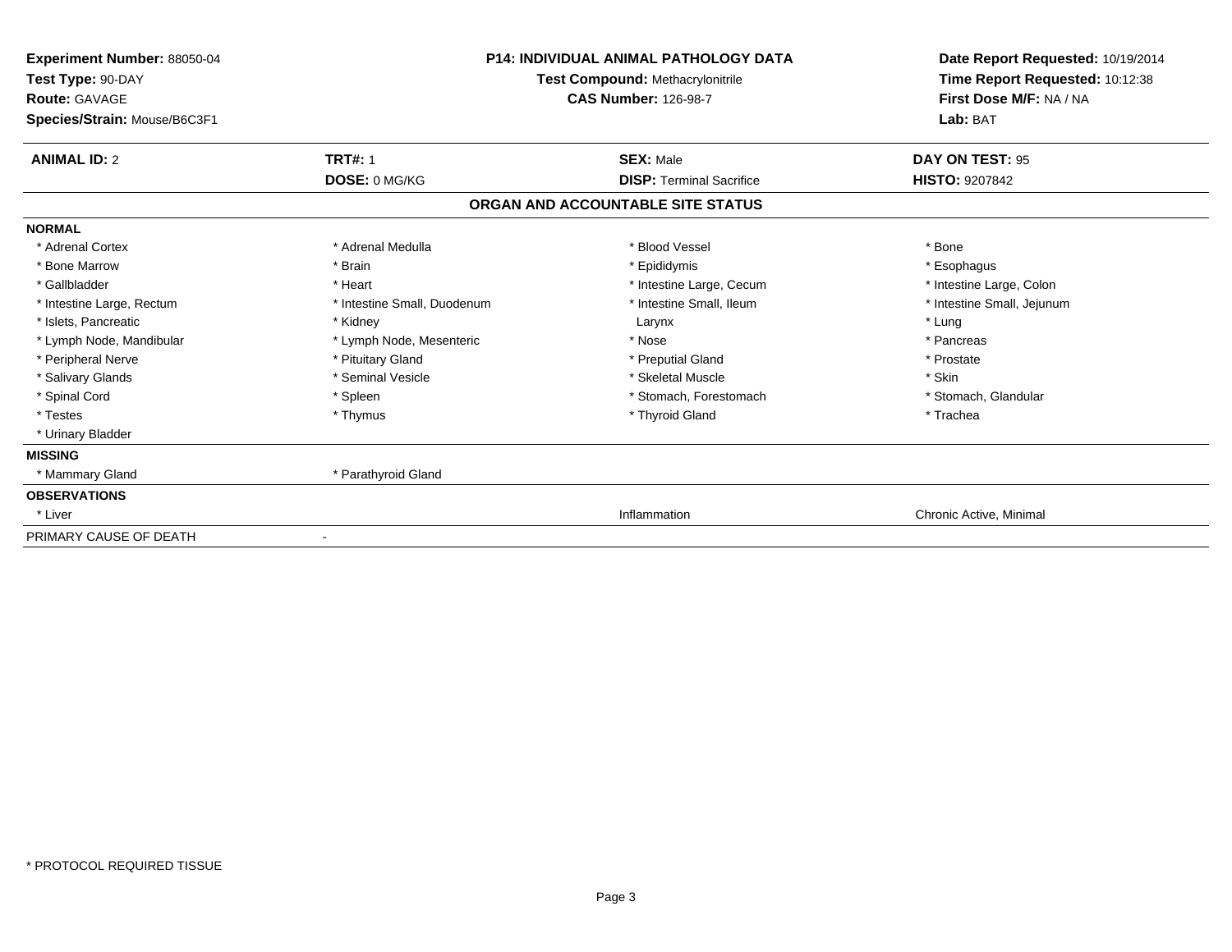**Experiment Number:** 88050-04
**Test Type:** 90-DAY
**Route:** GAVAGE
**Species/Strain:** Mouse/B6C3F1

**P14: INDIVIDUAL ANIMAL PATHOLOGY DATA**
**Test Compound:** Methacrylonitrile
**CAS Number:** 126-98-7

**Date Report Requested:** 10/19/2014
**Time Report Requested:** 10:12:38
**First Dose M/F:** NA / NA
**Lab:** BAT

| **ANIMAL ID:** 2 | **TRT#:** 1 | **SEX:** Male | **DAY ON TEST:** 95 |
|---|---|---|---|
| | **DOSE:** 0 MG/KG | **DISP:** Terminal Sacrifice | **HISTO:** 9207842 |

## ORGAN AND ACCOUNTABLE SITE STATUS

**NORMAL**

| | | | |
|---|---|---|---|
| * Adrenal Cortex | * Adrenal Medulla | * Blood Vessel | * Bone |
| * Bone Marrow | * Brain | * Epididymis | * Esophagus |
| * Gallbladder | * Heart | * Intestine Large, Cecum | * Intestine Large, Colon |
| * Intestine Large, Rectum | * Intestine Small, Duodenum | * Intestine Small, Ileum | * Intestine Small, Jejunum |
| * Islets, Pancreatic | * Kidney | Larynx | * Lung |
| * Lymph Node, Mandibular | * Lymph Node, Mesenteric | * Nose | * Pancreas |
| * Peripheral Nerve | * Pituitary Gland | * Preputial Gland | * Prostate |
| * Salivary Glands | * Seminal Vesicle | * Skeletal Muscle | * Skin |
| * Spinal Cord | * Spleen | * Stomach, Forestomach | * Stomach, Glandular |
| * Testes | * Thymus | * Thyroid Gland | * Trachea |
| * Urinary Bladder | | | |

**MISSING**

| | | | |
|---|---|---|---|
| * Mammary Gland | * Parathyroid Gland | | |

**OBSERVATIONS**

| | | | |
|---|---|---|---|
| * Liver | | Inflammation | Chronic Active, Minimal |

PRIMARY CAUSE OF DEATH -

* PROTOCOL REQUIRED TISSUE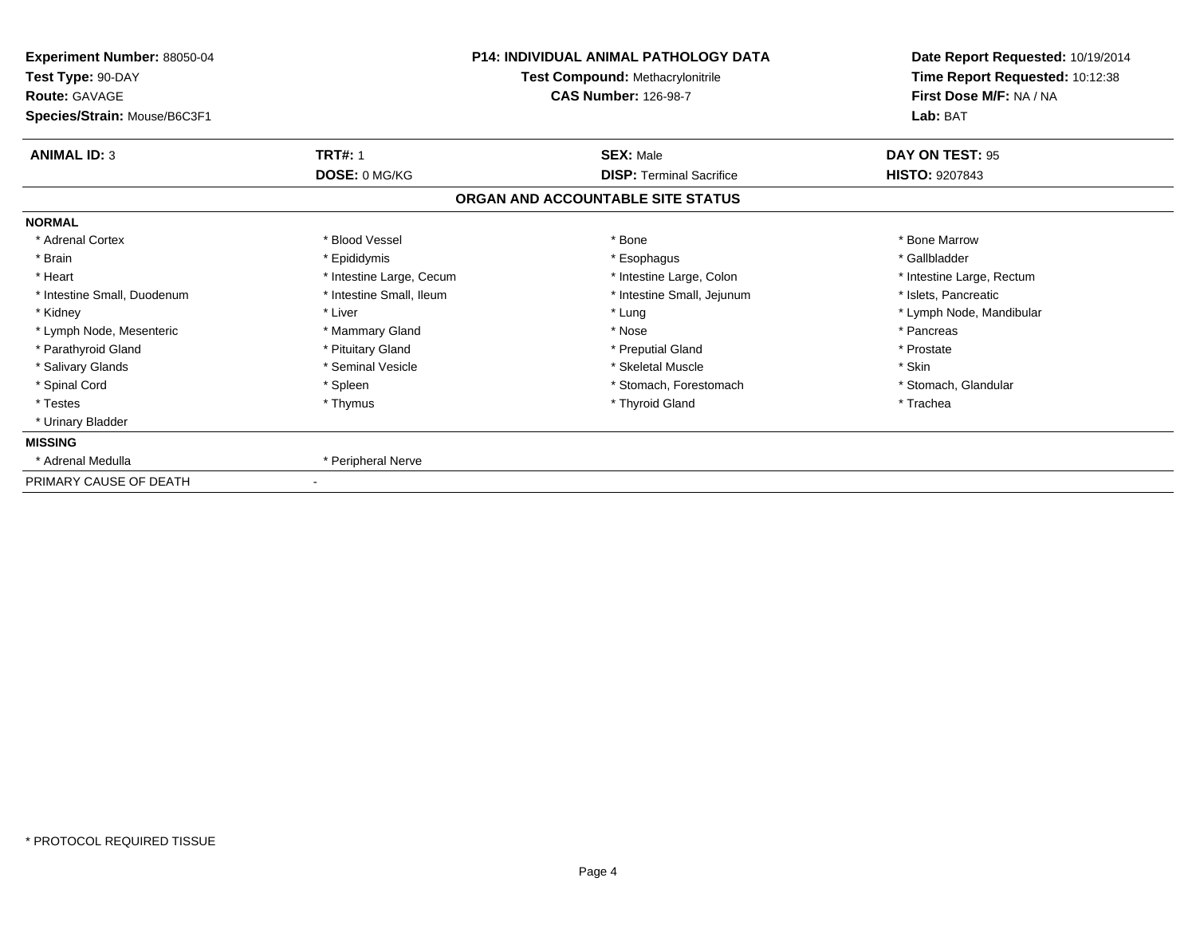**Experiment Number:** 88050-04
**Test Type:** 90-DAY
**Route:** GAVAGE
**Species/Strain:** Mouse/B6C3F1

**P14: INDIVIDUAL ANIMAL PATHOLOGY DATA**
**Test Compound:** Methacrylonitrile
**CAS Number:** 126-98-7

**Date Report Requested:** 10/19/2014
**Time Report Requested:** 10:12:38
**First Dose M/F:** NA / NA
**Lab:** BAT

| **ANIMAL ID:** 3 | **TRT#:** 1 | **SEX:** Male | **DAY ON TEST:** 95 |
|---|---|---|---|
| | **DOSE:** 0 MG/KG | **DISP:** Terminal Sacrifice | **HISTO:** 9207843 |

## ORGAN AND ACCOUNTABLE SITE STATUS

**NORMAL**

| | | | |
|---|---|---|---|
| * Adrenal Cortex | * Blood Vessel | * Bone | * Bone Marrow |
| * Brain | * Epididymis | * Esophagus | * Gallbladder |
| * Heart | * Intestine Large, Cecum | * Intestine Large, Colon | * Intestine Large, Rectum |
| * Intestine Small, Duodenum | * Intestine Small, Ileum | * Intestine Small, Jejunum | * Islets, Pancreatic |
| * Kidney | * Liver | * Lung | * Lymph Node, Mandibular |
| * Lymph Node, Mesenteric | * Mammary Gland | * Nose | * Pancreas |
| * Parathyroid Gland | * Pituitary Gland | * Preputial Gland | * Prostate |
| * Salivary Glands | * Seminal Vesicle | * Skeletal Muscle | * Skin |
| * Spinal Cord | * Spleen | * Stomach, Forestomach | * Stomach, Glandular |
| * Testes | * Thymus | * Thyroid Gland | * Trachea |
| * Urinary Bladder | | | |

**MISSING**

| | |
|---|---|
| * Adrenal Medulla | * Peripheral Nerve |

PRIMARY CAUSE OF DEATH -

* PROTOCOL REQUIRED TISSUE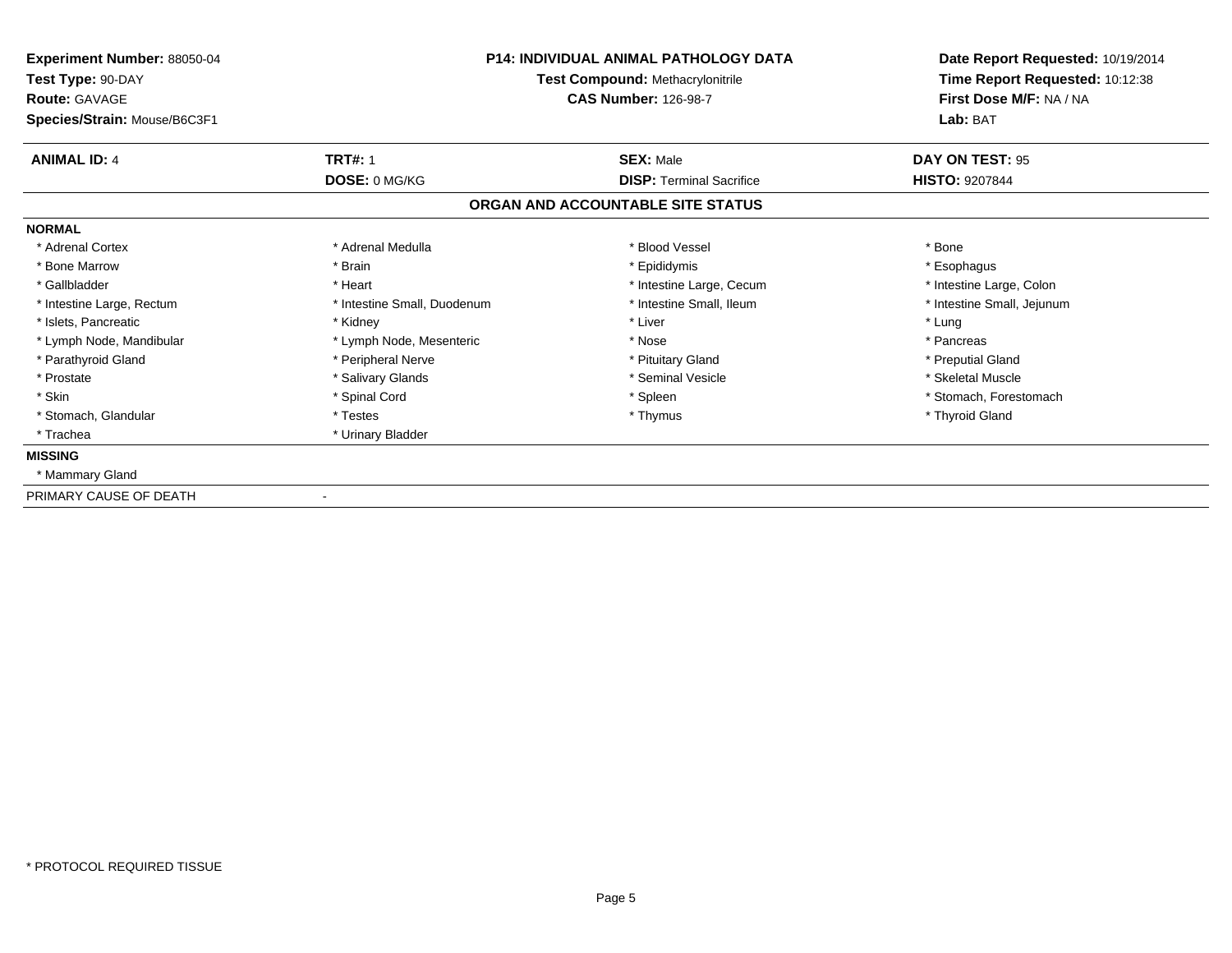**Experiment Number:** 88050-04
**Test Type:** 90-DAY
**Route:** GAVAGE
**Species/Strain:** Mouse/B6C3F1

**P14: INDIVIDUAL ANIMAL PATHOLOGY DATA**
**Test Compound:** Methacrylonitrile
**CAS Number:** 126-98-7

**Date Report Requested:** 10/19/2014
**Time Report Requested:** 10:12:38
**First Dose M/F:** NA / NA
**Lab:** BAT

| **ANIMAL ID:** 4 | **TRT#:** 1 | **SEX:** Male | **DAY ON TEST:** 95 |
|---|---|---|---|
| | **DOSE:** 0 MG/KG | **DISP:** Terminal Sacrifice | **HISTO:** 9207844 |

## ORGAN AND ACCOUNTABLE SITE STATUS

**NORMAL**

| | | | |
|---|---|---|---|
| * Adrenal Cortex | * Adrenal Medulla | * Blood Vessel | * Bone |
| * Bone Marrow | * Brain | * Epididymis | * Esophagus |
| * Gallbladder | * Heart | * Intestine Large, Cecum | * Intestine Large, Colon |
| * Intestine Large, Rectum | * Intestine Small, Duodenum | * Intestine Small, Ileum | * Intestine Small, Jejunum |
| * Islets, Pancreatic | * Kidney | * Liver | * Lung |
| * Lymph Node, Mandibular | * Lymph Node, Mesenteric | * Nose | * Pancreas |
| * Parathyroid Gland | * Peripheral Nerve | * Pituitary Gland | * Preputial Gland |
| * Prostate | * Salivary Glands | * Seminal Vesicle | * Skeletal Muscle |
| * Skin | * Spinal Cord | * Spleen | * Stomach, Forestomach |
| * Stomach, Glandular | * Testes | * Thymus | * Thyroid Gland |
| * Trachea | * Urinary Bladder | | |

**MISSING**

* Mammary Gland

PRIMARY CAUSE OF DEATH -

\* PROTOCOL REQUIRED TISSUE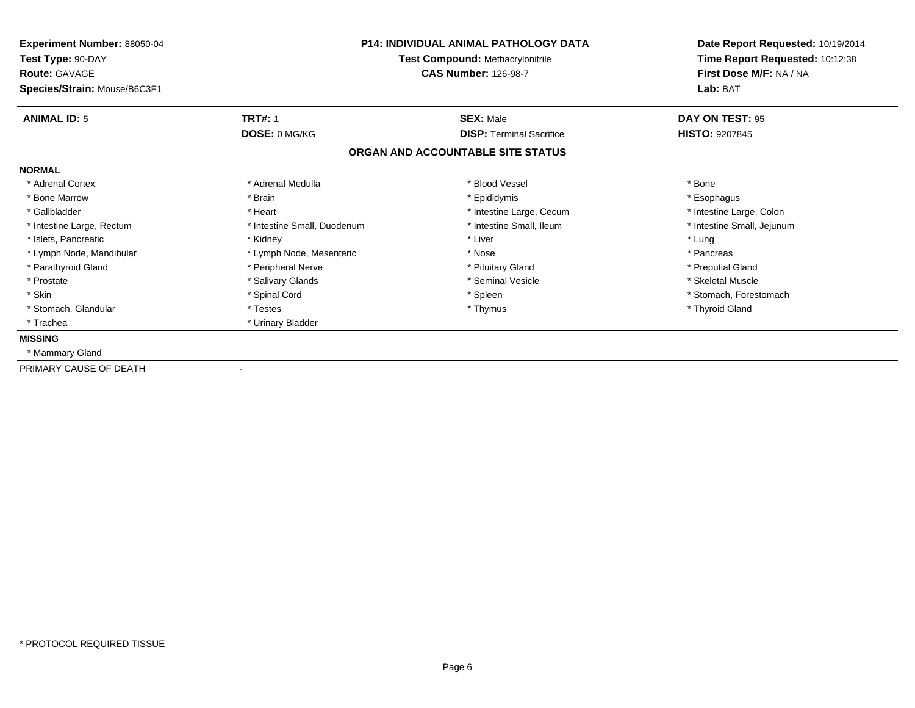**Experiment Number:** 88050-04
**Test Type:** 90-DAY
**Route:** GAVAGE
**Species/Strain:** Mouse/B6C3F1

**P14: INDIVIDUAL ANIMAL PATHOLOGY DATA**
**Test Compound:** Methacrylonitrile
**CAS Number:** 126-98-7

**Date Report Requested:** 10/19/2014
**Time Report Requested:** 10:12:38
**First Dose M/F:** NA / NA
**Lab:** BAT

| **ANIMAL ID:** 5 | **TRT#:** 1 | **SEX:** Male | **DAY ON TEST:** 95 |
|---|---|---|---|
| | **DOSE:** 0 MG/KG | **DISP:** Terminal Sacrifice | **HISTO:** 9207845 |

## ORGAN AND ACCOUNTABLE SITE STATUS

**NORMAL**

| | | | |
|---|---|---|---|
| * Adrenal Cortex | * Adrenal Medulla | * Blood Vessel | * Bone |
| * Bone Marrow | * Brain | * Epididymis | * Esophagus |
| * Gallbladder | * Heart | * Intestine Large, Cecum | * Intestine Large, Colon |
| * Intestine Large, Rectum | * Intestine Small, Duodenum | * Intestine Small, Ileum | * Intestine Small, Jejunum |
| * Islets, Pancreatic | * Kidney | * Liver | * Lung |
| * Lymph Node, Mandibular | * Lymph Node, Mesenteric | * Nose | * Pancreas |
| * Parathyroid Gland | * Peripheral Nerve | * Pituitary Gland | * Preputial Gland |
| * Prostate | * Salivary Glands | * Seminal Vesicle | * Skeletal Muscle |
| * Skin | * Spinal Cord | * Spleen | * Stomach, Forestomach |
| * Stomach, Glandular | * Testes | * Thymus | * Thyroid Gland |
| * Trachea | * Urinary Bladder | | |

**MISSING**

* Mammary Gland

PRIMARY CAUSE OF DEATH -

* PROTOCOL REQUIRED TISSUE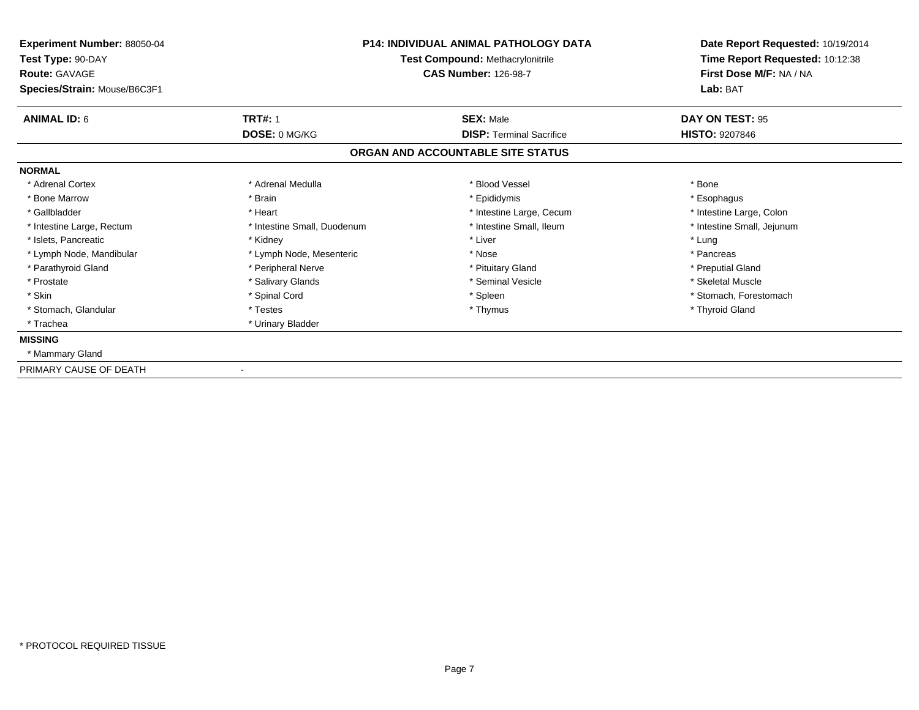**Experiment Number:** 88050-04
**Test Type:** 90-DAY
**Route:** GAVAGE
**Species/Strain:** Mouse/B6C3F1

**P14: INDIVIDUAL ANIMAL PATHOLOGY DATA**
**Test Compound:** Methacrylonitrile
**CAS Number:** 126-98-7

**Date Report Requested:** 10/19/2014
**Time Report Requested:** 10:12:38
**First Dose M/F:** NA / NA
**Lab:** BAT

| **ANIMAL ID:** 6 | **TRT#:** 1 | **SEX:** Male | **DAY ON TEST:** 95 |
|---|---|---|---|
| | **DOSE:** 0 MG/KG | **DISP:** Terminal Sacrifice | **HISTO:** 9207846 |

## ORGAN AND ACCOUNTABLE SITE STATUS

**NORMAL**

| | | | |
|---|---|---|---|
| * Adrenal Cortex | * Adrenal Medulla | * Blood Vessel | * Bone |
| * Bone Marrow | * Brain | * Epididymis | * Esophagus |
| * Gallbladder | * Heart | * Intestine Large, Cecum | * Intestine Large, Colon |
| * Intestine Large, Rectum | * Intestine Small, Duodenum | * Intestine Small, Ileum | * Intestine Small, Jejunum |
| * Islets, Pancreatic | * Kidney | * Liver | * Lung |
| * Lymph Node, Mandibular | * Lymph Node, Mesenteric | * Nose | * Pancreas |
| * Parathyroid Gland | * Peripheral Nerve | * Pituitary Gland | * Preputial Gland |
| * Prostate | * Salivary Glands | * Seminal Vesicle | * Skeletal Muscle |
| * Skin | * Spinal Cord | * Spleen | * Stomach, Forestomach |
| * Stomach, Glandular | * Testes | * Thymus | * Thyroid Gland |
| * Trachea | * Urinary Bladder | | |

**MISSING**

* Mammary Gland

PRIMARY CAUSE OF DEATH -

* PROTOCOL REQUIRED TISSUE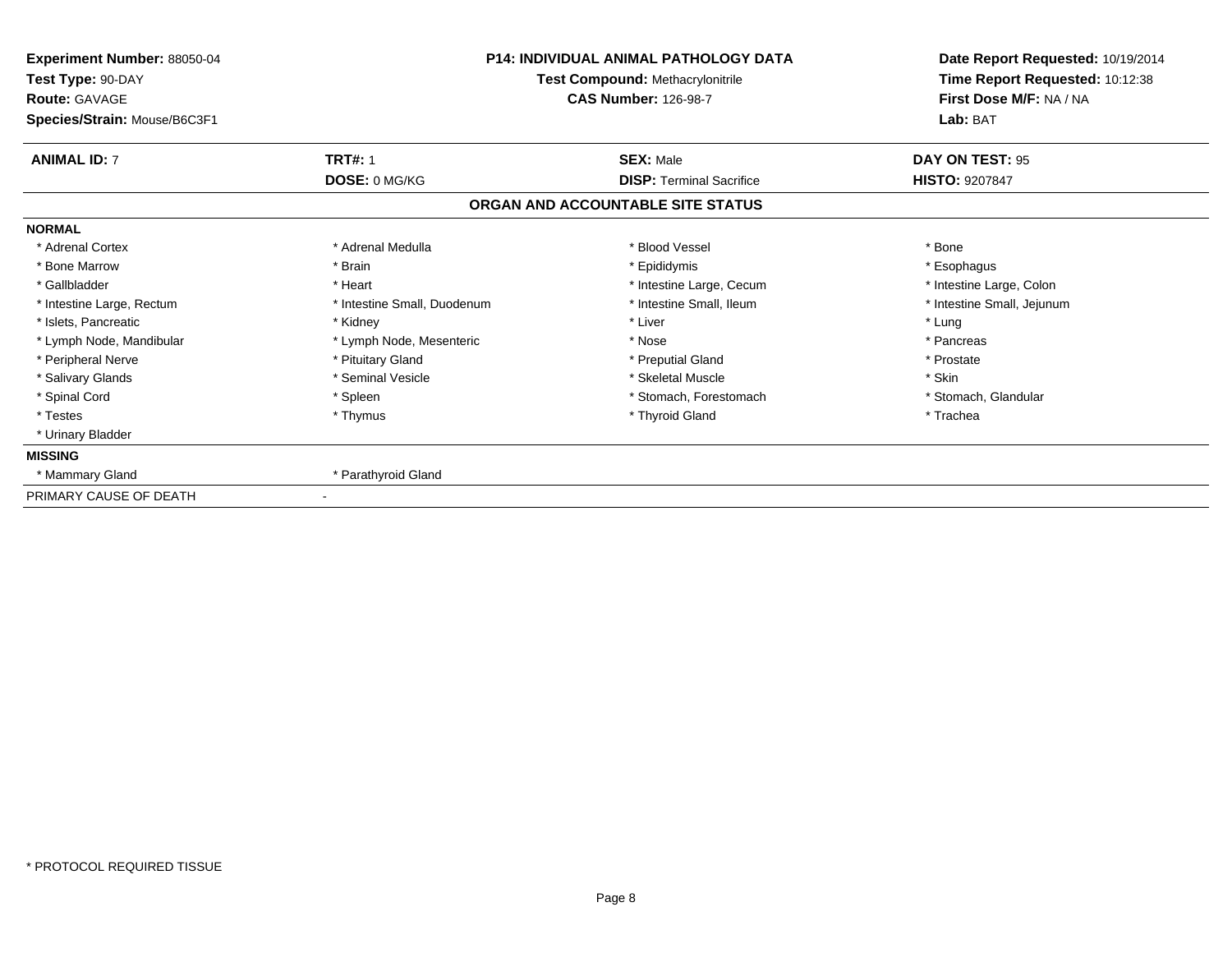**Experiment Number:** 88050-04
**Test Type:** 90-DAY
**Route:** GAVAGE
**Species/Strain:** Mouse/B6C3F1

**P14: INDIVIDUAL ANIMAL PATHOLOGY DATA**
**Test Compound:** Methacrylonitrile
**CAS Number:** 126-98-7

**Date Report Requested:** 10/19/2014
**Time Report Requested:** 10:12:38
**First Dose M/F:** NA / NA
**Lab:** BAT

| **ANIMAL ID:** 7 | **TRT#:** 1 | **SEX:** Male | **DAY ON TEST:** 95 |
|---|---|---|---|
| | **DOSE:** 0 MG/KG | **DISP:** Terminal Sacrifice | **HISTO:** 9207847 |

## ORGAN AND ACCOUNTABLE SITE STATUS

**NORMAL**

| | | | |
|---|---|---|---|
| * Adrenal Cortex | * Adrenal Medulla | * Blood Vessel | * Bone |
| * Bone Marrow | * Brain | * Epididymis | * Esophagus |
| * Gallbladder | * Heart | * Intestine Large, Cecum | * Intestine Large, Colon |
| * Intestine Large, Rectum | * Intestine Small, Duodenum | * Intestine Small, Ileum | * Intestine Small, Jejunum |
| * Islets, Pancreatic | * Kidney | * Liver | * Lung |
| * Lymph Node, Mandibular | * Lymph Node, Mesenteric | * Nose | * Pancreas |
| * Peripheral Nerve | * Pituitary Gland | * Preputial Gland | * Prostate |
| * Salivary Glands | * Seminal Vesicle | * Skeletal Muscle | * Skin |
| * Spinal Cord | * Spleen | * Stomach, Forestomach | * Stomach, Glandular |
| * Testes | * Thymus | * Thyroid Gland | * Trachea |
| * Urinary Bladder | | | |

**MISSING**

| | |
|---|---|
| * Mammary Gland | * Parathyroid Gland |

PRIMARY CAUSE OF DEATH -

* PROTOCOL REQUIRED TISSUE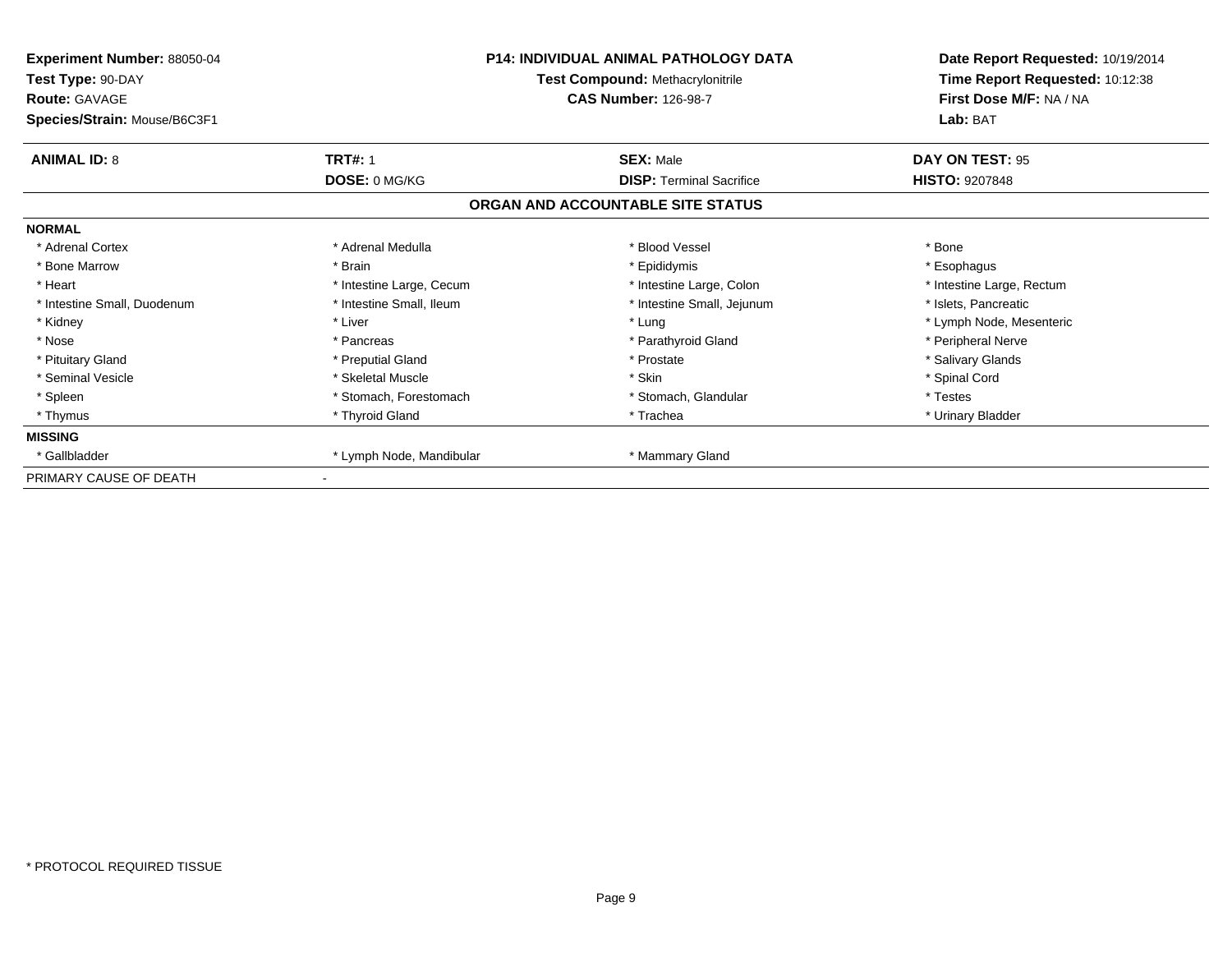| | | | |
|---|---|---|---|
| **Experiment Number:** 88050-04 | **P14: INDIVIDUAL ANIMAL PATHOLOGY DATA** | | **Date Report Requested:** 10/19/2014 |
| **Test Type:** 90-DAY | **Test Compound:** Methacrylonitrile | | **Time Report Requested:** 10:12:38 |
| **Route:** GAVAGE | **CAS Number:** 126-98-7 | | **First Dose M/F:** NA / NA |
| **Species/Strain:** Mouse/B6C3F1 | | | **Lab:** BAT |

| **ANIMAL ID:** 8 | **TRT#:** 1 | **SEX:** Male | **DAY ON TEST:** 95 |
|---|---|---|---|
| | **DOSE:** 0 MG/KG | **DISP:** Terminal Sacrifice | **HISTO:** 9207848 |

## ORGAN AND ACCOUNTABLE SITE STATUS

**NORMAL**

| | | | |
|---|---|---|---|
| * Adrenal Cortex | * Adrenal Medulla | * Blood Vessel | * Bone |
| * Bone Marrow | * Brain | * Epididymis | * Esophagus |
| * Heart | * Intestine Large, Cecum | * Intestine Large, Colon | * Intestine Large, Rectum |
| * Intestine Small, Duodenum | * Intestine Small, Ileum | * Intestine Small, Jejunum | * Islets, Pancreatic |
| * Kidney | * Liver | * Lung | * Lymph Node, Mesenteric |
| * Nose | * Pancreas | * Parathyroid Gland | * Peripheral Nerve |
| * Pituitary Gland | * Preputial Gland | * Prostate | * Salivary Glands |
| * Seminal Vesicle | * Skeletal Muscle | * Skin | * Spinal Cord |
| * Spleen | * Stomach, Forestomach | * Stomach, Glandular | * Testes |
| * Thymus | * Thyroid Gland | * Trachea | * Urinary Bladder |

**MISSING**

| | | |
|---|---|---|
| * Gallbladder | * Lymph Node, Mandibular | * Mammary Gland |

PRIMARY CAUSE OF DEATH -

* PROTOCOL REQUIRED TISSUE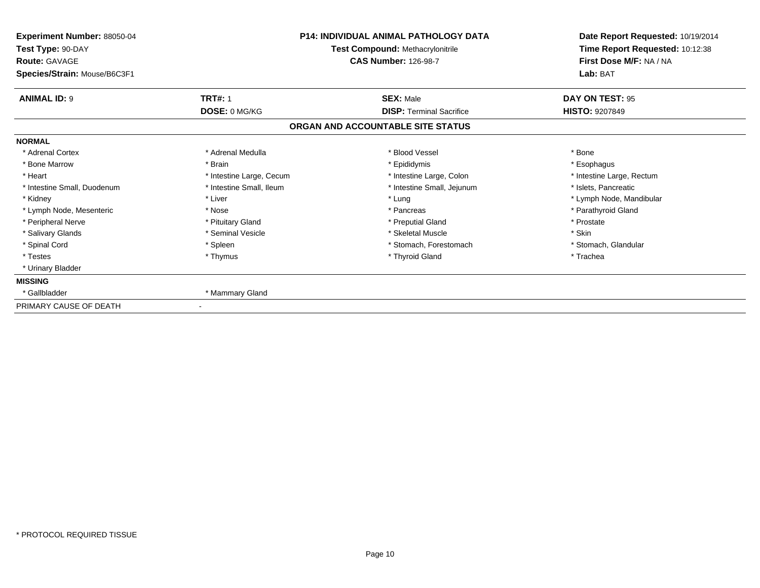**Experiment Number:** 88050-04
**Test Type:** 90-DAY
**Route:** GAVAGE
**Species/Strain:** Mouse/B6C3F1

**P14: INDIVIDUAL ANIMAL PATHOLOGY DATA**
**Test Compound:** Methacrylonitrile
**CAS Number:** 126-98-7

**Date Report Requested:** 10/19/2014
**Time Report Requested:** 10:12:38
**First Dose M/F:** NA / NA
**Lab:** BAT

| **ANIMAL ID:** 9 | **TRT#:** 1 | **SEX:** Male | **DAY ON TEST:** 95 |
|---|---|---|---|
| | **DOSE:** 0 MG/KG | **DISP:** Terminal Sacrifice | **HISTO:** 9207849 |

## ORGAN AND ACCOUNTABLE SITE STATUS

**NORMAL**

| | | | |
|---|---|---|---|
| * Adrenal Cortex | * Adrenal Medulla | * Blood Vessel | * Bone |
| * Bone Marrow | * Brain | * Epididymis | * Esophagus |
| * Heart | * Intestine Large, Cecum | * Intestine Large, Colon | * Intestine Large, Rectum |
| * Intestine Small, Duodenum | * Intestine Small, Ileum | * Intestine Small, Jejunum | * Islets, Pancreatic |
| * Kidney | * Liver | * Lung | * Lymph Node, Mandibular |
| * Lymph Node, Mesenteric | * Nose | * Pancreas | * Parathyroid Gland |
| * Peripheral Nerve | * Pituitary Gland | * Preputial Gland | * Prostate |
| * Salivary Glands | * Seminal Vesicle | * Skeletal Muscle | * Skin |
| * Spinal Cord | * Spleen | * Stomach, Forestomach | * Stomach, Glandular |
| * Testes | * Thymus | * Thyroid Gland | * Trachea |
| * Urinary Bladder | | | |

**MISSING**

| | |
|---|---|
| * Gallbladder | * Mammary Gland |

PRIMARY CAUSE OF DEATH -

* PROTOCOL REQUIRED TISSUE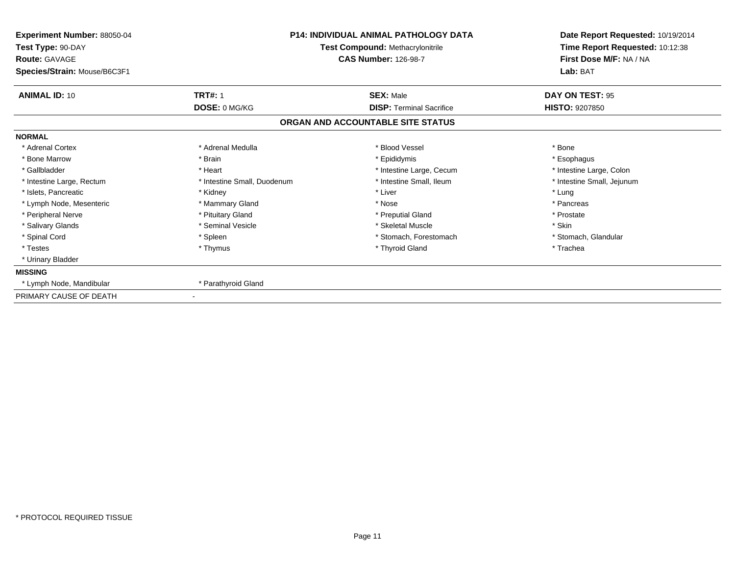**Experiment Number:** 88050-04
**Test Type:** 90-DAY
**Route:** GAVAGE
**Species/Strain:** Mouse/B6C3F1

**P14: INDIVIDUAL ANIMAL PATHOLOGY DATA**
**Test Compound:** Methacrylonitrile
**CAS Number:** 126-98-7

**Date Report Requested:** 10/19/2014
**Time Report Requested:** 10:12:38
**First Dose M/F:** NA / NA
**Lab:** BAT

| **ANIMAL ID:** 10 | **TRT#:** 1 | **SEX:** Male | **DAY ON TEST:** 95 |
|---|---|---|---|
| | **DOSE:** 0 MG/KG | **DISP:** Terminal Sacrifice | **HISTO:** 9207850 |

## ORGAN AND ACCOUNTABLE SITE STATUS

**NORMAL**

| | | | |
|---|---|---|---|
| * Adrenal Cortex | * Adrenal Medulla | * Blood Vessel | * Bone |
| * Bone Marrow | * Brain | * Epididymis | * Esophagus |
| * Gallbladder | * Heart | * Intestine Large, Cecum | * Intestine Large, Colon |
| * Intestine Large, Rectum | * Intestine Small, Duodenum | * Intestine Small, Ileum | * Intestine Small, Jejunum |
| * Islets, Pancreatic | * Kidney | * Liver | * Lung |
| * Lymph Node, Mesenteric | * Mammary Gland | * Nose | * Pancreas |
| * Peripheral Nerve | * Pituitary Gland | * Preputial Gland | * Prostate |
| * Salivary Glands | * Seminal Vesicle | * Skeletal Muscle | * Skin |
| * Spinal Cord | * Spleen | * Stomach, Forestomach | * Stomach, Glandular |
| * Testes | * Thymus | * Thyroid Gland | * Trachea |
| * Urinary Bladder | | | |

**MISSING**

| | |
|---|---|
| * Lymph Node, Mandibular | * Parathyroid Gland |

PRIMARY CAUSE OF DEATH -

* PROTOCOL REQUIRED TISSUE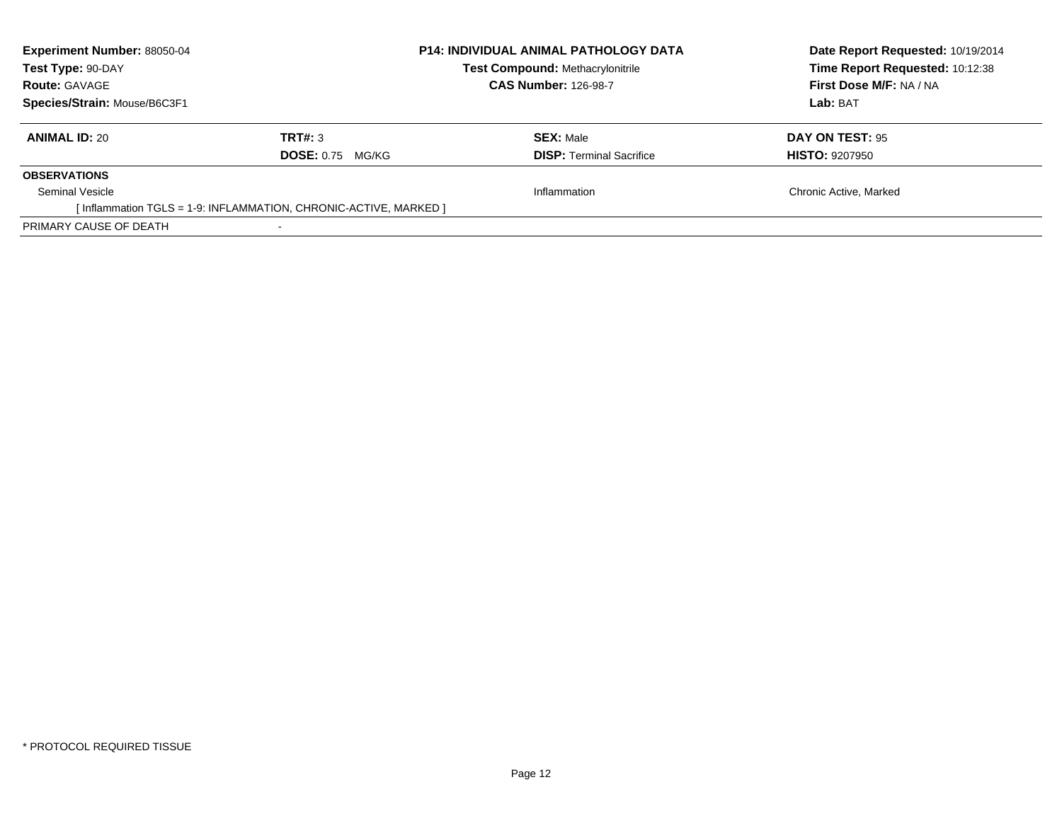**Experiment Number:** 88050-04
**Test Type:** 90-DAY
**Route:** GAVAGE
**Species/Strain:** Mouse/B6C3F1

**P14: INDIVIDUAL ANIMAL PATHOLOGY DATA**
**Test Compound:** Methacrylonitrile
**CAS Number:** 126-98-7

**Date Report Requested:** 10/19/2014
**Time Report Requested:** 10:12:38
**First Dose M/F:** NA / NA
**Lab:** BAT

| **ANIMAL ID:** 20 | **TRT#:** 3 | **SEX:** Male | **DAY ON TEST:** 95 |
|---|---|---|---|
| | **DOSE:** 0.75 MG/KG | **DISP:** Terminal Sacrifice | **HISTO:** 9207950 |

**OBSERVATIONS**

| | | |
|---|---|---|
| Seminal Vesicle | Inflammation | Chronic Active, Marked |
| [ Inflammation TGLS = 1-9: INFLAMMATION, CHRONIC-ACTIVE, MARKED ] | | |

PRIMARY CAUSE OF DEATH -

* PROTOCOL REQUIRED TISSUE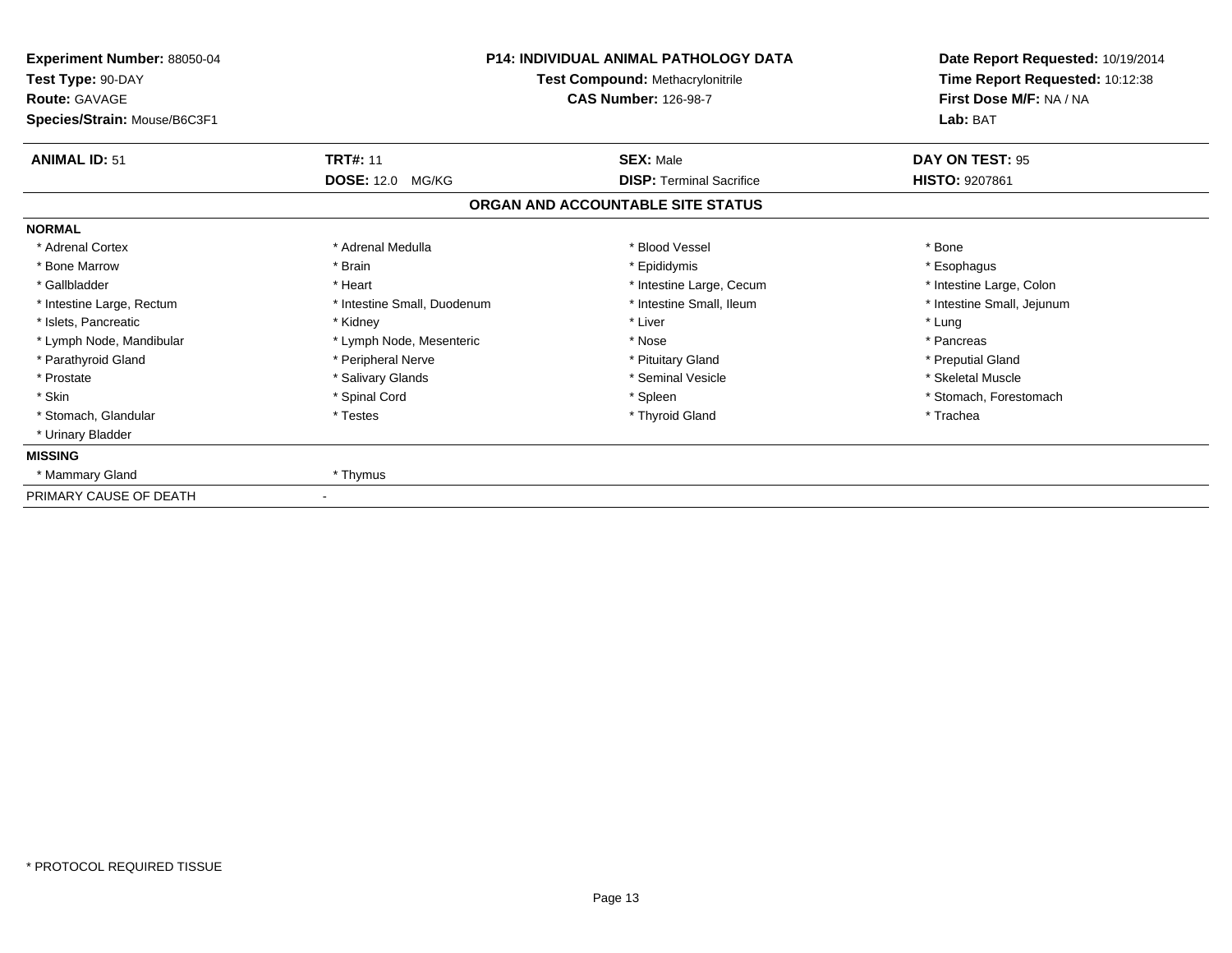**Experiment Number:** 88050-04
**Test Type:** 90-DAY
**Route:** GAVAGE
**Species/Strain:** Mouse/B6C3F1

**P14: INDIVIDUAL ANIMAL PATHOLOGY DATA**
**Test Compound:** Methacrylonitrile
**CAS Number:** 126-98-7

**Date Report Requested:** 10/19/2014
**Time Report Requested:** 10:12:38
**First Dose M/F:** NA / NA
**Lab:** BAT

| **ANIMAL ID:** 51 | **TRT#:** 11 | **SEX:** Male | **DAY ON TEST:** 95 |
|---|---|---|---|
| | **DOSE:** 12.0 MG/KG | **DISP:** Terminal Sacrifice | **HISTO:** 9207861 |

## ORGAN AND ACCOUNTABLE SITE STATUS

**NORMAL**

| | | | |
|---|---|---|---|
| * Adrenal Cortex | * Adrenal Medulla | * Blood Vessel | * Bone |
| * Bone Marrow | * Brain | * Epididymis | * Esophagus |
| * Gallbladder | * Heart | * Intestine Large, Cecum | * Intestine Large, Colon |
| * Intestine Large, Rectum | * Intestine Small, Duodenum | * Intestine Small, Ileum | * Intestine Small, Jejunum |
| * Islets, Pancreatic | * Kidney | * Liver | * Lung |
| * Lymph Node, Mandibular | * Lymph Node, Mesenteric | * Nose | * Pancreas |
| * Parathyroid Gland | * Peripheral Nerve | * Pituitary Gland | * Preputial Gland |
| * Prostate | * Salivary Glands | * Seminal Vesicle | * Skeletal Muscle |
| * Skin | * Spinal Cord | * Spleen | * Stomach, Forestomach |
| * Stomach, Glandular | * Testes | * Thyroid Gland | * Trachea |
| * Urinary Bladder | | | |

**MISSING**

| | |
|---|---|
| * Mammary Gland | * Thymus |

PRIMARY CAUSE OF DEATH -

* PROTOCOL REQUIRED TISSUE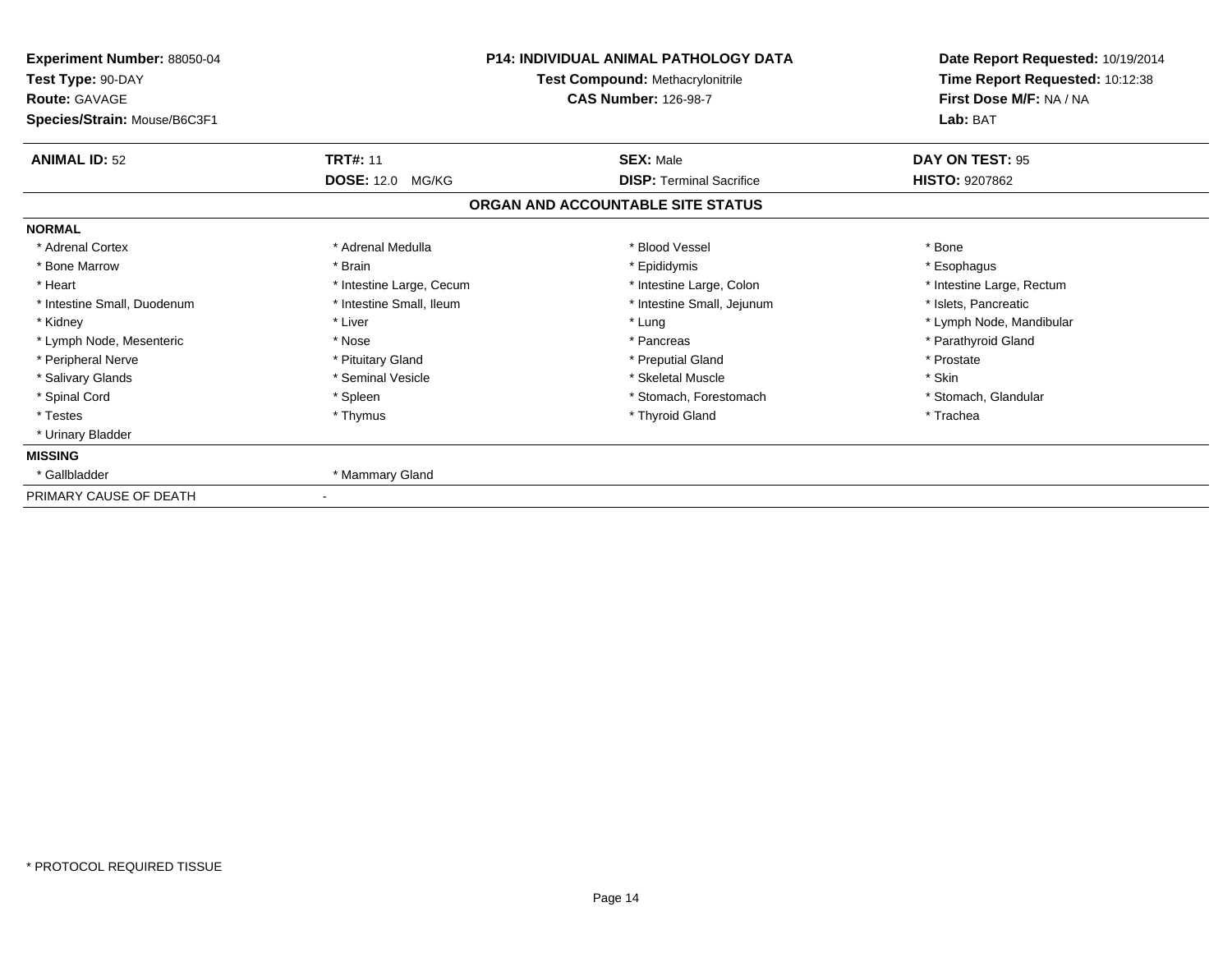**Experiment Number:** 88050-04
**Test Type:** 90-DAY
**Route:** GAVAGE
**Species/Strain:** Mouse/B6C3F1

**P14: INDIVIDUAL ANIMAL PATHOLOGY DATA**
**Test Compound:** Methacrylonitrile
**CAS Number:** 126-98-7

**Date Report Requested:** 10/19/2014
**Time Report Requested:** 10:12:38
**First Dose M/F:** NA / NA
**Lab:** BAT

| **ANIMAL ID:** 52 | **TRT#:** 11 | **SEX:** Male | **DAY ON TEST:** 95 |
|---|---|---|---|
| | **DOSE:** 12.0 MG/KG | **DISP:** Terminal Sacrifice | **HISTO:** 9207862 |

## ORGAN AND ACCOUNTABLE SITE STATUS

**NORMAL**

| | | | |
|---|---|---|---|
| * Adrenal Cortex | * Adrenal Medulla | * Blood Vessel | * Bone |
| * Bone Marrow | * Brain | * Epididymis | * Esophagus |
| * Heart | * Intestine Large, Cecum | * Intestine Large, Colon | * Intestine Large, Rectum |
| * Intestine Small, Duodenum | * Intestine Small, Ileum | * Intestine Small, Jejunum | * Islets, Pancreatic |
| * Kidney | * Liver | * Lung | * Lymph Node, Mandibular |
| * Lymph Node, Mesenteric | * Nose | * Pancreas | * Parathyroid Gland |
| * Peripheral Nerve | * Pituitary Gland | * Preputial Gland | * Prostate |
| * Salivary Glands | * Seminal Vesicle | * Skeletal Muscle | * Skin |
| * Spinal Cord | * Spleen | * Stomach, Forestomach | * Stomach, Glandular |
| * Testes | * Thymus | * Thyroid Gland | * Trachea |
| * Urinary Bladder | | | |

**MISSING**

| | |
|---|---|
| * Gallbladder | * Mammary Gland |

PRIMARY CAUSE OF DEATH -

* PROTOCOL REQUIRED TISSUE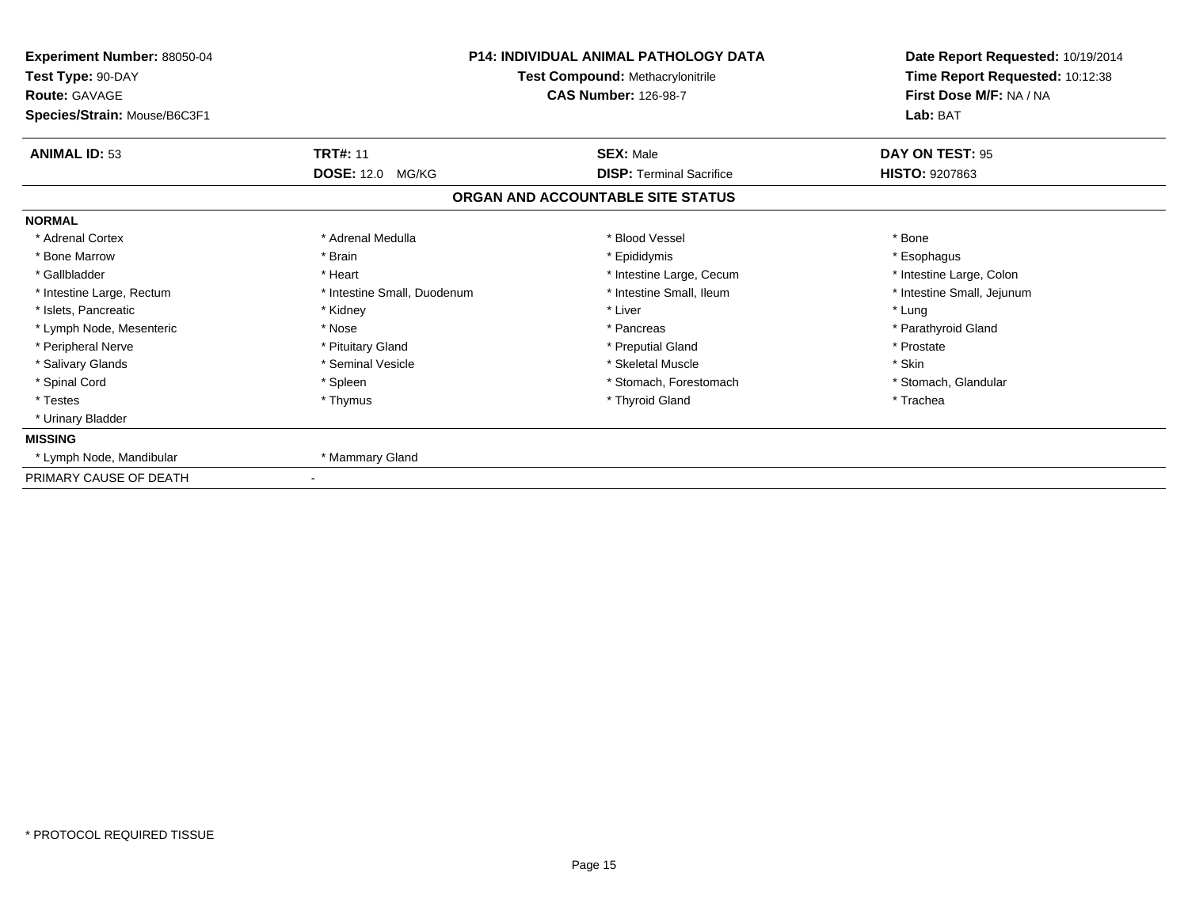**Experiment Number:** 88050-04
**Test Type:** 90-DAY
**Route:** GAVAGE
**Species/Strain:** Mouse/B6C3F1

**P14: INDIVIDUAL ANIMAL PATHOLOGY DATA**
**Test Compound:** Methacrylonitrile
**CAS Number:** 126-98-7

**Date Report Requested:** 10/19/2014
**Time Report Requested:** 10:12:38
**First Dose M/F:** NA / NA
**Lab:** BAT

| **ANIMAL ID:** 53 | **TRT#:** 11 | **SEX:** Male | **DAY ON TEST:** 95 |
|---|---|---|---|
| | **DOSE:** 12.0 MG/KG | **DISP:** Terminal Sacrifice | **HISTO:** 9207863 |

## ORGAN AND ACCOUNTABLE SITE STATUS

**NORMAL**

| | | | |
|---|---|---|---|
| * Adrenal Cortex | * Adrenal Medulla | * Blood Vessel | * Bone |
| * Bone Marrow | * Brain | * Epididymis | * Esophagus |
| * Gallbladder | * Heart | * Intestine Large, Cecum | * Intestine Large, Colon |
| * Intestine Large, Rectum | * Intestine Small, Duodenum | * Intestine Small, Ileum | * Intestine Small, Jejunum |
| * Islets, Pancreatic | * Kidney | * Liver | * Lung |
| * Lymph Node, Mesenteric | * Nose | * Pancreas | * Parathyroid Gland |
| * Peripheral Nerve | * Pituitary Gland | * Preputial Gland | * Prostate |
| * Salivary Glands | * Seminal Vesicle | * Skeletal Muscle | * Skin |
| * Spinal Cord | * Spleen | * Stomach, Forestomach | * Stomach, Glandular |
| * Testes | * Thymus | * Thyroid Gland | * Trachea |
| * Urinary Bladder | | | |

**MISSING**

| | |
|---|---|
| * Lymph Node, Mandibular | * Mammary Gland |

PRIMARY CAUSE OF DEATH -

* PROTOCOL REQUIRED TISSUE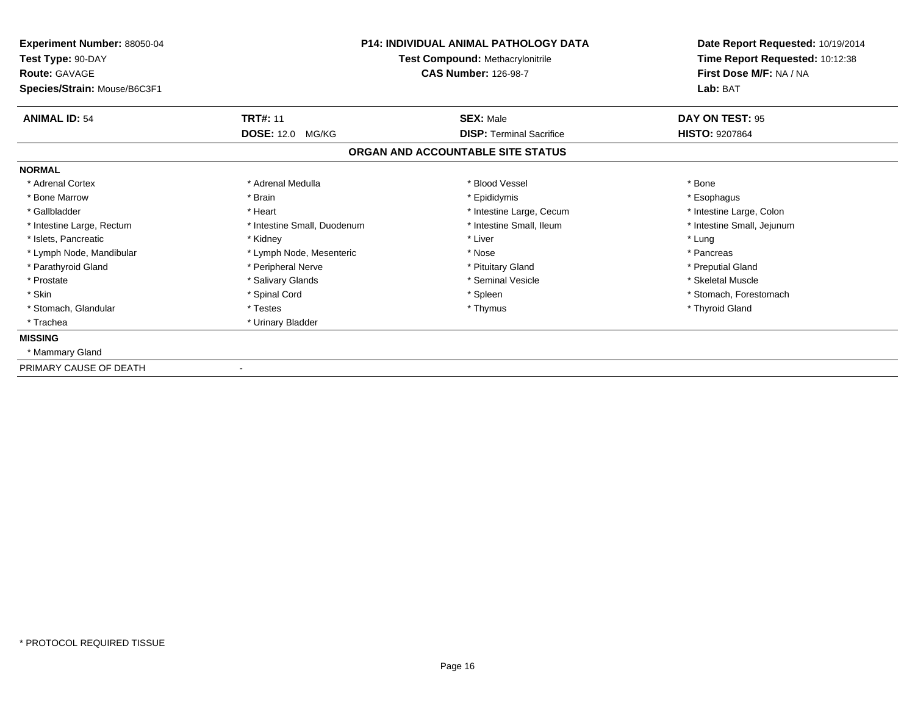**Experiment Number:** 88050-04
**Test Type:** 90-DAY
**Route:** GAVAGE
**Species/Strain:** Mouse/B6C3F1

**P14: INDIVIDUAL ANIMAL PATHOLOGY DATA**
**Test Compound:** Methacrylonitrile
**CAS Number:** 126-98-7

**Date Report Requested:** 10/19/2014
**Time Report Requested:** 10:12:38
**First Dose M/F:** NA / NA
**Lab:** BAT

| **ANIMAL ID:** 54 | **TRT#:** 11 | **SEX:** Male | **DAY ON TEST:** 95 |
|---|---|---|---|
| | **DOSE:** 12.0 MG/KG | **DISP:** Terminal Sacrifice | **HISTO:** 9207864 |

## ORGAN AND ACCOUNTABLE SITE STATUS

**NORMAL**

| | | | |
|---|---|---|---|
| * Adrenal Cortex | * Adrenal Medulla | * Blood Vessel | * Bone |
| * Bone Marrow | * Brain | * Epididymis | * Esophagus |
| * Gallbladder | * Heart | * Intestine Large, Cecum | * Intestine Large, Colon |
| * Intestine Large, Rectum | * Intestine Small, Duodenum | * Intestine Small, Ileum | * Intestine Small, Jejunum |
| * Islets, Pancreatic | * Kidney | * Liver | * Lung |
| * Lymph Node, Mandibular | * Lymph Node, Mesenteric | * Nose | * Pancreas |
| * Parathyroid Gland | * Peripheral Nerve | * Pituitary Gland | * Preputial Gland |
| * Prostate | * Salivary Glands | * Seminal Vesicle | * Skeletal Muscle |
| * Skin | * Spinal Cord | * Spleen | * Stomach, Forestomach |
| * Stomach, Glandular | * Testes | * Thymus | * Thyroid Gland |
| * Trachea | * Urinary Bladder | | |

**MISSING**

* Mammary Gland

PRIMARY CAUSE OF DEATH -

* PROTOCOL REQUIRED TISSUE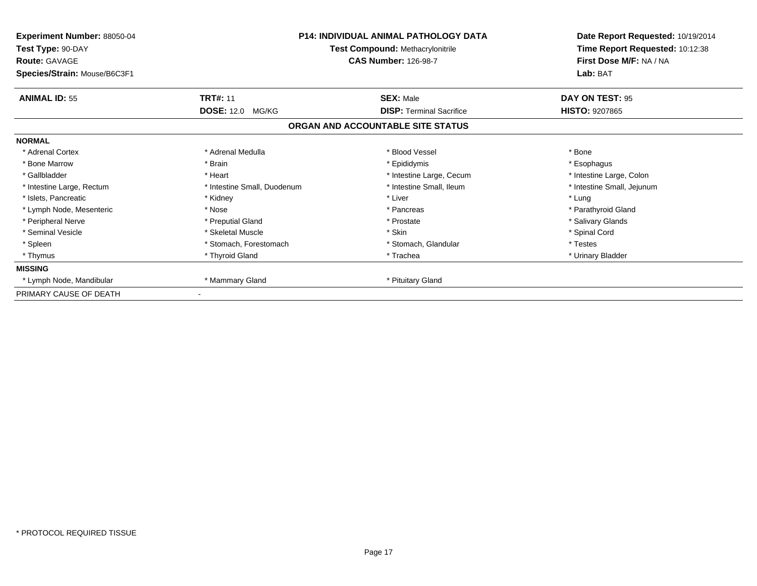**Experiment Number:** 88050-04
**Test Type:** 90-DAY
**Route:** GAVAGE
**Species/Strain:** Mouse/B6C3F1

**P14: INDIVIDUAL ANIMAL PATHOLOGY DATA**
**Test Compound:** Methacrylonitrile
**CAS Number:** 126-98-7

**Date Report Requested:** 10/19/2014
**Time Report Requested:** 10:12:38
**First Dose M/F:** NA / NA
**Lab:** BAT

| **ANIMAL ID:** 55 | **TRT#:** 11 | **SEX:** Male | **DAY ON TEST:** 95 |
|---|---|---|---|
| | **DOSE:** 12.0 MG/KG | **DISP:** Terminal Sacrifice | **HISTO:** 9207865 |

## ORGAN AND ACCOUNTABLE SITE STATUS

**NORMAL**

| | | | |
|---|---|---|---|
| * Adrenal Cortex | * Adrenal Medulla | * Blood Vessel | * Bone |
| * Bone Marrow | * Brain | * Epididymis | * Esophagus |
| * Gallbladder | * Heart | * Intestine Large, Cecum | * Intestine Large, Colon |
| * Intestine Large, Rectum | * Intestine Small, Duodenum | * Intestine Small, Ileum | * Intestine Small, Jejunum |
| * Islets, Pancreatic | * Kidney | * Liver | * Lung |
| * Lymph Node, Mesenteric | * Nose | * Pancreas | * Parathyroid Gland |
| * Peripheral Nerve | * Preputial Gland | * Prostate | * Salivary Glands |
| * Seminal Vesicle | * Skeletal Muscle | * Skin | * Spinal Cord |
| * Spleen | * Stomach, Forestomach | * Stomach, Glandular | * Testes |
| * Thymus | * Thyroid Gland | * Trachea | * Urinary Bladder |

**MISSING**

| | | | |
|---|---|---|---|
| * Lymph Node, Mandibular | * Mammary Gland | * Pituitary Gland | |

PRIMARY CAUSE OF DEATH -

\* PROTOCOL REQUIRED TISSUE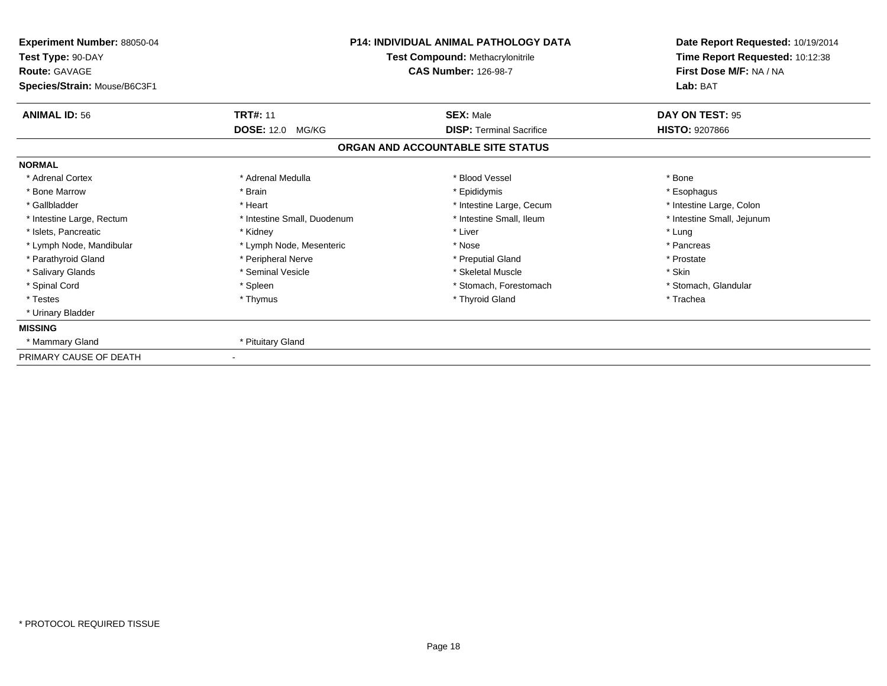**Experiment Number:** 88050-04
**Test Type:** 90-DAY
**Route:** GAVAGE
**Species/Strain:** Mouse/B6C3F1

**P14: INDIVIDUAL ANIMAL PATHOLOGY DATA**
**Test Compound:** Methacrylonitrile
**CAS Number:** 126-98-7

**Date Report Requested:** 10/19/2014
**Time Report Requested:** 10:12:38
**First Dose M/F:** NA / NA
**Lab:** BAT

| **ANIMAL ID:** 56 | **TRT#:** 11 | **SEX:** Male | **DAY ON TEST:** 95 |
|---|---|---|---|
| | **DOSE:** 12.0 MG/KG | **DISP:** Terminal Sacrifice | **HISTO:** 9207866 |

## ORGAN AND ACCOUNTABLE SITE STATUS

**NORMAL**

| | | | |
|---|---|---|---|
| * Adrenal Cortex | * Adrenal Medulla | * Blood Vessel | * Bone |
| * Bone Marrow | * Brain | * Epididymis | * Esophagus |
| * Gallbladder | * Heart | * Intestine Large, Cecum | * Intestine Large, Colon |
| * Intestine Large, Rectum | * Intestine Small, Duodenum | * Intestine Small, Ileum | * Intestine Small, Jejunum |
| * Islets, Pancreatic | * Kidney | * Liver | * Lung |
| * Lymph Node, Mandibular | * Lymph Node, Mesenteric | * Nose | * Pancreas |
| * Parathyroid Gland | * Peripheral Nerve | * Preputial Gland | * Prostate |
| * Salivary Glands | * Seminal Vesicle | * Skeletal Muscle | * Skin |
| * Spinal Cord | * Spleen | * Stomach, Forestomach | * Stomach, Glandular |
| * Testes | * Thymus | * Thyroid Gland | * Trachea |
| * Urinary Bladder | | | |

**MISSING**

| | |
|---|---|
| * Mammary Gland | * Pituitary Gland |

PRIMARY CAUSE OF DEATH -

* PROTOCOL REQUIRED TISSUE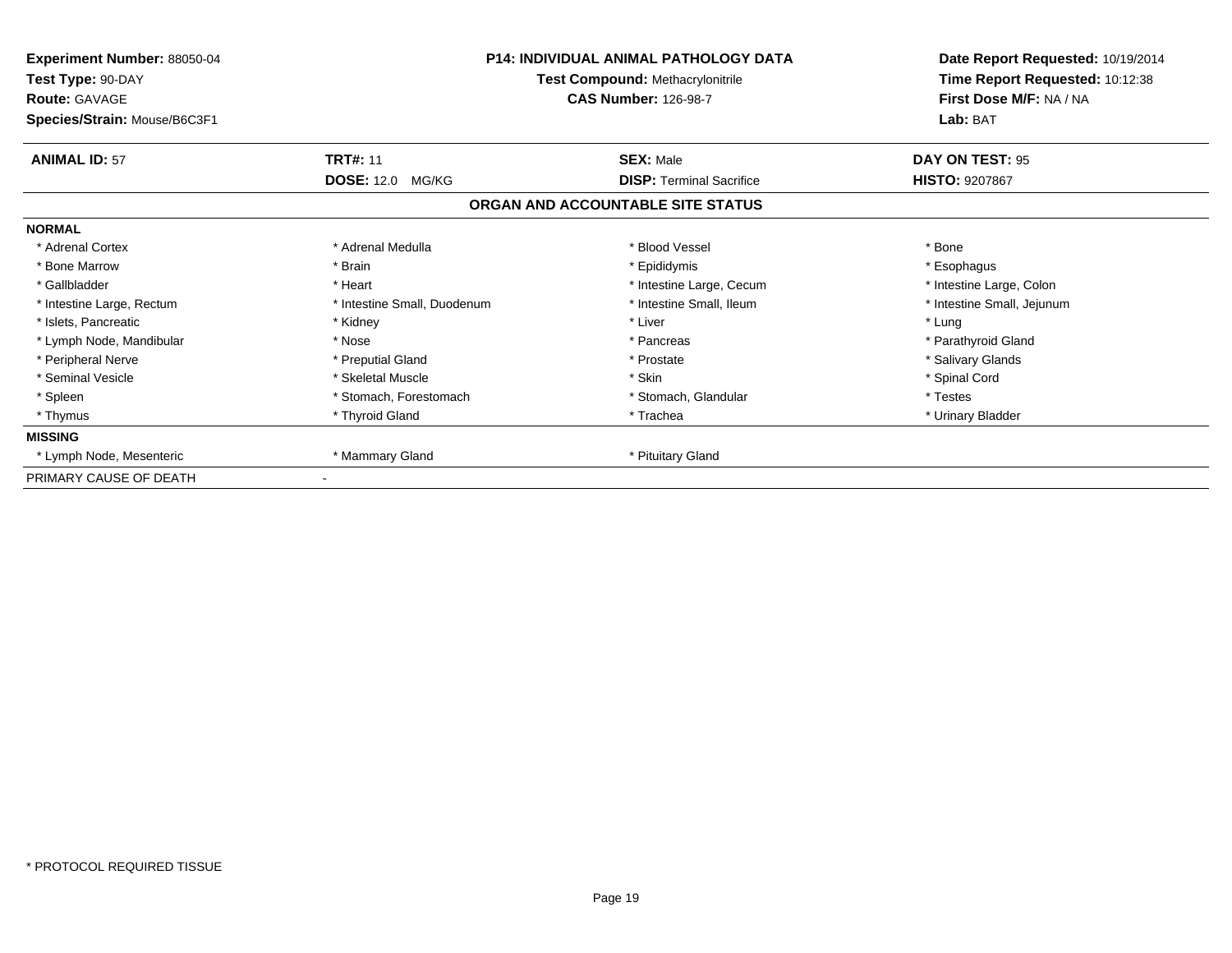**Experiment Number:** 88050-04
**Test Type:** 90-DAY
**Route:** GAVAGE
**Species/Strain:** Mouse/B6C3F1

**P14: INDIVIDUAL ANIMAL PATHOLOGY DATA**
**Test Compound:** Methacrylonitrile
**CAS Number:** 126-98-7

**Date Report Requested:** 10/19/2014
**Time Report Requested:** 10:12:38
**First Dose M/F:** NA / NA
**Lab:** BAT

| **ANIMAL ID:** 57 | **TRT#:** 11 | **SEX:** Male | **DAY ON TEST:** 95 |
|---|---|---|---|
| | **DOSE:** 12.0 MG/KG | **DISP:** Terminal Sacrifice | **HISTO:** 9207867 |

## ORGAN AND ACCOUNTABLE SITE STATUS

**NORMAL**

| | | | |
|---|---|---|---|
| * Adrenal Cortex | * Adrenal Medulla | * Blood Vessel | * Bone |
| * Bone Marrow | * Brain | * Epididymis | * Esophagus |
| * Gallbladder | * Heart | * Intestine Large, Cecum | * Intestine Large, Colon |
| * Intestine Large, Rectum | * Intestine Small, Duodenum | * Intestine Small, Ileum | * Intestine Small, Jejunum |
| * Islets, Pancreatic | * Kidney | * Liver | * Lung |
| * Lymph Node, Mandibular | * Nose | * Pancreas | * Parathyroid Gland |
| * Peripheral Nerve | * Preputial Gland | * Prostate | * Salivary Glands |
| * Seminal Vesicle | * Skeletal Muscle | * Skin | * Spinal Cord |
| * Spleen | * Stomach, Forestomach | * Stomach, Glandular | * Testes |
| * Thymus | * Thyroid Gland | * Trachea | * Urinary Bladder |

**MISSING**

| | | | |
|---|---|---|---|
| * Lymph Node, Mesenteric | * Mammary Gland | * Pituitary Gland | |

PRIMARY CAUSE OF DEATH -

* PROTOCOL REQUIRED TISSUE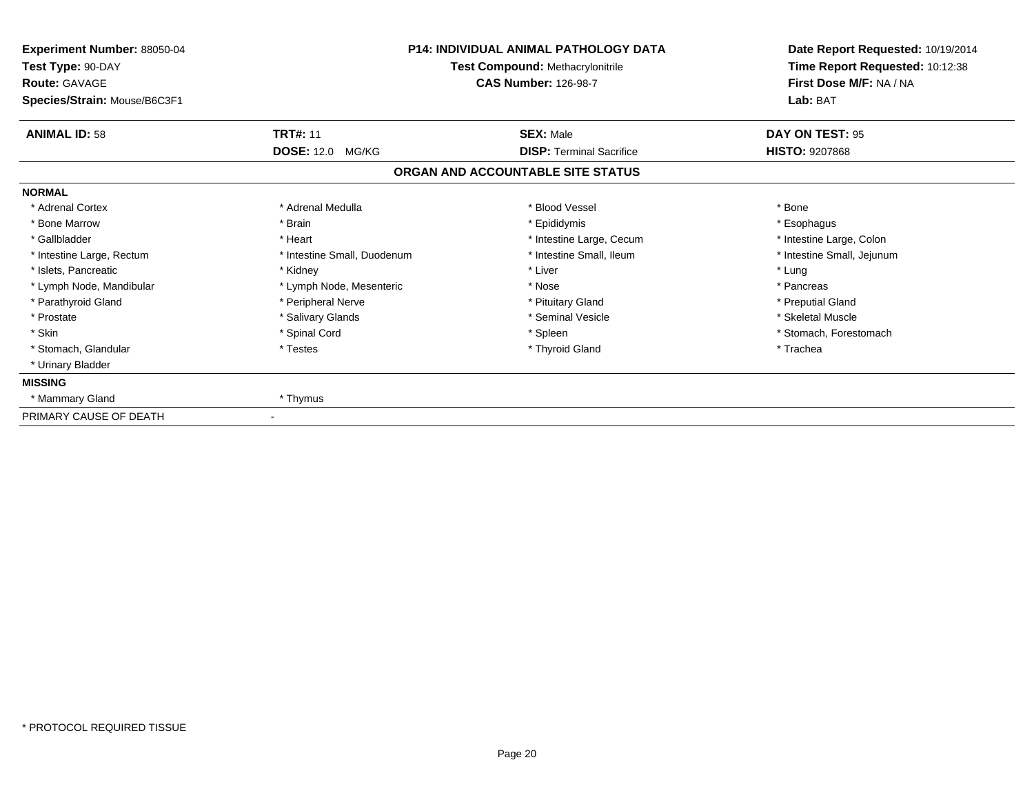**Experiment Number:** 88050-04
**Test Type:** 90-DAY
**Route:** GAVAGE
**Species/Strain:** Mouse/B6C3F1

**P14: INDIVIDUAL ANIMAL PATHOLOGY DATA**
**Test Compound:** Methacrylonitrile
**CAS Number:** 126-98-7

**Date Report Requested:** 10/19/2014
**Time Report Requested:** 10:12:38
**First Dose M/F:** NA / NA
**Lab:** BAT

| **ANIMAL ID:** 58 | **TRT#:** 11 | **SEX:** Male | **DAY ON TEST:** 95 |
|---|---|---|---|
| | **DOSE:** 12.0 MG/KG | **DISP:** Terminal Sacrifice | **HISTO:** 9207868 |

## ORGAN AND ACCOUNTABLE SITE STATUS

**NORMAL**

| | | | |
|---|---|---|---|
| * Adrenal Cortex | * Adrenal Medulla | * Blood Vessel | * Bone |
| * Bone Marrow | * Brain | * Epididymis | * Esophagus |
| * Gallbladder | * Heart | * Intestine Large, Cecum | * Intestine Large, Colon |
| * Intestine Large, Rectum | * Intestine Small, Duodenum | * Intestine Small, Ileum | * Intestine Small, Jejunum |
| * Islets, Pancreatic | * Kidney | * Liver | * Lung |
| * Lymph Node, Mandibular | * Lymph Node, Mesenteric | * Nose | * Pancreas |
| * Parathyroid Gland | * Peripheral Nerve | * Pituitary Gland | * Preputial Gland |
| * Prostate | * Salivary Glands | * Seminal Vesicle | * Skeletal Muscle |
| * Skin | * Spinal Cord | * Spleen | * Stomach, Forestomach |
| * Stomach, Glandular | * Testes | * Thyroid Gland | * Trachea |
| * Urinary Bladder | | | |

**MISSING**

| | |
|---|---|
| * Mammary Gland | * Thymus |

PRIMARY CAUSE OF DEATH -

* PROTOCOL REQUIRED TISSUE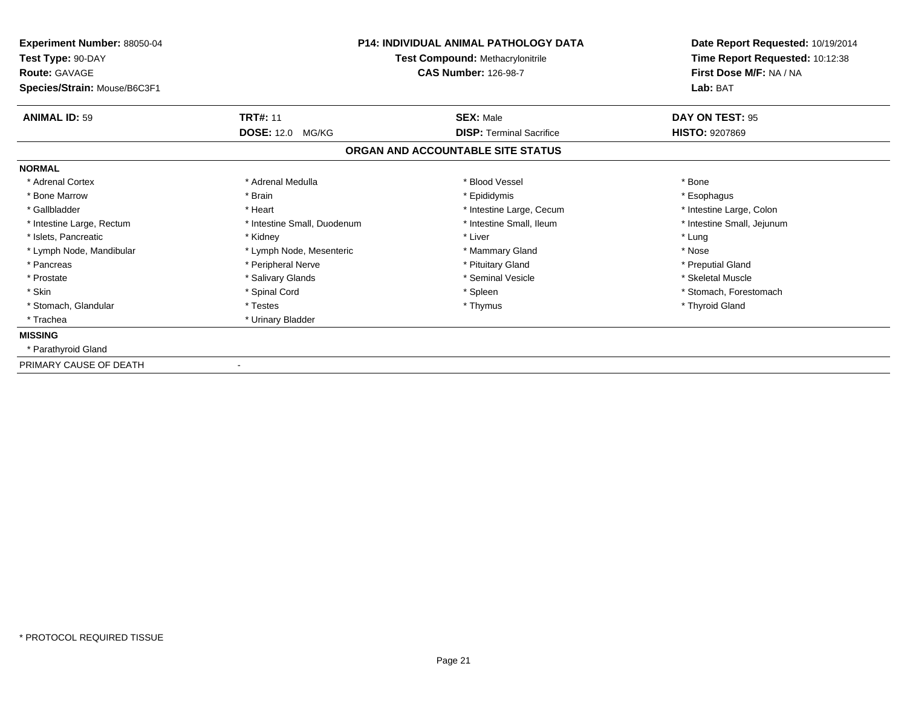**Experiment Number:** 88050-04
**Test Type:** 90-DAY
**Route:** GAVAGE
**Species/Strain:** Mouse/B6C3F1

**P14: INDIVIDUAL ANIMAL PATHOLOGY DATA**
**Test Compound:** Methacrylonitrile
**CAS Number:** 126-98-7

**Date Report Requested:** 10/19/2014
**Time Report Requested:** 10:12:38
**First Dose M/F:** NA / NA
**Lab:** BAT

| **ANIMAL ID:** 59 | **TRT#:** 11 | **SEX:** Male | **DAY ON TEST:** 95 |
|---|---|---|---|
| | **DOSE:** 12.0 MG/KG | **DISP:** Terminal Sacrifice | **HISTO:** 9207869 |

## ORGAN AND ACCOUNTABLE SITE STATUS

**NORMAL**

| | | | |
|---|---|---|---|
| * Adrenal Cortex | * Adrenal Medulla | * Blood Vessel | * Bone |
| * Bone Marrow | * Brain | * Epididymis | * Esophagus |
| * Gallbladder | * Heart | * Intestine Large, Cecum | * Intestine Large, Colon |
| * Intestine Large, Rectum | * Intestine Small, Duodenum | * Intestine Small, Ileum | * Intestine Small, Jejunum |
| * Islets, Pancreatic | * Kidney | * Liver | * Lung |
| * Lymph Node, Mandibular | * Lymph Node, Mesenteric | * Mammary Gland | * Nose |
| * Pancreas | * Peripheral Nerve | * Pituitary Gland | * Preputial Gland |
| * Prostate | * Salivary Glands | * Seminal Vesicle | * Skeletal Muscle |
| * Skin | * Spinal Cord | * Spleen | * Stomach, Forestomach |
| * Stomach, Glandular | * Testes | * Thymus | * Thyroid Gland |
| * Trachea | * Urinary Bladder | | |

**MISSING**

* Parathyroid Gland

PRIMARY CAUSE OF DEATH -

* PROTOCOL REQUIRED TISSUE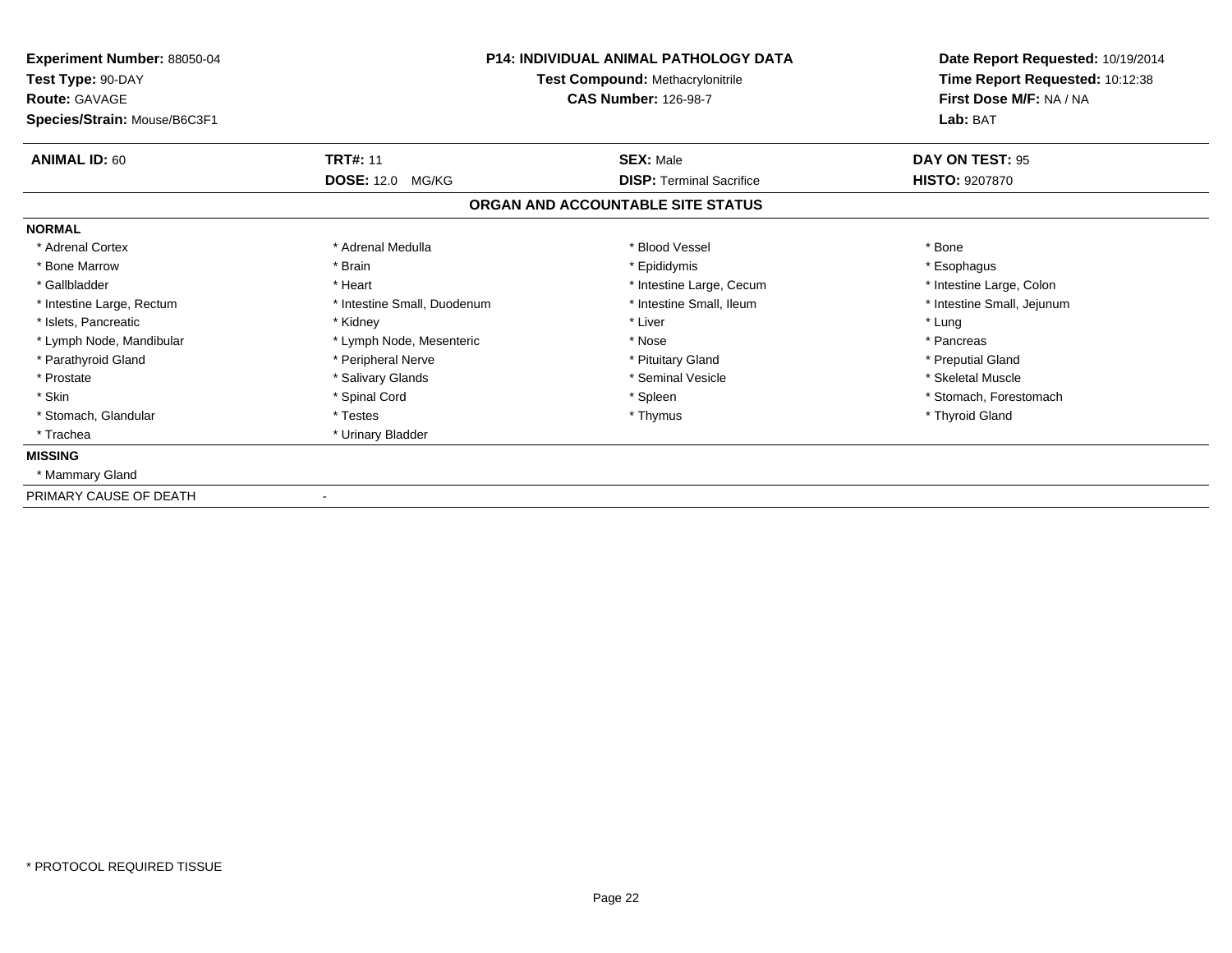**Experiment Number:** 88050-04
**Test Type:** 90-DAY
**Route:** GAVAGE
**Species/Strain:** Mouse/B6C3F1

**P14: INDIVIDUAL ANIMAL PATHOLOGY DATA**
**Test Compound:** Methacrylonitrile
**CAS Number:** 126-98-7

**Date Report Requested:** 10/19/2014
**Time Report Requested:** 10:12:38
**First Dose M/F:** NA / NA
**Lab:** BAT

| **ANIMAL ID:** 60 | **TRT#:** 11 | **SEX:** Male | **DAY ON TEST:** 95 |
|---|---|---|---|
| | **DOSE:** 12.0 MG/KG | **DISP:** Terminal Sacrifice | **HISTO:** 9207870 |

## ORGAN AND ACCOUNTABLE SITE STATUS

**NORMAL**

| | | | |
|---|---|---|---|
| * Adrenal Cortex | * Adrenal Medulla | * Blood Vessel | * Bone |
| * Bone Marrow | * Brain | * Epididymis | * Esophagus |
| * Gallbladder | * Heart | * Intestine Large, Cecum | * Intestine Large, Colon |
| * Intestine Large, Rectum | * Intestine Small, Duodenum | * Intestine Small, Ileum | * Intestine Small, Jejunum |
| * Islets, Pancreatic | * Kidney | * Liver | * Lung |
| * Lymph Node, Mandibular | * Lymph Node, Mesenteric | * Nose | * Pancreas |
| * Parathyroid Gland | * Peripheral Nerve | * Pituitary Gland | * Preputial Gland |
| * Prostate | * Salivary Glands | * Seminal Vesicle | * Skeletal Muscle |
| * Skin | * Spinal Cord | * Spleen | * Stomach, Forestomach |
| * Stomach, Glandular | * Testes | * Thymus | * Thyroid Gland |
| * Trachea | * Urinary Bladder | | |

**MISSING**

* Mammary Gland

PRIMARY CAUSE OF DEATH -

* PROTOCOL REQUIRED TISSUE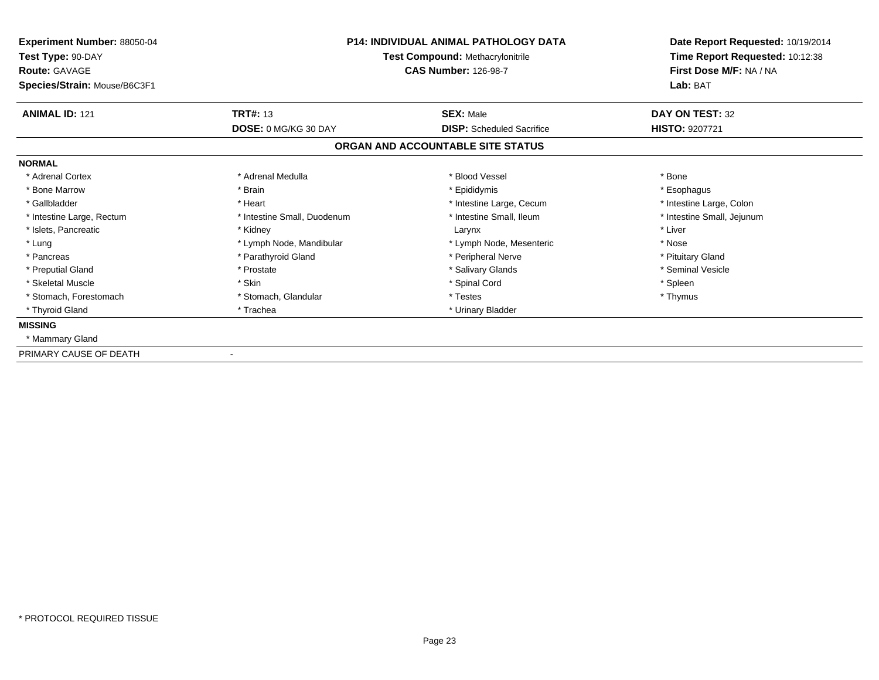**Experiment Number:** 88050-04
**Test Type:** 90-DAY
**Route:** GAVAGE
**Species/Strain:** Mouse/B6C3F1

**P14: INDIVIDUAL ANIMAL PATHOLOGY DATA**
**Test Compound:** Methacrylonitrile
**CAS Number:** 126-98-7

**Date Report Requested:** 10/19/2014
**Time Report Requested:** 10:12:38
**First Dose M/F:** NA / NA
**Lab:** BAT

| **ANIMAL ID:** 121 | **TRT#:** 13 | **SEX:** Male | **DAY ON TEST:** 32 |
|---|---|---|---|
| | **DOSE:** 0 MG/KG 30 DAY | **DISP:** Scheduled Sacrifice | **HISTO:** 9207721 |

## ORGAN AND ACCOUNTABLE SITE STATUS

**NORMAL**

| | | | |
|---|---|---|---|
| * Adrenal Cortex | * Adrenal Medulla | * Blood Vessel | * Bone |
| * Bone Marrow | * Brain | * Epididymis | * Esophagus |
| * Gallbladder | * Heart | * Intestine Large, Cecum | * Intestine Large, Colon |
| * Intestine Large, Rectum | * Intestine Small, Duodenum | * Intestine Small, Ileum | * Intestine Small, Jejunum |
| * Islets, Pancreatic | * Kidney | Larynx | * Liver |
| * Lung | * Lymph Node, Mandibular | * Lymph Node, Mesenteric | * Nose |
| * Pancreas | * Parathyroid Gland | * Peripheral Nerve | * Pituitary Gland |
| * Preputial Gland | * Prostate | * Salivary Glands | * Seminal Vesicle |
| * Skeletal Muscle | * Skin | * Spinal Cord | * Spleen |
| * Stomach, Forestomach | * Stomach, Glandular | * Testes | * Thymus |
| * Thyroid Gland | * Trachea | * Urinary Bladder | |

**MISSING**

* Mammary Gland

PRIMARY CAUSE OF DEATH -

* PROTOCOL REQUIRED TISSUE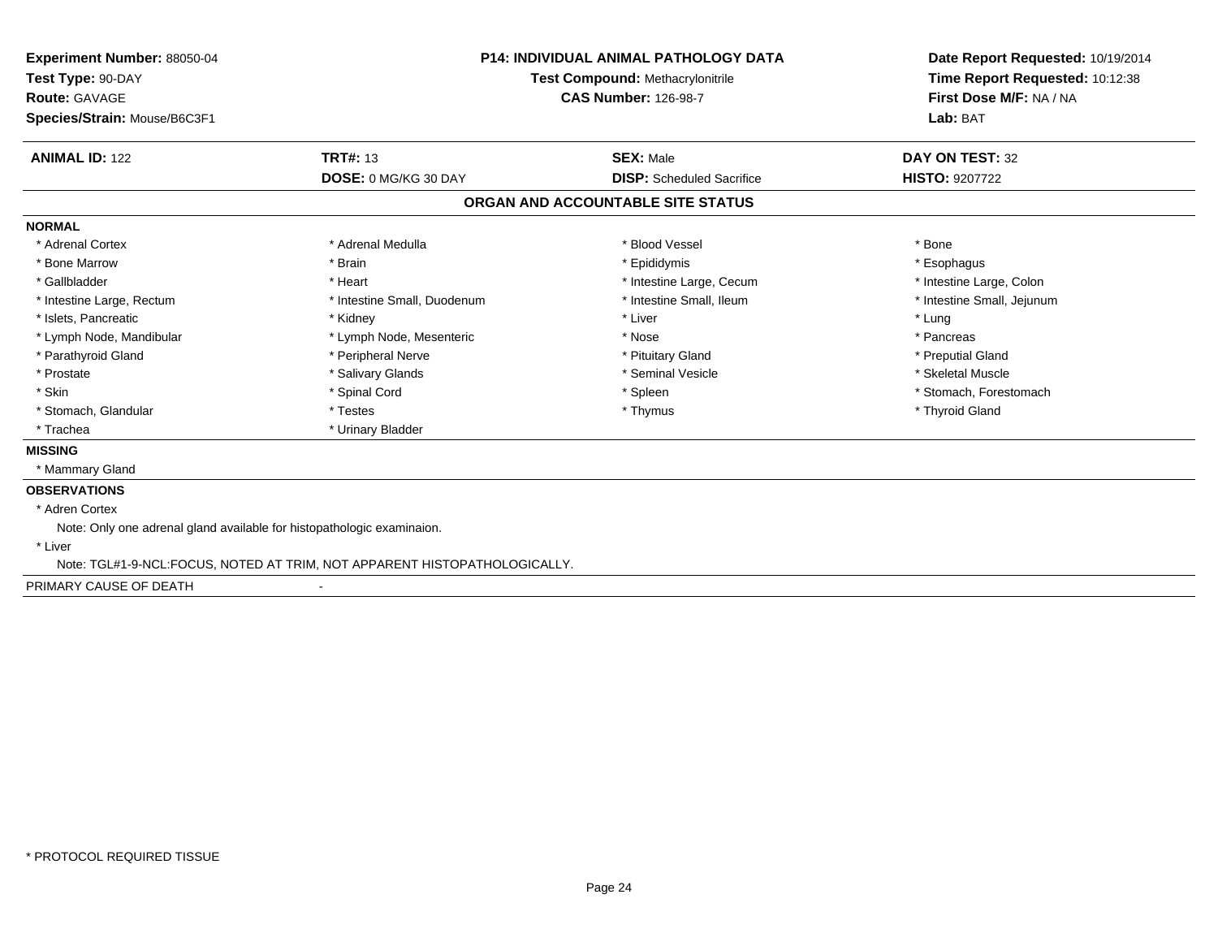**Experiment Number:** 88050-04
**Test Type:** 90-DAY
**Route:** GAVAGE
**Species/Strain:** Mouse/B6C3F1

**P14: INDIVIDUAL ANIMAL PATHOLOGY DATA**
**Test Compound:** Methacrylonitrile
**CAS Number:** 126-98-7

**Date Report Requested:** 10/19/2014
**Time Report Requested:** 10:12:38
**First Dose M/F:** NA / NA
**Lab:** BAT

| **ANIMAL ID:** 122 | **TRT#:** 13 | **SEX:** Male | **DAY ON TEST:** 32 |
|---|---|---|---|
| | **DOSE:** 0 MG/KG 30 DAY | **DISP:** Scheduled Sacrifice | **HISTO:** 9207722 |

## ORGAN AND ACCOUNTABLE SITE STATUS

### NORMAL

| | | | |
|---|---|---|---|
| * Adrenal Cortex | * Adrenal Medulla | * Blood Vessel | * Bone |
| * Bone Marrow | * Brain | * Epididymis | * Esophagus |
| * Gallbladder | * Heart | * Intestine Large, Cecum | * Intestine Large, Colon |
| * Intestine Large, Rectum | * Intestine Small, Duodenum | * Intestine Small, Ileum | * Intestine Small, Jejunum |
| * Islets, Pancreatic | * Kidney | * Liver | * Lung |
| * Lymph Node, Mandibular | * Lymph Node, Mesenteric | * Nose | * Pancreas |
| * Parathyroid Gland | * Peripheral Nerve | * Pituitary Gland | * Preputial Gland |
| * Prostate | * Salivary Glands | * Seminal Vesicle | * Skeletal Muscle |
| * Skin | * Spinal Cord | * Spleen | * Stomach, Forestomach |
| * Stomach, Glandular | * Testes | * Thymus | * Thyroid Gland |
| * Trachea | * Urinary Bladder | | |

### MISSING

* Mammary Gland

### OBSERVATIONS

* Adren Cortex
  Note: Only one adrenal gland available for histopathologic examinaion.
* Liver
  Note: TGL#1-9-NCL:FOCUS, NOTED AT TRIM, NOT APPARENT HISTOPATHOLOGICALLY.

PRIMARY CAUSE OF DEATH -

\* PROTOCOL REQUIRED TISSUE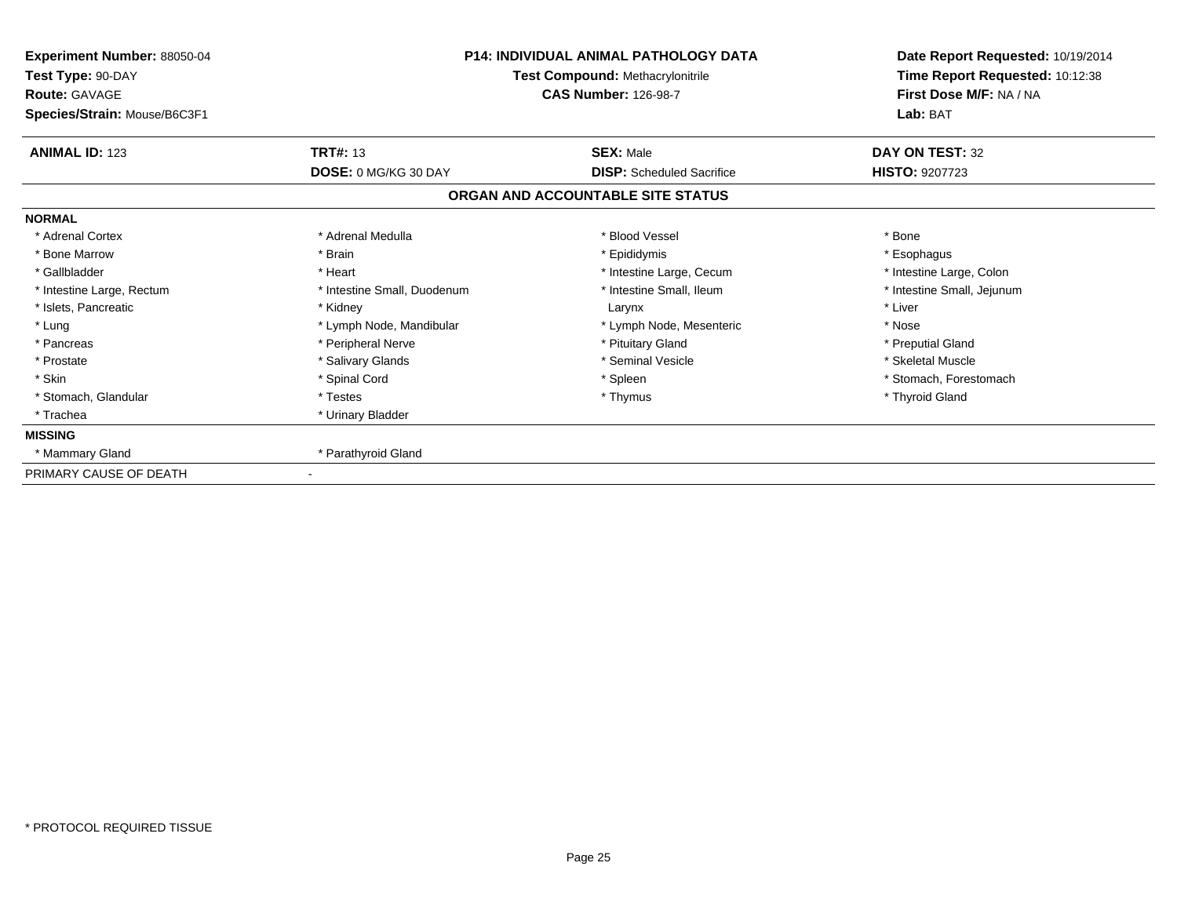**Experiment Number:** 88050-04
**Test Type:** 90-DAY
**Route:** GAVAGE
**Species/Strain:** Mouse/B6C3F1

**P14: INDIVIDUAL ANIMAL PATHOLOGY DATA**
**Test Compound:** Methacrylonitrile
**CAS Number:** 126-98-7

**Date Report Requested:** 10/19/2014
**Time Report Requested:** 10:12:38
**First Dose M/F:** NA / NA
**Lab:** BAT

| **ANIMAL ID:** 123 | **TRT#:** 13 | **SEX:** Male | **DAY ON TEST:** 32 |
|---|---|---|---|
| | **DOSE:** 0 MG/KG 30 DAY | **DISP:** Scheduled Sacrifice | **HISTO:** 9207723 |

## ORGAN AND ACCOUNTABLE SITE STATUS

**NORMAL**

| | | | |
|---|---|---|---|
| * Adrenal Cortex | * Adrenal Medulla | * Blood Vessel | * Bone |
| * Bone Marrow | * Brain | * Epididymis | * Esophagus |
| * Gallbladder | * Heart | * Intestine Large, Cecum | * Intestine Large, Colon |
| * Intestine Large, Rectum | * Intestine Small, Duodenum | * Intestine Small, Ileum | * Intestine Small, Jejunum |
| * Islets, Pancreatic | * Kidney | Larynx | * Liver |
| * Lung | * Lymph Node, Mandibular | * Lymph Node, Mesenteric | * Nose |
| * Pancreas | * Peripheral Nerve | * Pituitary Gland | * Preputial Gland |
| * Prostate | * Salivary Glands | * Seminal Vesicle | * Skeletal Muscle |
| * Skin | * Spinal Cord | * Spleen | * Stomach, Forestomach |
| * Stomach, Glandular | * Testes | * Thymus | * Thyroid Gland |
| * Trachea | * Urinary Bladder | | |

**MISSING**

| | |
|---|---|
| * Mammary Gland | * Parathyroid Gland |

PRIMARY CAUSE OF DEATH -

* PROTOCOL REQUIRED TISSUE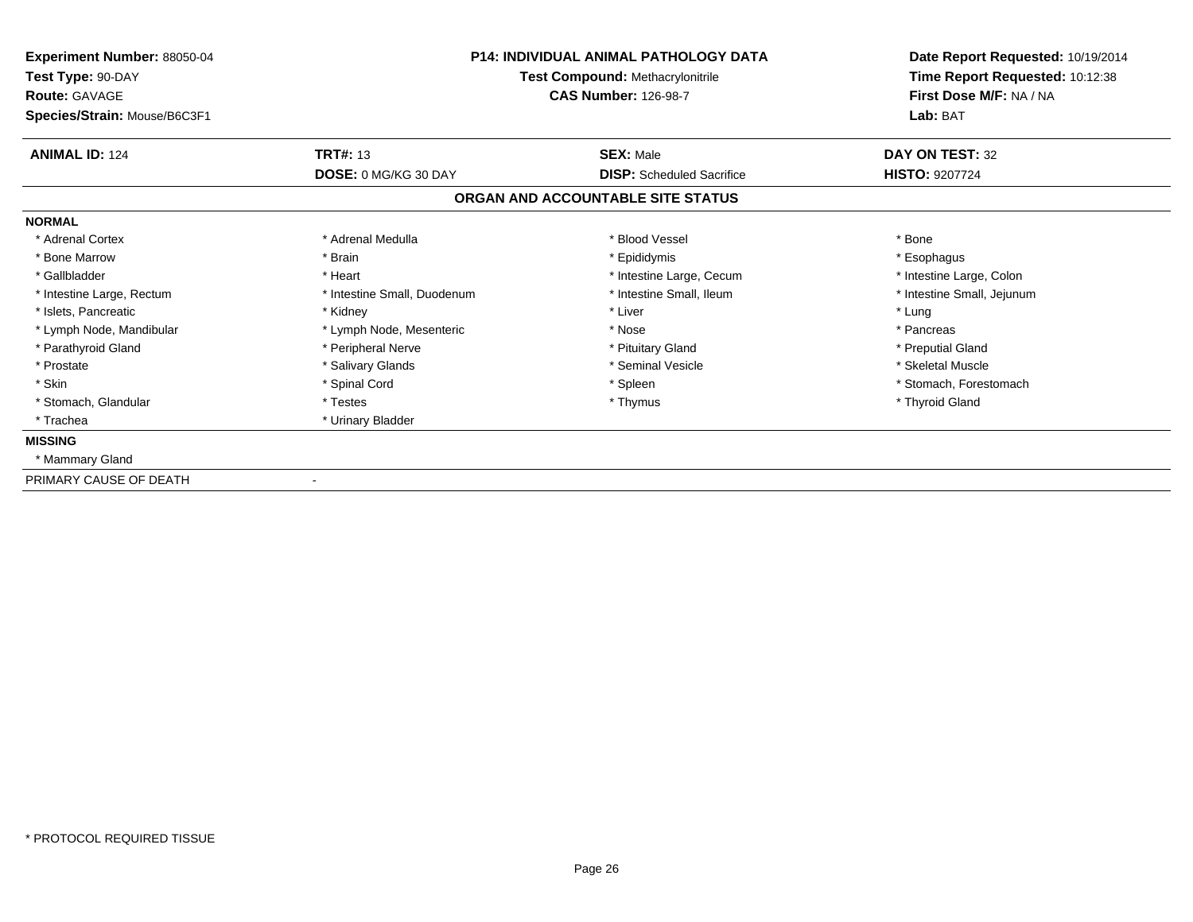**Experiment Number:** 88050-04
**Test Type:** 90-DAY
**Route:** GAVAGE
**Species/Strain:** Mouse/B6C3F1

**P14: INDIVIDUAL ANIMAL PATHOLOGY DATA**
**Test Compound:** Methacrylonitrile
**CAS Number:** 126-98-7

**Date Report Requested:** 10/19/2014
**Time Report Requested:** 10:12:38
**First Dose M/F:** NA / NA
**Lab:** BAT

| **ANIMAL ID:** 124 | **TRT#:** 13 | **SEX:** Male | **DAY ON TEST:** 32 |
|---|---|---|---|
| | **DOSE:** 0 MG/KG 30 DAY | **DISP:** Scheduled Sacrifice | **HISTO:** 9207724 |

## ORGAN AND ACCOUNTABLE SITE STATUS

**NORMAL**

| | | | |
|---|---|---|---|
| * Adrenal Cortex | * Adrenal Medulla | * Blood Vessel | * Bone |
| * Bone Marrow | * Brain | * Epididymis | * Esophagus |
| * Gallbladder | * Heart | * Intestine Large, Cecum | * Intestine Large, Colon |
| * Intestine Large, Rectum | * Intestine Small, Duodenum | * Intestine Small, Ileum | * Intestine Small, Jejunum |
| * Islets, Pancreatic | * Kidney | * Liver | * Lung |
| * Lymph Node, Mandibular | * Lymph Node, Mesenteric | * Nose | * Pancreas |
| * Parathyroid Gland | * Peripheral Nerve | * Pituitary Gland | * Preputial Gland |
| * Prostate | * Salivary Glands | * Seminal Vesicle | * Skeletal Muscle |
| * Skin | * Spinal Cord | * Spleen | * Stomach, Forestomach |
| * Stomach, Glandular | * Testes | * Thymus | * Thyroid Gland |
| * Trachea | * Urinary Bladder | | |

**MISSING**

* Mammary Gland

PRIMARY CAUSE OF DEATH -

* PROTOCOL REQUIRED TISSUE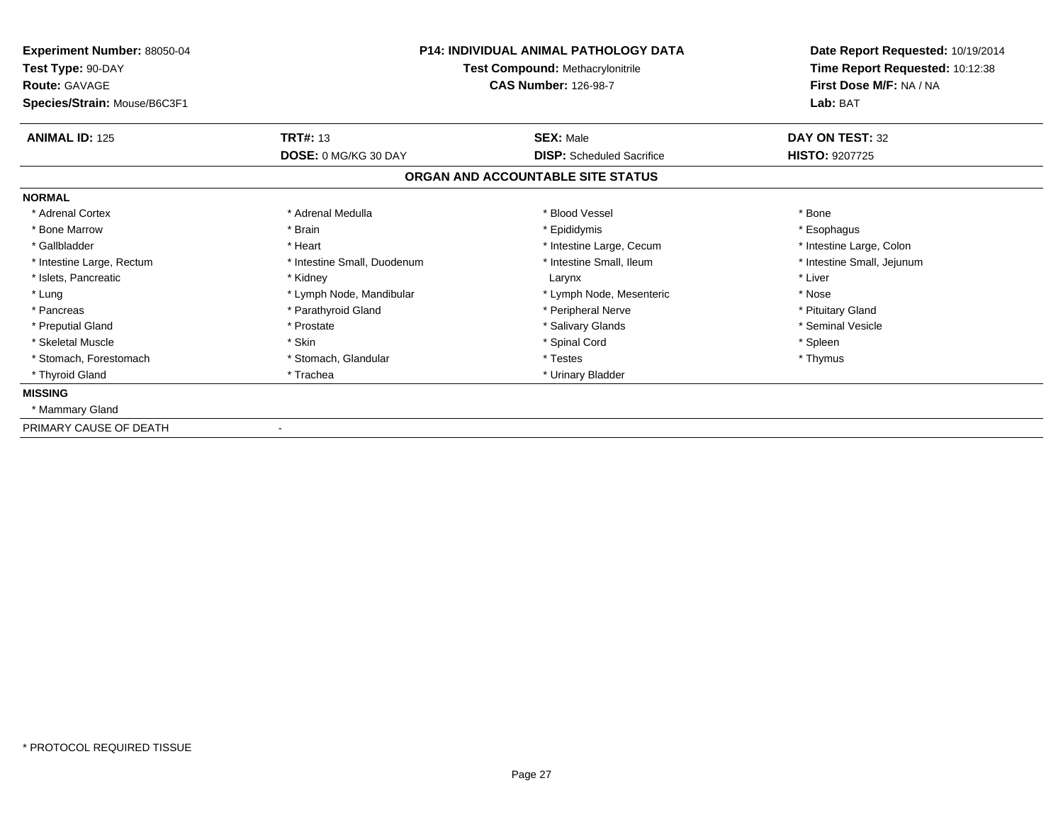**Experiment Number:** 88050-04
**Test Type:** 90-DAY
**Route:** GAVAGE
**Species/Strain:** Mouse/B6C3F1

**P14: INDIVIDUAL ANIMAL PATHOLOGY DATA**
**Test Compound:** Methacrylonitrile
**CAS Number:** 126-98-7

**Date Report Requested:** 10/19/2014
**Time Report Requested:** 10:12:38
**First Dose M/F:** NA / NA
**Lab:** BAT

| **ANIMAL ID:** 125 | **TRT#:** 13 | **SEX:** Male | **DAY ON TEST:** 32 |
|---|---|---|---|
| | **DOSE:** 0 MG/KG 30 DAY | **DISP:** Scheduled Sacrifice | **HISTO:** 9207725 |

## ORGAN AND ACCOUNTABLE SITE STATUS

**NORMAL**

| | | | |
|---|---|---|---|
| * Adrenal Cortex | * Adrenal Medulla | * Blood Vessel | * Bone |
| * Bone Marrow | * Brain | * Epididymis | * Esophagus |
| * Gallbladder | * Heart | * Intestine Large, Cecum | * Intestine Large, Colon |
| * Intestine Large, Rectum | * Intestine Small, Duodenum | * Intestine Small, Ileum | * Intestine Small, Jejunum |
| * Islets, Pancreatic | * Kidney | Larynx | * Liver |
| * Lung | * Lymph Node, Mandibular | * Lymph Node, Mesenteric | * Nose |
| * Pancreas | * Parathyroid Gland | * Peripheral Nerve | * Pituitary Gland |
| * Preputial Gland | * Prostate | * Salivary Glands | * Seminal Vesicle |
| * Skeletal Muscle | * Skin | * Spinal Cord | * Spleen |
| * Stomach, Forestomach | * Stomach, Glandular | * Testes | * Thymus |
| * Thyroid Gland | * Trachea | * Urinary Bladder | |

**MISSING**

* Mammary Gland

PRIMARY CAUSE OF DEATH -

* PROTOCOL REQUIRED TISSUE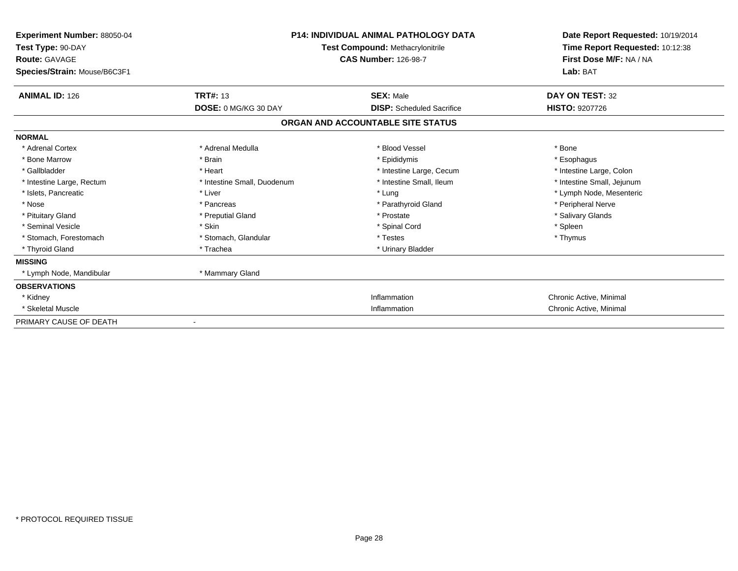**Experiment Number:** 88050-04
**Test Type:** 90-DAY
**Route:** GAVAGE
**Species/Strain:** Mouse/B6C3F1

**P14: INDIVIDUAL ANIMAL PATHOLOGY DATA**
**Test Compound:** Methacrylonitrile
**CAS Number:** 126-98-7

**Date Report Requested:** 10/19/2014
**Time Report Requested:** 10:12:38
**First Dose M/F:** NA / NA
**Lab:** BAT

| **ANIMAL ID:** 126 | **TRT#:** 13 | **SEX:** Male | **DAY ON TEST:** 32 |
|---|---|---|---|
| | **DOSE:** 0 MG/KG 30 DAY | **DISP:** Scheduled Sacrifice | **HISTO:** 9207726 |

## ORGAN AND ACCOUNTABLE SITE STATUS

**NORMAL**

| | | | |
|---|---|---|---|
| * Adrenal Cortex | * Adrenal Medulla | * Blood Vessel | * Bone |
| * Bone Marrow | * Brain | * Epididymis | * Esophagus |
| * Gallbladder | * Heart | * Intestine Large, Cecum | * Intestine Large, Colon |
| * Intestine Large, Rectum | * Intestine Small, Duodenum | * Intestine Small, Ileum | * Intestine Small, Jejunum |
| * Islets, Pancreatic | * Liver | * Lung | * Lymph Node, Mesenteric |
| * Nose | * Pancreas | * Parathyroid Gland | * Peripheral Nerve |
| * Pituitary Gland | * Preputial Gland | * Prostate | * Salivary Glands |
| * Seminal Vesicle | * Skin | * Spinal Cord | * Spleen |
| * Stomach, Forestomach | * Stomach, Glandular | * Testes | * Thymus |
| * Thyroid Gland | * Trachea | * Urinary Bladder | |

**MISSING**

| | |
|---|---|
| * Lymph Node, Mandibular | * Mammary Gland |

**OBSERVATIONS**

| | | |
|---|---|---|
| * Kidney | Inflammation | Chronic Active, Minimal |
| * Skeletal Muscle | Inflammation | Chronic Active, Minimal |

PRIMARY CAUSE OF DEATH -

* PROTOCOL REQUIRED TISSUE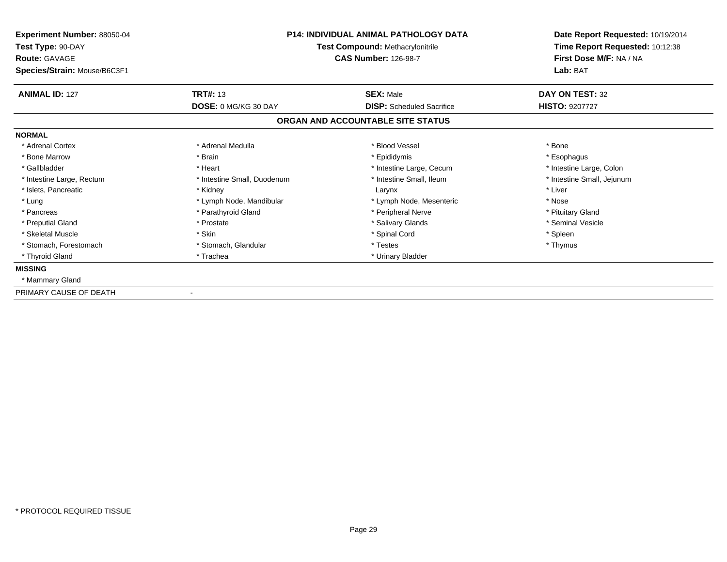**Experiment Number:** 88050-04
**Test Type:** 90-DAY
**Route:** GAVAGE
**Species/Strain:** Mouse/B6C3F1

**P14: INDIVIDUAL ANIMAL PATHOLOGY DATA**
**Test Compound:** Methacrylonitrile
**CAS Number:** 126-98-7

**Date Report Requested:** 10/19/2014
**Time Report Requested:** 10:12:38
**First Dose M/F:** NA / NA
**Lab:** BAT

| **ANIMAL ID:** 127 | **TRT#:** 13 | **SEX:** Male | **DAY ON TEST:** 32 |
|---|---|---|---|
| | **DOSE:** 0 MG/KG 30 DAY | **DISP:** Scheduled Sacrifice | **HISTO:** 9207727 |

## ORGAN AND ACCOUNTABLE SITE STATUS

**NORMAL**

| | | | |
|---|---|---|---|
| * Adrenal Cortex | * Adrenal Medulla | * Blood Vessel | * Bone |
| * Bone Marrow | * Brain | * Epididymis | * Esophagus |
| * Gallbladder | * Heart | * Intestine Large, Cecum | * Intestine Large, Colon |
| * Intestine Large, Rectum | * Intestine Small, Duodenum | * Intestine Small, Ileum | * Intestine Small, Jejunum |
| * Islets, Pancreatic | * Kidney | Larynx | * Liver |
| * Lung | * Lymph Node, Mandibular | * Lymph Node, Mesenteric | * Nose |
| * Pancreas | * Parathyroid Gland | * Peripheral Nerve | * Pituitary Gland |
| * Preputial Gland | * Prostate | * Salivary Glands | * Seminal Vesicle |
| * Skeletal Muscle | * Skin | * Spinal Cord | * Spleen |
| * Stomach, Forestomach | * Stomach, Glandular | * Testes | * Thymus |
| * Thyroid Gland | * Trachea | * Urinary Bladder | |

**MISSING**

* Mammary Gland

PRIMARY CAUSE OF DEATH -

* PROTOCOL REQUIRED TISSUE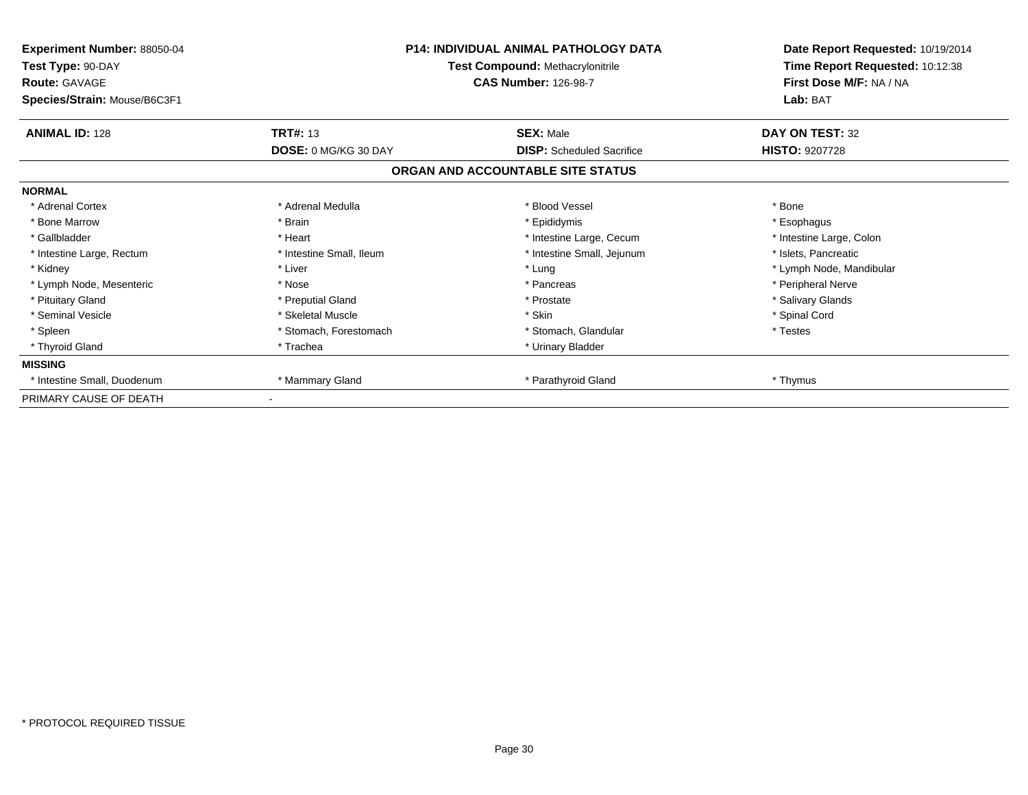**Experiment Number:** 88050-04
**Test Type:** 90-DAY
**Route:** GAVAGE
**Species/Strain:** Mouse/B6C3F1

**P14: INDIVIDUAL ANIMAL PATHOLOGY DATA**
**Test Compound:** Methacrylonitrile
**CAS Number:** 126-98-7

**Date Report Requested:** 10/19/2014
**Time Report Requested:** 10:12:38
**First Dose M/F:** NA / NA
**Lab:** BAT

| **ANIMAL ID:** 128 | **TRT#:** 13 | **SEX:** Male | **DAY ON TEST:** 32 |
|---|---|---|---|
| | **DOSE:** 0 MG/KG 30 DAY | **DISP:** Scheduled Sacrifice | **HISTO:** 9207728 |

## ORGAN AND ACCOUNTABLE SITE STATUS

**NORMAL**

| | | | |
|---|---|---|---|
| * Adrenal Cortex | * Adrenal Medulla | * Blood Vessel | * Bone |
| * Bone Marrow | * Brain | * Epididymis | * Esophagus |
| * Gallbladder | * Heart | * Intestine Large, Cecum | * Intestine Large, Colon |
| * Intestine Large, Rectum | * Intestine Small, Ileum | * Intestine Small, Jejunum | * Islets, Pancreatic |
| * Kidney | * Liver | * Lung | * Lymph Node, Mandibular |
| * Lymph Node, Mesenteric | * Nose | * Pancreas | * Peripheral Nerve |
| * Pituitary Gland | * Preputial Gland | * Prostate | * Salivary Glands |
| * Seminal Vesicle | * Skeletal Muscle | * Skin | * Spinal Cord |
| * Spleen | * Stomach, Forestomach | * Stomach, Glandular | * Testes |
| * Thyroid Gland | * Trachea | * Urinary Bladder | |

**MISSING**

| | | | |
|---|---|---|---|
| * Intestine Small, Duodenum | * Mammary Gland | * Parathyroid Gland | * Thymus |

PRIMARY CAUSE OF DEATH -

* PROTOCOL REQUIRED TISSUE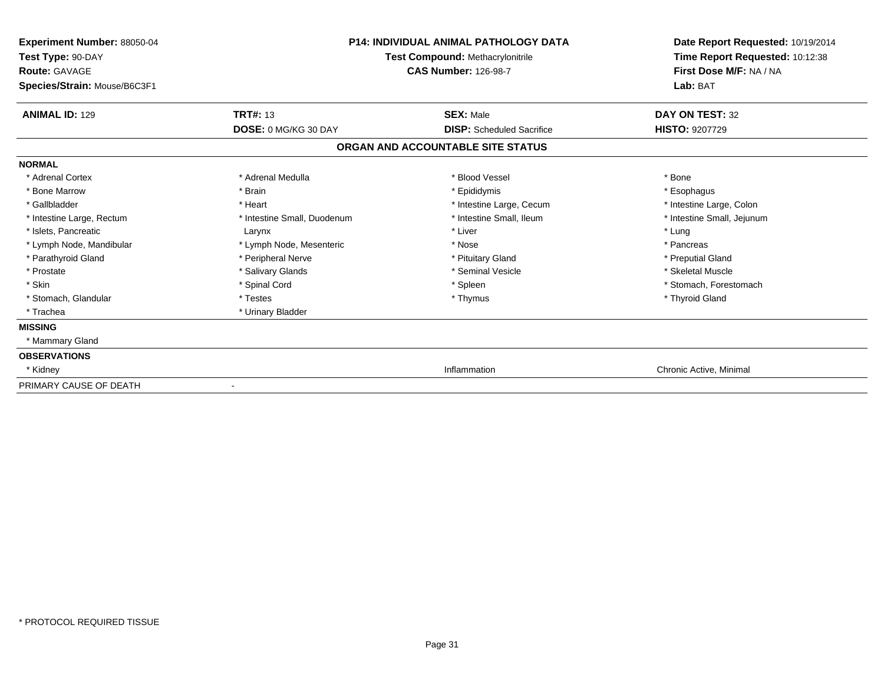**Experiment Number:** 88050-04
**Test Type:** 90-DAY
**Route:** GAVAGE
**Species/Strain:** Mouse/B6C3F1

**P14: INDIVIDUAL ANIMAL PATHOLOGY DATA**
**Test Compound:** Methacrylonitrile
**CAS Number:** 126-98-7

**Date Report Requested:** 10/19/2014
**Time Report Requested:** 10:12:38
**First Dose M/F:** NA / NA
**Lab:** BAT

| **ANIMAL ID:** 129 | **TRT#:** 13 | **SEX:** Male | **DAY ON TEST:** 32 |
|---|---|---|---|
| | **DOSE:** 0 MG/KG 30 DAY | **DISP:** Scheduled Sacrifice | **HISTO:** 9207729 |

## ORGAN AND ACCOUNTABLE SITE STATUS

### NORMAL

| | | | |
|---|---|---|---|
| * Adrenal Cortex | * Adrenal Medulla | * Blood Vessel | * Bone |
| * Bone Marrow | * Brain | * Epididymis | * Esophagus |
| * Gallbladder | * Heart | * Intestine Large, Cecum | * Intestine Large, Colon |
| * Intestine Large, Rectum | * Intestine Small, Duodenum | * Intestine Small, Ileum | * Intestine Small, Jejunum |
| * Islets, Pancreatic | Larynx | * Liver | * Lung |
| * Lymph Node, Mandibular | * Lymph Node, Mesenteric | * Nose | * Pancreas |
| * Parathyroid Gland | * Peripheral Nerve | * Pituitary Gland | * Preputial Gland |
| * Prostate | * Salivary Glands | * Seminal Vesicle | * Skeletal Muscle |
| * Skin | * Spinal Cord | * Spleen | * Stomach, Forestomach |
| * Stomach, Glandular | * Testes | * Thymus | * Thyroid Gland |
| * Trachea | * Urinary Bladder | | |

### MISSING

* Mammary Gland

### OBSERVATIONS

| | | |
|---|---|---|
| * Kidney | Inflammation | Chronic Active, Minimal |

PRIMARY CAUSE OF DEATH -

* PROTOCOL REQUIRED TISSUE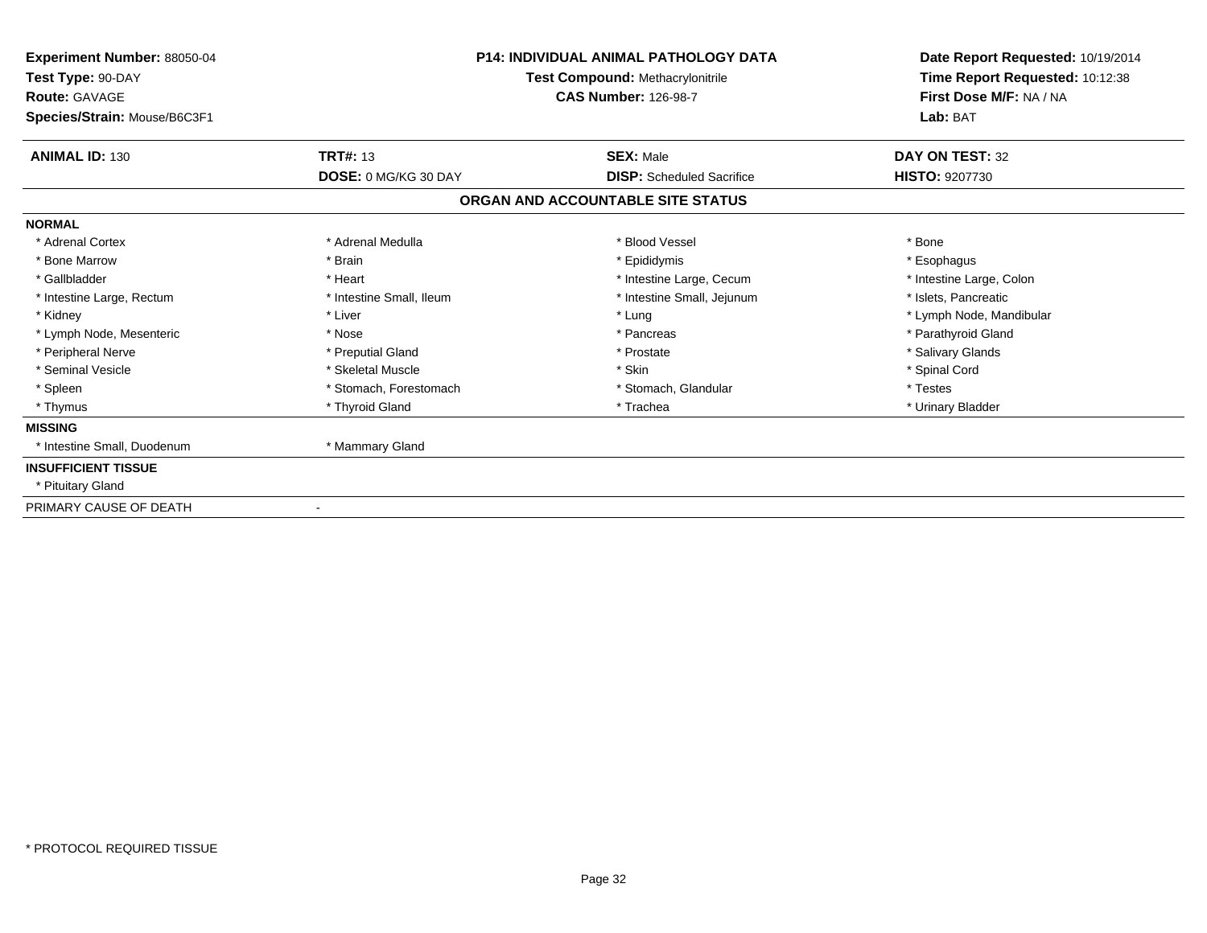**Experiment Number:** 88050-04
**Test Type:** 90-DAY
**Route:** GAVAGE
**Species/Strain:** Mouse/B6C3F1

**P14: INDIVIDUAL ANIMAL PATHOLOGY DATA**
**Test Compound:** Methacrylonitrile
**CAS Number:** 126-98-7

**Date Report Requested:** 10/19/2014
**Time Report Requested:** 10:12:38
**First Dose M/F:** NA / NA
**Lab:** BAT

| **ANIMAL ID:** 130 | **TRT#:** 13 | **SEX:** Male | **DAY ON TEST:** 32 |
|---|---|---|---|
| | **DOSE:** 0 MG/KG 30 DAY | **DISP:** Scheduled Sacrifice | **HISTO:** 9207730 |

## ORGAN AND ACCOUNTABLE SITE STATUS

**NORMAL**

| | | | |
|---|---|---|---|
| * Adrenal Cortex | * Adrenal Medulla | * Blood Vessel | * Bone |
| * Bone Marrow | * Brain | * Epididymis | * Esophagus |
| * Gallbladder | * Heart | * Intestine Large, Cecum | * Intestine Large, Colon |
| * Intestine Large, Rectum | * Intestine Small, Ileum | * Intestine Small, Jejunum | * Islets, Pancreatic |
| * Kidney | * Liver | * Lung | * Lymph Node, Mandibular |
| * Lymph Node, Mesenteric | * Nose | * Pancreas | * Parathyroid Gland |
| * Peripheral Nerve | * Preputial Gland | * Prostate | * Salivary Glands |
| * Seminal Vesicle | * Skeletal Muscle | * Skin | * Spinal Cord |
| * Spleen | * Stomach, Forestomach | * Stomach, Glandular | * Testes |
| * Thymus | * Thyroid Gland | * Trachea | * Urinary Bladder |

**MISSING**

| | |
|---|---|
| * Intestine Small, Duodenum | * Mammary Gland |

**INSUFFICIENT TISSUE**

* Pituitary Gland

PRIMARY CAUSE OF DEATH -

* PROTOCOL REQUIRED TISSUE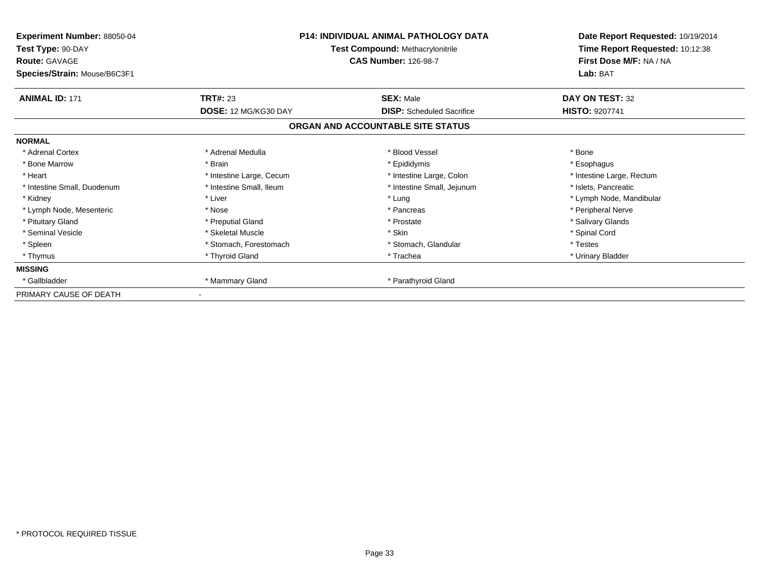**Experiment Number:** 88050-04
**Test Type:** 90-DAY
**Route:** GAVAGE
**Species/Strain:** Mouse/B6C3F1

**P14: INDIVIDUAL ANIMAL PATHOLOGY DATA**
**Test Compound:** Methacrylonitrile
**CAS Number:** 126-98-7

**Date Report Requested:** 10/19/2014
**Time Report Requested:** 10:12:38
**First Dose M/F:** NA / NA
**Lab:** BAT

| **ANIMAL ID:** 171 | **TRT#:** 23 | **SEX:** Male | **DAY ON TEST:** 32 |
|---|---|---|---|
| | **DOSE:** 12 MG/KG30 DAY | **DISP:** Scheduled Sacrifice | **HISTO:** 9207741 |

## ORGAN AND ACCOUNTABLE SITE STATUS

| **NORMAL** | | | |
|---|---|---|---|
| * Adrenal Cortex | * Adrenal Medulla | * Blood Vessel | * Bone |
| * Bone Marrow | * Brain | * Epididymis | * Esophagus |
| * Heart | * Intestine Large, Cecum | * Intestine Large, Colon | * Intestine Large, Rectum |
| * Intestine Small, Duodenum | * Intestine Small, Ileum | * Intestine Small, Jejunum | * Islets, Pancreatic |
| * Kidney | * Liver | * Lung | * Lymph Node, Mandibular |
| * Lymph Node, Mesenteric | * Nose | * Pancreas | * Peripheral Nerve |
| * Pituitary Gland | * Preputial Gland | * Prostate | * Salivary Glands |
| * Seminal Vesicle | * Skeletal Muscle | * Skin | * Spinal Cord |
| * Spleen | * Stomach, Forestomach | * Stomach, Glandular | * Testes |
| * Thymus | * Thyroid Gland | * Trachea | * Urinary Bladder |
| **MISSING** | | | |
| * Gallbladder | * Mammary Gland | * Parathyroid Gland | |
| PRIMARY CAUSE OF DEATH | - | | |

* PROTOCOL REQUIRED TISSUE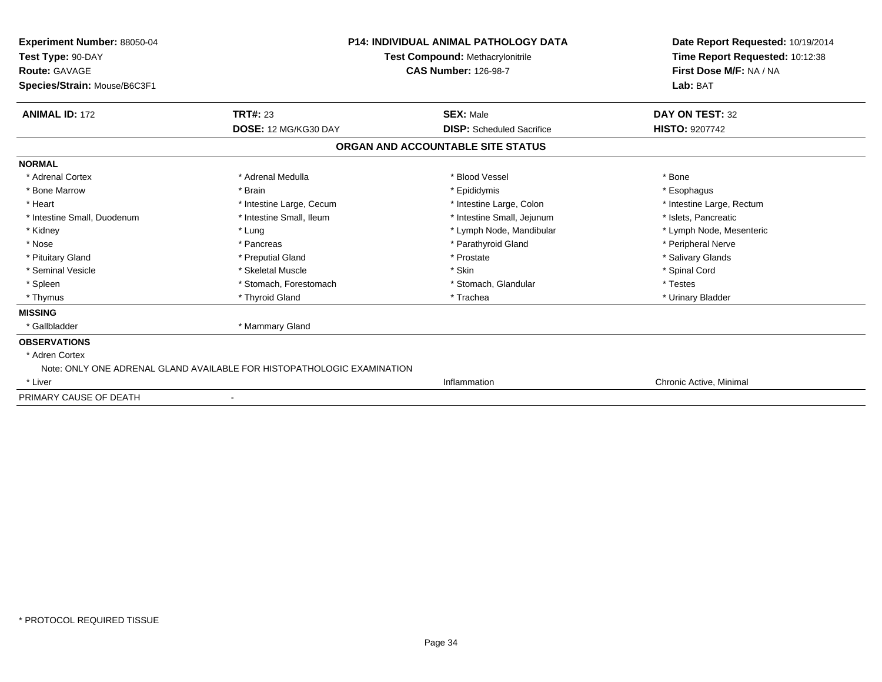**Experiment Number:** 88050-04
**Test Type:** 90-DAY
**Route:** GAVAGE
**Species/Strain:** Mouse/B6C3F1

**P14: INDIVIDUAL ANIMAL PATHOLOGY DATA**
**Test Compound:** Methacrylonitrile
**CAS Number:** 126-98-7

**Date Report Requested:** 10/19/2014
**Time Report Requested:** 10:12:38
**First Dose M/F:** NA / NA
**Lab:** BAT

| **ANIMAL ID:** 172 | **TRT#:** 23 | **SEX:** Male | **DAY ON TEST:** 32 |
|---|---|---|---|
| | **DOSE:** 12 MG/KG30 DAY | **DISP:** Scheduled Sacrifice | **HISTO:** 9207742 |

## ORGAN AND ACCOUNTABLE SITE STATUS

| | | | |
|---|---|---|---|
| **NORMAL** | | | |
| * Adrenal Cortex | * Adrenal Medulla | * Blood Vessel | * Bone |
| * Bone Marrow | * Brain | * Epididymis | * Esophagus |
| * Heart | * Intestine Large, Cecum | * Intestine Large, Colon | * Intestine Large, Rectum |
| * Intestine Small, Duodenum | * Intestine Small, Ileum | * Intestine Small, Jejunum | * Islets, Pancreatic |
| * Kidney | * Lung | * Lymph Node, Mandibular | * Lymph Node, Mesenteric |
| * Nose | * Pancreas | * Parathyroid Gland | * Peripheral Nerve |
| * Pituitary Gland | * Preputial Gland | * Prostate | * Salivary Glands |
| * Seminal Vesicle | * Skeletal Muscle | * Skin | * Spinal Cord |
| * Spleen | * Stomach, Forestomach | * Stomach, Glandular | * Testes |
| * Thymus | * Thyroid Gland | * Trachea | * Urinary Bladder |
| **MISSING** | | | |
| * Gallbladder | * Mammary Gland | | |
| **OBSERVATIONS** | | | |
| * Adren Cortex | | | |
| Note: ONLY ONE ADRENAL GLAND AVAILABLE FOR HISTOPATHOLOGIC EXAMINATION | | | |
| * Liver | | Inflammation | Chronic Active, Minimal |
| PRIMARY CAUSE OF DEATH | - | | |

* PROTOCOL REQUIRED TISSUE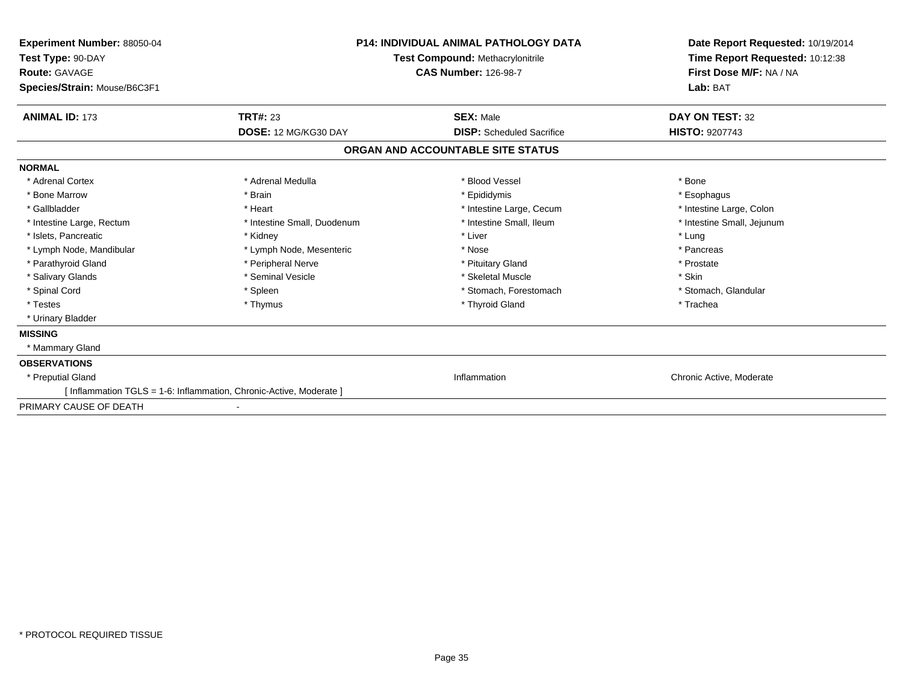**Experiment Number:** 88050-04
**Test Type:** 90-DAY
**Route:** GAVAGE
**Species/Strain:** Mouse/B6C3F1

**P14: INDIVIDUAL ANIMAL PATHOLOGY DATA**
**Test Compound:** Methacrylonitrile
**CAS Number:** 126-98-7

**Date Report Requested:** 10/19/2014
**Time Report Requested:** 10:12:38
**First Dose M/F:** NA / NA
**Lab:** BAT

| **ANIMAL ID:** 173 | **TRT#:** 23 | **SEX:** Male | **DAY ON TEST:** 32 |
|---|---|---|---|
| | **DOSE:** 12 MG/KG30 DAY | **DISP:** Scheduled Sacrifice | **HISTO:** 9207743 |

## ORGAN AND ACCOUNTABLE SITE STATUS

**NORMAL**

| | | | |
|---|---|---|---|
| * Adrenal Cortex | * Adrenal Medulla | * Blood Vessel | * Bone |
| * Bone Marrow | * Brain | * Epididymis | * Esophagus |
| * Gallbladder | * Heart | * Intestine Large, Cecum | * Intestine Large, Colon |
| * Intestine Large, Rectum | * Intestine Small, Duodenum | * Intestine Small, Ileum | * Intestine Small, Jejunum |
| * Islets, Pancreatic | * Kidney | * Liver | * Lung |
| * Lymph Node, Mandibular | * Lymph Node, Mesenteric | * Nose | * Pancreas |
| * Parathyroid Gland | * Peripheral Nerve | * Pituitary Gland | * Prostate |
| * Salivary Glands | * Seminal Vesicle | * Skeletal Muscle | * Skin |
| * Spinal Cord | * Spleen | * Stomach, Forestomach | * Stomach, Glandular |
| * Testes | * Thymus | * Thyroid Gland | * Trachea |
| * Urinary Bladder | | | |

**MISSING**

* Mammary Gland

**OBSERVATIONS**

| | | |
|---|---|---|
| * Preputial Gland | Inflammation | Chronic Active, Moderate |

[ Inflammation TGLS = 1-6: Inflammation, Chronic-Active, Moderate ]

PRIMARY CAUSE OF DEATH -

* PROTOCOL REQUIRED TISSUE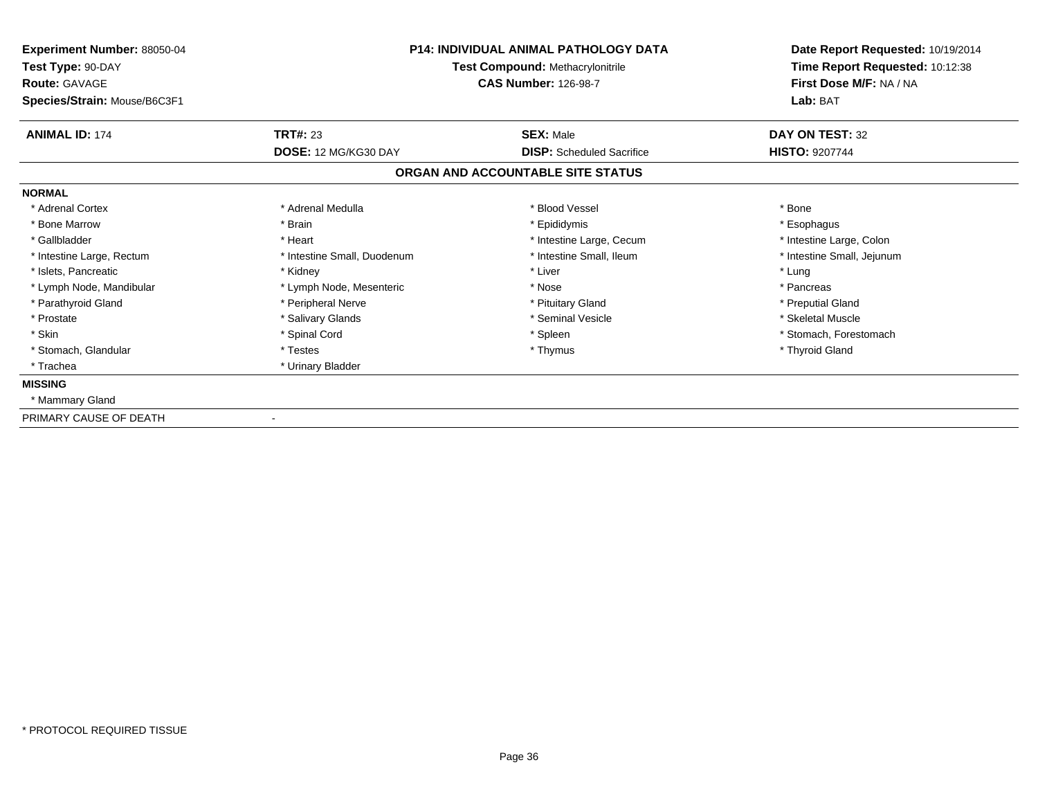**Experiment Number:** 88050-04
**Test Type:** 90-DAY
**Route:** GAVAGE
**Species/Strain:** Mouse/B6C3F1

**P14: INDIVIDUAL ANIMAL PATHOLOGY DATA**
**Test Compound:** Methacrylonitrile
**CAS Number:** 126-98-7

**Date Report Requested:** 10/19/2014
**Time Report Requested:** 10:12:38
**First Dose M/F:** NA / NA
**Lab:** BAT

| **ANIMAL ID:** 174 | **TRT#:** 23 | **SEX:** Male | **DAY ON TEST:** 32 |
|---|---|---|---|
| | **DOSE:** 12 MG/KG30 DAY | **DISP:** Scheduled Sacrifice | **HISTO:** 9207744 |

## ORGAN AND ACCOUNTABLE SITE STATUS

**NORMAL**

| | | | |
|---|---|---|---|
| * Adrenal Cortex | * Adrenal Medulla | * Blood Vessel | * Bone |
| * Bone Marrow | * Brain | * Epididymis | * Esophagus |
| * Gallbladder | * Heart | * Intestine Large, Cecum | * Intestine Large, Colon |
| * Intestine Large, Rectum | * Intestine Small, Duodenum | * Intestine Small, Ileum | * Intestine Small, Jejunum |
| * Islets, Pancreatic | * Kidney | * Liver | * Lung |
| * Lymph Node, Mandibular | * Lymph Node, Mesenteric | * Nose | * Pancreas |
| * Parathyroid Gland | * Peripheral Nerve | * Pituitary Gland | * Preputial Gland |
| * Prostate | * Salivary Glands | * Seminal Vesicle | * Skeletal Muscle |
| * Skin | * Spinal Cord | * Spleen | * Stomach, Forestomach |
| * Stomach, Glandular | * Testes | * Thymus | * Thyroid Gland |
| * Trachea | * Urinary Bladder | | |

**MISSING**

* Mammary Gland

PRIMARY CAUSE OF DEATH -

* PROTOCOL REQUIRED TISSUE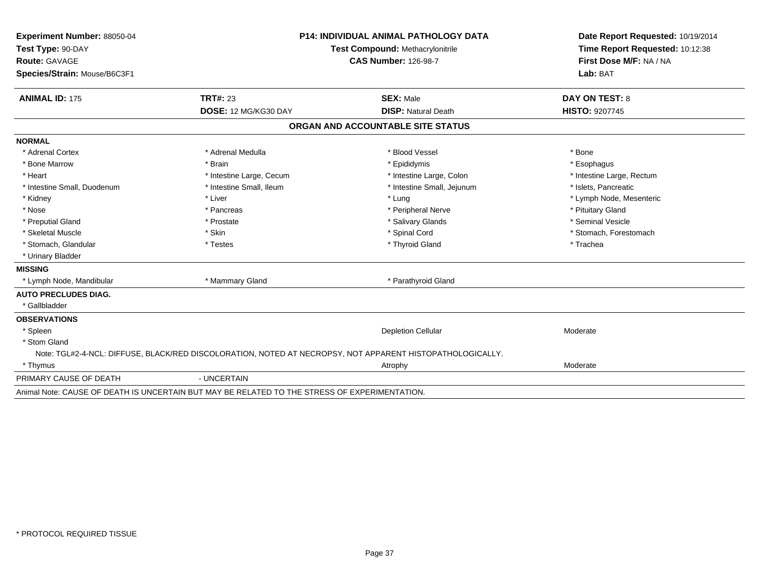**Experiment Number:** 88050-04
**Test Type:** 90-DAY
**Route:** GAVAGE
**Species/Strain:** Mouse/B6C3F1

**P14: INDIVIDUAL ANIMAL PATHOLOGY DATA**
**Test Compound:** Methacrylonitrile
**CAS Number:** 126-98-7

**Date Report Requested:** 10/19/2014
**Time Report Requested:** 10:12:38
**First Dose M/F:** NA / NA
**Lab:** BAT

| **ANIMAL ID:** 175 | **TRT#:** 23 | **SEX:** Male | **DAY ON TEST:** 8 |
|---|---|---|---|
| | **DOSE:** 12 MG/KG30 DAY | **DISP:** Natural Death | **HISTO:** 9207745 |

## ORGAN AND ACCOUNTABLE SITE STATUS

**NORMAL**

| | | | |
|---|---|---|---|
| * Adrenal Cortex | * Adrenal Medulla | * Blood Vessel | * Bone |
| * Bone Marrow | * Brain | * Epididymis | * Esophagus |
| * Heart | * Intestine Large, Cecum | * Intestine Large, Colon | * Intestine Large, Rectum |
| * Intestine Small, Duodenum | * Intestine Small, Ileum | * Intestine Small, Jejunum | * Islets, Pancreatic |
| * Kidney | * Liver | * Lung | * Lymph Node, Mesenteric |
| * Nose | * Pancreas | * Peripheral Nerve | * Pituitary Gland |
| * Preputial Gland | * Prostate | * Salivary Glands | * Seminal Vesicle |
| * Skeletal Muscle | * Skin | * Spinal Cord | * Stomach, Forestomach |
| * Stomach, Glandular | * Testes | * Thyroid Gland | * Trachea |
| * Urinary Bladder | | | |

**MISSING**

| | | |
|---|---|---|
| * Lymph Node, Mandibular | * Mammary Gland | * Parathyroid Gland |

**AUTO PRECLUDES DIAG.**

* Gallbladder

**OBSERVATIONS**

| | | |
|---|---|---|
| * Spleen | Depletion Cellular | Moderate |
| * Stom Gland | | |

Note: TGL#2-4-NCL: DIFFUSE, BLACK/RED DISCOLORATION, NOTED AT NECROPSY, NOT APPARENT HISTOPATHOLOGICALLY.

| | | |
|---|---|---|
| * Thymus | Atrophy | Moderate |

PRIMARY CAUSE OF DEATH - UNCERTAIN

Animal Note: CAUSE OF DEATH IS UNCERTAIN BUT MAY BE RELATED TO THE STRESS OF EXPERIMENTATION.

* PROTOCOL REQUIRED TISSUE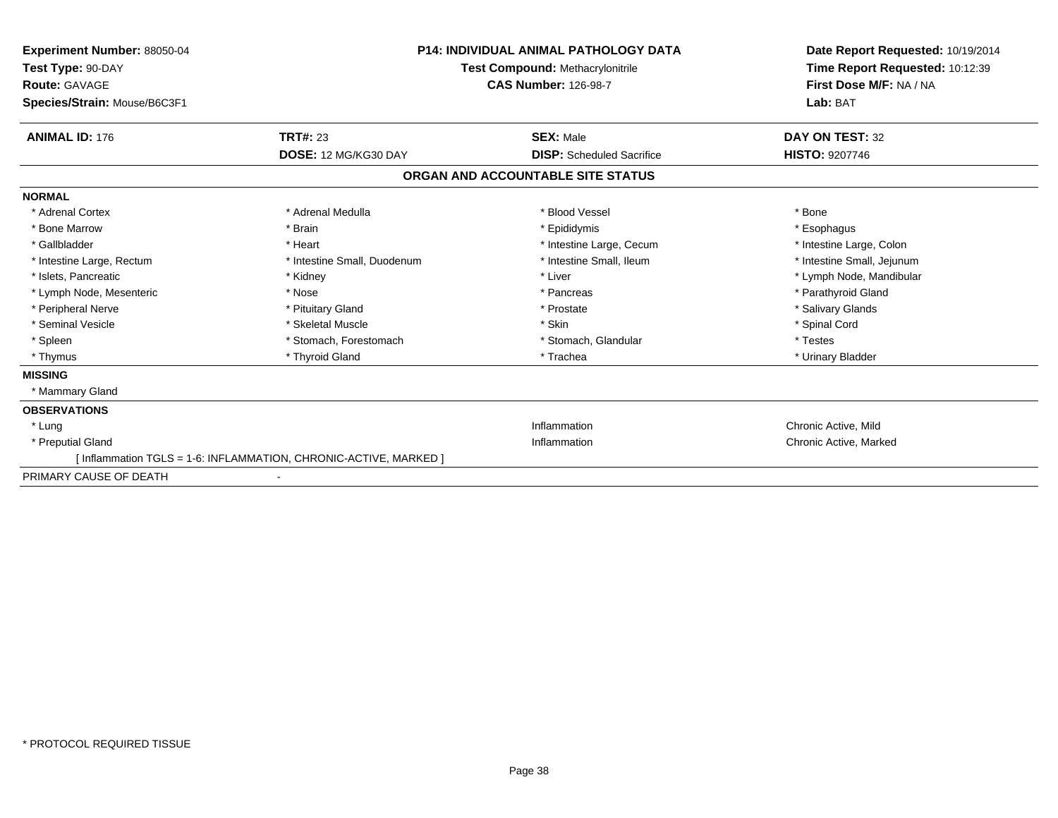**Experiment Number:** 88050-04
**Test Type:** 90-DAY
**Route:** GAVAGE
**Species/Strain:** Mouse/B6C3F1

**P14: INDIVIDUAL ANIMAL PATHOLOGY DATA**
**Test Compound:** Methacrylonitrile
**CAS Number:** 126-98-7

**Date Report Requested:** 10/19/2014
**Time Report Requested:** 10:12:39
**First Dose M/F:** NA / NA
**Lab:** BAT

| **ANIMAL ID:** 176 | **TRT#:** 23 | **SEX:** Male | **DAY ON TEST:** 32 |
|---|---|---|---|
| | **DOSE:** 12 MG/KG30 DAY | **DISP:** Scheduled Sacrifice | **HISTO:** 9207746 |

## ORGAN AND ACCOUNTABLE SITE STATUS

**NORMAL**

| | | | |
|---|---|---|---|
| * Adrenal Cortex | * Adrenal Medulla | * Blood Vessel | * Bone |
| * Bone Marrow | * Brain | * Epididymis | * Esophagus |
| * Gallbladder | * Heart | * Intestine Large, Cecum | * Intestine Large, Colon |
| * Intestine Large, Rectum | * Intestine Small, Duodenum | * Intestine Small, Ileum | * Intestine Small, Jejunum |
| * Islets, Pancreatic | * Kidney | * Liver | * Lymph Node, Mandibular |
| * Lymph Node, Mesenteric | * Nose | * Pancreas | * Parathyroid Gland |
| * Peripheral Nerve | * Pituitary Gland | * Prostate | * Salivary Glands |
| * Seminal Vesicle | * Skeletal Muscle | * Skin | * Spinal Cord |
| * Spleen | * Stomach, Forestomach | * Stomach, Glandular | * Testes |
| * Thymus | * Thyroid Gland | * Trachea | * Urinary Bladder |

**MISSING**

* Mammary Gland

**OBSERVATIONS**

| | | |
|---|---|---|
| * Lung | Inflammation | Chronic Active, Mild |
| * Preputial Gland | Inflammation | Chronic Active, Marked |

[ Inflammation TGLS = 1-6: INFLAMMATION, CHRONIC-ACTIVE, MARKED ]

PRIMARY CAUSE OF DEATH -

* PROTOCOL REQUIRED TISSUE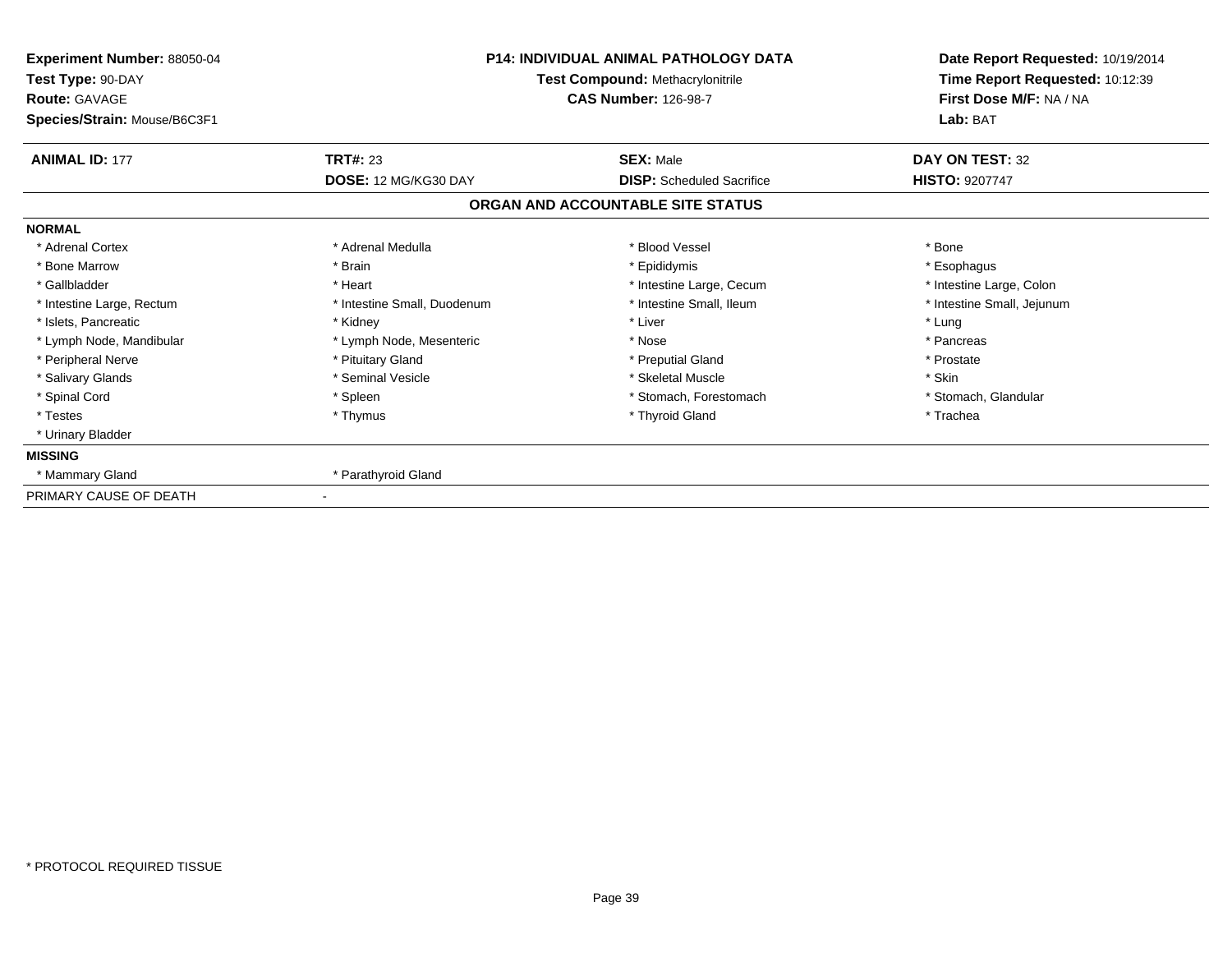**Experiment Number:** 88050-04
**Test Type:** 90-DAY
**Route:** GAVAGE
**Species/Strain:** Mouse/B6C3F1

**P14: INDIVIDUAL ANIMAL PATHOLOGY DATA**
**Test Compound:** Methacrylonitrile
**CAS Number:** 126-98-7

**Date Report Requested:** 10/19/2014
**Time Report Requested:** 10:12:39
**First Dose M/F:** NA / NA
**Lab:** BAT

| **ANIMAL ID:** 177 | **TRT#:** 23 | **SEX:** Male | **DAY ON TEST:** 32 |
|---|---|---|---|
| | **DOSE:** 12 MG/KG30 DAY | **DISP:** Scheduled Sacrifice | **HISTO:** 9207747 |

## ORGAN AND ACCOUNTABLE SITE STATUS

**NORMAL**

| | | | |
|---|---|---|---|
| * Adrenal Cortex | * Adrenal Medulla | * Blood Vessel | * Bone |
| * Bone Marrow | * Brain | * Epididymis | * Esophagus |
| * Gallbladder | * Heart | * Intestine Large, Cecum | * Intestine Large, Colon |
| * Intestine Large, Rectum | * Intestine Small, Duodenum | * Intestine Small, Ileum | * Intestine Small, Jejunum |
| * Islets, Pancreatic | * Kidney | * Liver | * Lung |
| * Lymph Node, Mandibular | * Lymph Node, Mesenteric | * Nose | * Pancreas |
| * Peripheral Nerve | * Pituitary Gland | * Preputial Gland | * Prostate |
| * Salivary Glands | * Seminal Vesicle | * Skeletal Muscle | * Skin |
| * Spinal Cord | * Spleen | * Stomach, Forestomach | * Stomach, Glandular |
| * Testes | * Thymus | * Thyroid Gland | * Trachea |
| * Urinary Bladder | | | |

**MISSING**

| | |
|---|---|
| * Mammary Gland | * Parathyroid Gland |

PRIMARY CAUSE OF DEATH -

* PROTOCOL REQUIRED TISSUE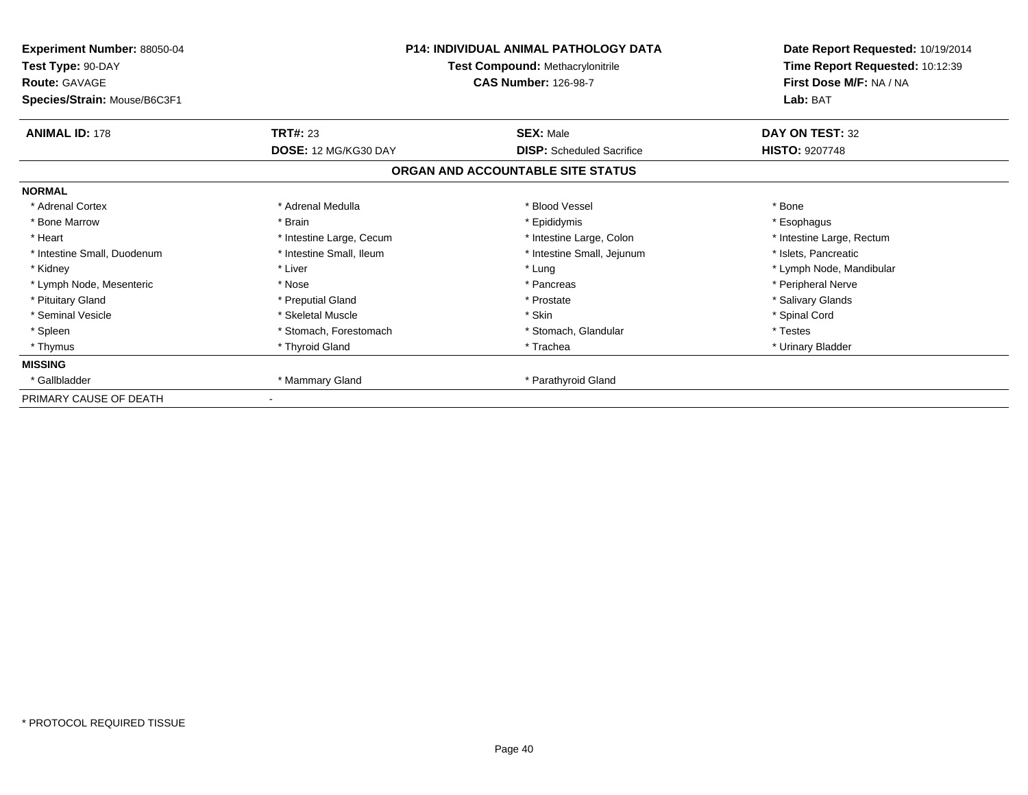**Experiment Number:** 88050-04
**Test Type:** 90-DAY
**Route:** GAVAGE
**Species/Strain:** Mouse/B6C3F1

**P14: INDIVIDUAL ANIMAL PATHOLOGY DATA**
**Test Compound:** Methacrylonitrile
**CAS Number:** 126-98-7

**Date Report Requested:** 10/19/2014
**Time Report Requested:** 10:12:39
**First Dose M/F:** NA / NA
**Lab:** BAT

| **ANIMAL ID:** 178 | **TRT#:** 23 | **SEX:** Male | **DAY ON TEST:** 32 |
|---|---|---|---|
| | **DOSE:** 12 MG/KG30 DAY | **DISP:** Scheduled Sacrifice | **HISTO:** 9207748 |

## ORGAN AND ACCOUNTABLE SITE STATUS

**NORMAL**

| | | | |
|---|---|---|---|
| * Adrenal Cortex | * Adrenal Medulla | * Blood Vessel | * Bone |
| * Bone Marrow | * Brain | * Epididymis | * Esophagus |
| * Heart | * Intestine Large, Cecum | * Intestine Large, Colon | * Intestine Large, Rectum |
| * Intestine Small, Duodenum | * Intestine Small, Ileum | * Intestine Small, Jejunum | * Islets, Pancreatic |
| * Kidney | * Liver | * Lung | * Lymph Node, Mandibular |
| * Lymph Node, Mesenteric | * Nose | * Pancreas | * Peripheral Nerve |
| * Pituitary Gland | * Preputial Gland | * Prostate | * Salivary Glands |
| * Seminal Vesicle | * Skeletal Muscle | * Skin | * Spinal Cord |
| * Spleen | * Stomach, Forestomach | * Stomach, Glandular | * Testes |
| * Thymus | * Thyroid Gland | * Trachea | * Urinary Bladder |

**MISSING**

| | | |
|---|---|---|
| * Gallbladder | * Mammary Gland | * Parathyroid Gland |

PRIMARY CAUSE OF DEATH -

* PROTOCOL REQUIRED TISSUE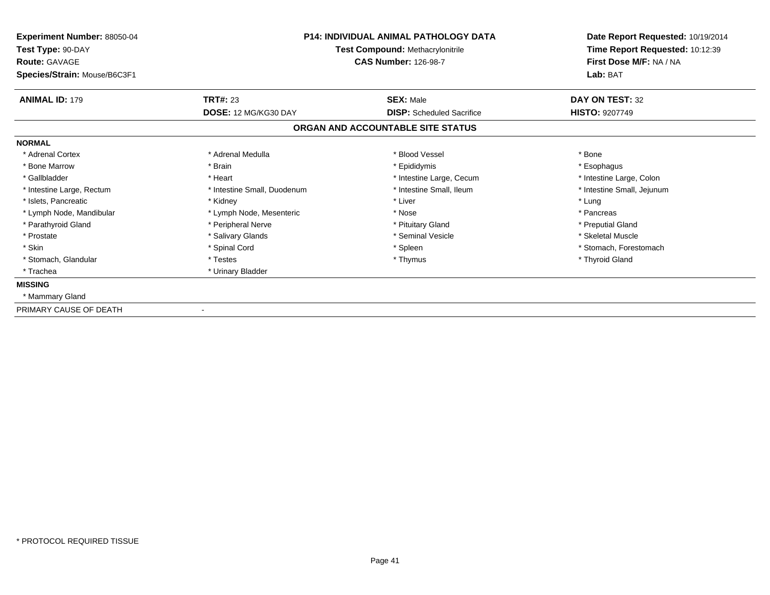**Experiment Number:** 88050-04
**Test Type:** 90-DAY
**Route:** GAVAGE
**Species/Strain:** Mouse/B6C3F1

**P14: INDIVIDUAL ANIMAL PATHOLOGY DATA**
**Test Compound:** Methacrylonitrile
**CAS Number:** 126-98-7

**Date Report Requested:** 10/19/2014
**Time Report Requested:** 10:12:39
**First Dose M/F:** NA / NA
**Lab:** BAT

| **ANIMAL ID:** 179 | **TRT#:** 23 | **SEX:** Male | **DAY ON TEST:** 32 |
|---|---|---|---|
| | **DOSE:** 12 MG/KG30 DAY | **DISP:** Scheduled Sacrifice | **HISTO:** 9207749 |

## ORGAN AND ACCOUNTABLE SITE STATUS

**NORMAL**

| | | | |
|---|---|---|---|
| * Adrenal Cortex | * Adrenal Medulla | * Blood Vessel | * Bone |
| * Bone Marrow | * Brain | * Epididymis | * Esophagus |
| * Gallbladder | * Heart | * Intestine Large, Cecum | * Intestine Large, Colon |
| * Intestine Large, Rectum | * Intestine Small, Duodenum | * Intestine Small, Ileum | * Intestine Small, Jejunum |
| * Islets, Pancreatic | * Kidney | * Liver | * Lung |
| * Lymph Node, Mandibular | * Lymph Node, Mesenteric | * Nose | * Pancreas |
| * Parathyroid Gland | * Peripheral Nerve | * Pituitary Gland | * Preputial Gland |
| * Prostate | * Salivary Glands | * Seminal Vesicle | * Skeletal Muscle |
| * Skin | * Spinal Cord | * Spleen | * Stomach, Forestomach |
| * Stomach, Glandular | * Testes | * Thymus | * Thyroid Gland |
| * Trachea | * Urinary Bladder | | |

**MISSING**

* Mammary Gland

PRIMARY CAUSE OF DEATH -

* PROTOCOL REQUIRED TISSUE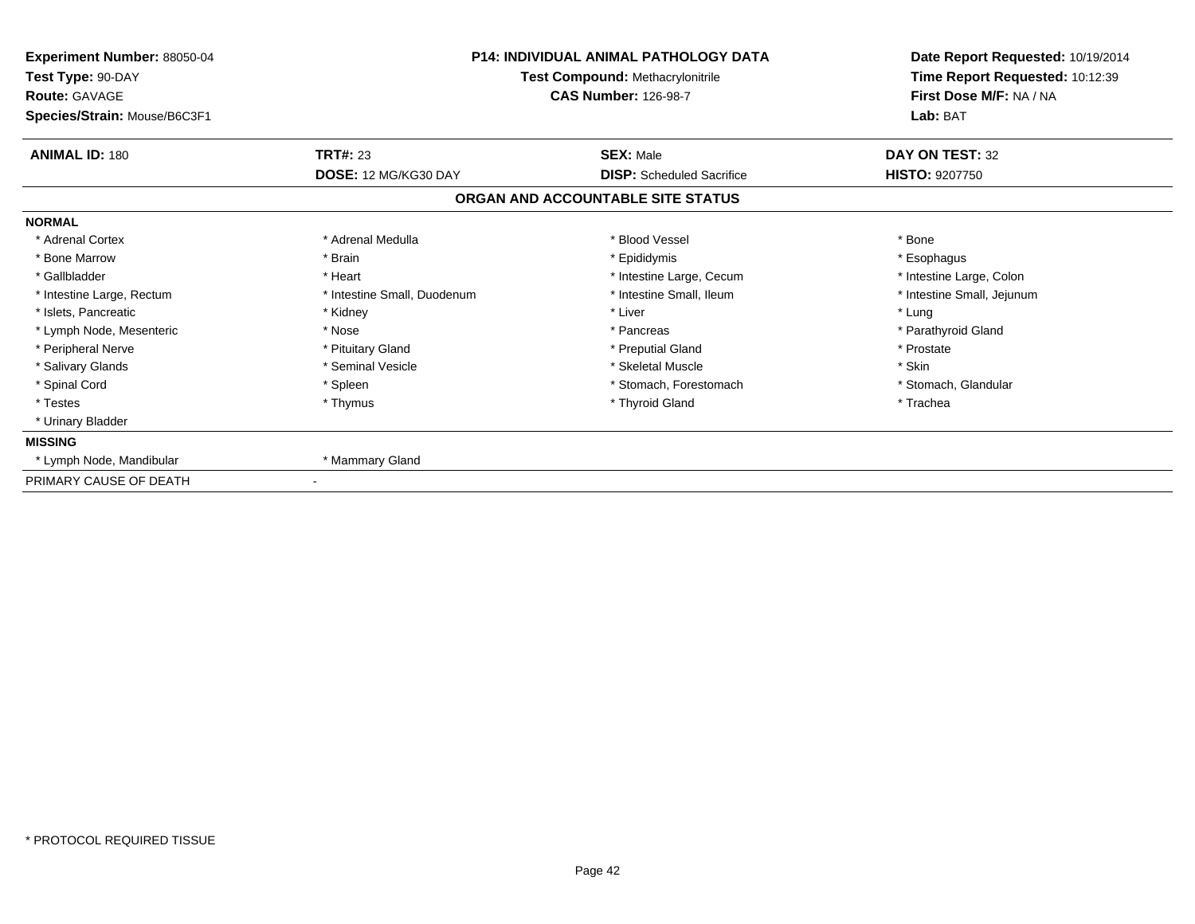**Experiment Number:** 88050-04
**Test Type:** 90-DAY
**Route:** GAVAGE
**Species/Strain:** Mouse/B6C3F1

**P14: INDIVIDUAL ANIMAL PATHOLOGY DATA**
**Test Compound:** Methacrylonitrile
**CAS Number:** 126-98-7

**Date Report Requested:** 10/19/2014
**Time Report Requested:** 10:12:39
**First Dose M/F:** NA / NA
**Lab:** BAT

| **ANIMAL ID:** 180 | **TRT#:** 23 | **SEX:** Male | **DAY ON TEST:** 32 |
|---|---|---|---|
| | **DOSE:** 12 MG/KG30 DAY | **DISP:** Scheduled Sacrifice | **HISTO:** 9207750 |

## ORGAN AND ACCOUNTABLE SITE STATUS

**NORMAL**

| | | | |
|---|---|---|---|
| * Adrenal Cortex | * Adrenal Medulla | * Blood Vessel | * Bone |
| * Bone Marrow | * Brain | * Epididymis | * Esophagus |
| * Gallbladder | * Heart | * Intestine Large, Cecum | * Intestine Large, Colon |
| * Intestine Large, Rectum | * Intestine Small, Duodenum | * Intestine Small, Ileum | * Intestine Small, Jejunum |
| * Islets, Pancreatic | * Kidney | * Liver | * Lung |
| * Lymph Node, Mesenteric | * Nose | * Pancreas | * Parathyroid Gland |
| * Peripheral Nerve | * Pituitary Gland | * Preputial Gland | * Prostate |
| * Salivary Glands | * Seminal Vesicle | * Skeletal Muscle | * Skin |
| * Spinal Cord | * Spleen | * Stomach, Forestomach | * Stomach, Glandular |
| * Testes | * Thymus | * Thyroid Gland | * Trachea |
| * Urinary Bladder | | | |

**MISSING**

| | |
|---|---|
| * Lymph Node, Mandibular | * Mammary Gland |

PRIMARY CAUSE OF DEATH -

* PROTOCOL REQUIRED TISSUE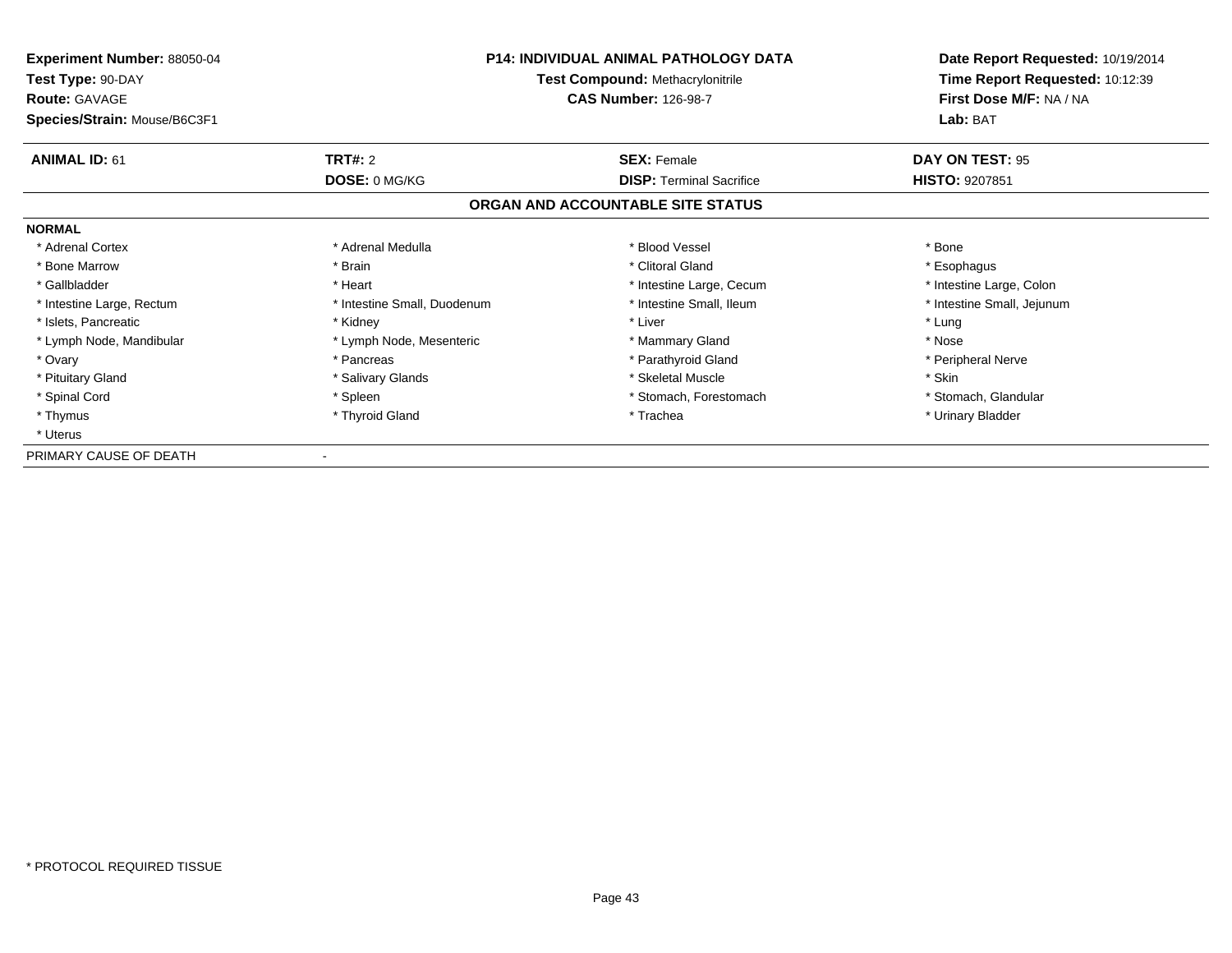**Experiment Number:** 88050-04
**Test Type:** 90-DAY
**Route:** GAVAGE
**Species/Strain:** Mouse/B6C3F1

**P14: INDIVIDUAL ANIMAL PATHOLOGY DATA**
**Test Compound:** Methacrylonitrile
**CAS Number:** 126-98-7

**Date Report Requested:** 10/19/2014
**Time Report Requested:** 10:12:39
**First Dose M/F:** NA / NA
**Lab:** BAT

| **ANIMAL ID:** 61 | **TRT#:** 2 | **SEX:** Female | **DAY ON TEST:** 95 |
|---|---|---|---|
| | **DOSE:** 0 MG/KG | **DISP:** Terminal Sacrifice | **HISTO:** 9207851 |

## ORGAN AND ACCOUNTABLE SITE STATUS

**NORMAL**

| | | | |
|---|---|---|---|
| * Adrenal Cortex | * Adrenal Medulla | * Blood Vessel | * Bone |
| * Bone Marrow | * Brain | * Clitoral Gland | * Esophagus |
| * Gallbladder | * Heart | * Intestine Large, Cecum | * Intestine Large, Colon |
| * Intestine Large, Rectum | * Intestine Small, Duodenum | * Intestine Small, Ileum | * Intestine Small, Jejunum |
| * Islets, Pancreatic | * Kidney | * Liver | * Lung |
| * Lymph Node, Mandibular | * Lymph Node, Mesenteric | * Mammary Gland | * Nose |
| * Ovary | * Pancreas | * Parathyroid Gland | * Peripheral Nerve |
| * Pituitary Gland | * Salivary Glands | * Skeletal Muscle | * Skin |
| * Spinal Cord | * Spleen | * Stomach, Forestomach | * Stomach, Glandular |
| * Thymus | * Thyroid Gland | * Trachea | * Urinary Bladder |
| * Uterus | | | |

PRIMARY CAUSE OF DEATH -

* PROTOCOL REQUIRED TISSUE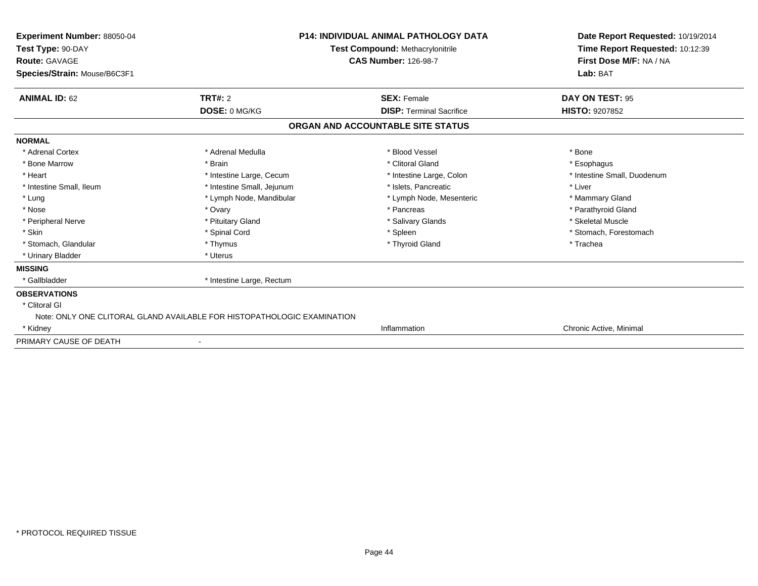**Experiment Number:** 88050-04
**Test Type:** 90-DAY
**Route:** GAVAGE
**Species/Strain:** Mouse/B6C3F1

**P14: INDIVIDUAL ANIMAL PATHOLOGY DATA**
**Test Compound:** Methacrylonitrile
**CAS Number:** 126-98-7

**Date Report Requested:** 10/19/2014
**Time Report Requested:** 10:12:39
**First Dose M/F:** NA / NA
**Lab:** BAT

| **ANIMAL ID:** 62 | **TRT#:** 2 | **SEX:** Female | **DAY ON TEST:** 95 |
|---|---|---|---|
| | **DOSE:** 0 MG/KG | **DISP:** Terminal Sacrifice | **HISTO:** 9207852 |

## ORGAN AND ACCOUNTABLE SITE STATUS

**NORMAL**

| | | | |
|---|---|---|---|
| * Adrenal Cortex | * Adrenal Medulla | * Blood Vessel | * Bone |
| * Bone Marrow | * Brain | * Clitoral Gland | * Esophagus |
| * Heart | * Intestine Large, Cecum | * Intestine Large, Colon | * Intestine Small, Duodenum |
| * Intestine Small, Ileum | * Intestine Small, Jejunum | * Islets, Pancreatic | * Liver |
| * Lung | * Lymph Node, Mandibular | * Lymph Node, Mesenteric | * Mammary Gland |
| * Nose | * Ovary | * Pancreas | * Parathyroid Gland |
| * Peripheral Nerve | * Pituitary Gland | * Salivary Glands | * Skeletal Muscle |
| * Skin | * Spinal Cord | * Spleen | * Stomach, Forestomach |
| * Stomach, Glandular | * Thymus | * Thyroid Gland | * Trachea |
| * Urinary Bladder | * Uterus | | |

**MISSING**

| | |
|---|---|
| * Gallbladder | * Intestine Large, Rectum |

**OBSERVATIONS**

* Clitoral Gl
  Note: ONLY ONE CLITORAL GLAND AVAILABLE FOR HISTOPATHOLOGIC EXAMINATION

| | | |
|---|---|---|
| * Kidney | Inflammation | Chronic Active, Minimal |

PRIMARY CAUSE OF DEATH -

* PROTOCOL REQUIRED TISSUE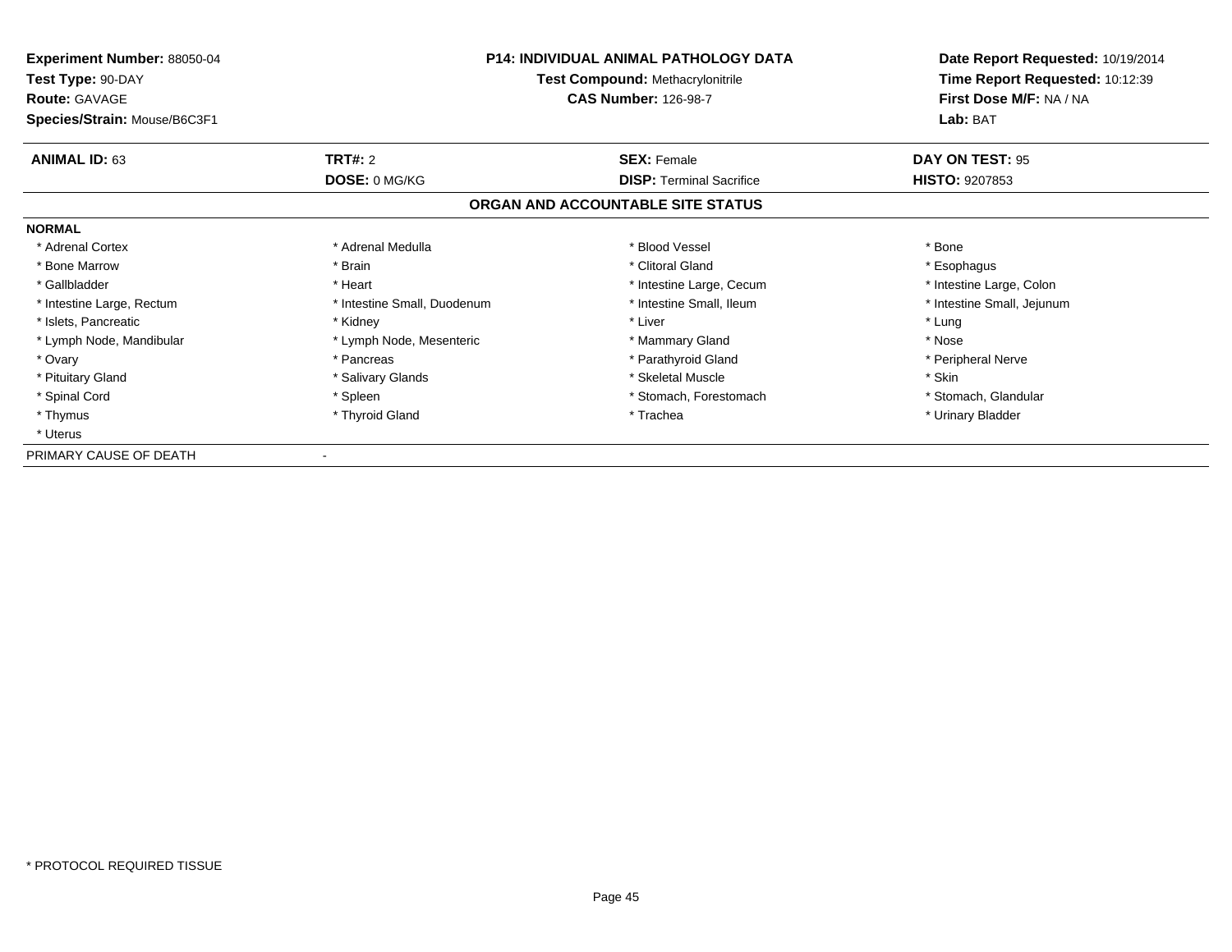| | | | |
|---|---|---|---|
| **Experiment Number:** 88050-04 | **P14: INDIVIDUAL ANIMAL PATHOLOGY DATA** | | **Date Report Requested:** 10/19/2014 |
| **Test Type:** 90-DAY | **Test Compound:** Methacrylonitrile | | **Time Report Requested:** 10:12:39 |
| **Route:** GAVAGE | **CAS Number:** 126-98-7 | | **First Dose M/F:** NA / NA |
| **Species/Strain:** Mouse/B6C3F1 | | | **Lab:** BAT |

| **ANIMAL ID:** 63 | **TRT#:** 2 | **SEX:** Female | **DAY ON TEST:** 95 |
|---|---|---|---|
| | **DOSE:** 0 MG/KG | **DISP:** Terminal Sacrifice | **HISTO:** 9207853 |

## ORGAN AND ACCOUNTABLE SITE STATUS

**NORMAL**

| | | | |
|---|---|---|---|
| * Adrenal Cortex | * Adrenal Medulla | * Blood Vessel | * Bone |
| * Bone Marrow | * Brain | * Clitoral Gland | * Esophagus |
| * Gallbladder | * Heart | * Intestine Large, Cecum | * Intestine Large, Colon |
| * Intestine Large, Rectum | * Intestine Small, Duodenum | * Intestine Small, Ileum | * Intestine Small, Jejunum |
| * Islets, Pancreatic | * Kidney | * Liver | * Lung |
| * Lymph Node, Mandibular | * Lymph Node, Mesenteric | * Mammary Gland | * Nose |
| * Ovary | * Pancreas | * Parathyroid Gland | * Peripheral Nerve |
| * Pituitary Gland | * Salivary Glands | * Skeletal Muscle | * Skin |
| * Spinal Cord | * Spleen | * Stomach, Forestomach | * Stomach, Glandular |
| * Thymus | * Thyroid Gland | * Trachea | * Urinary Bladder |
| * Uterus | | | |

PRIMARY CAUSE OF DEATH -

\* PROTOCOL REQUIRED TISSUE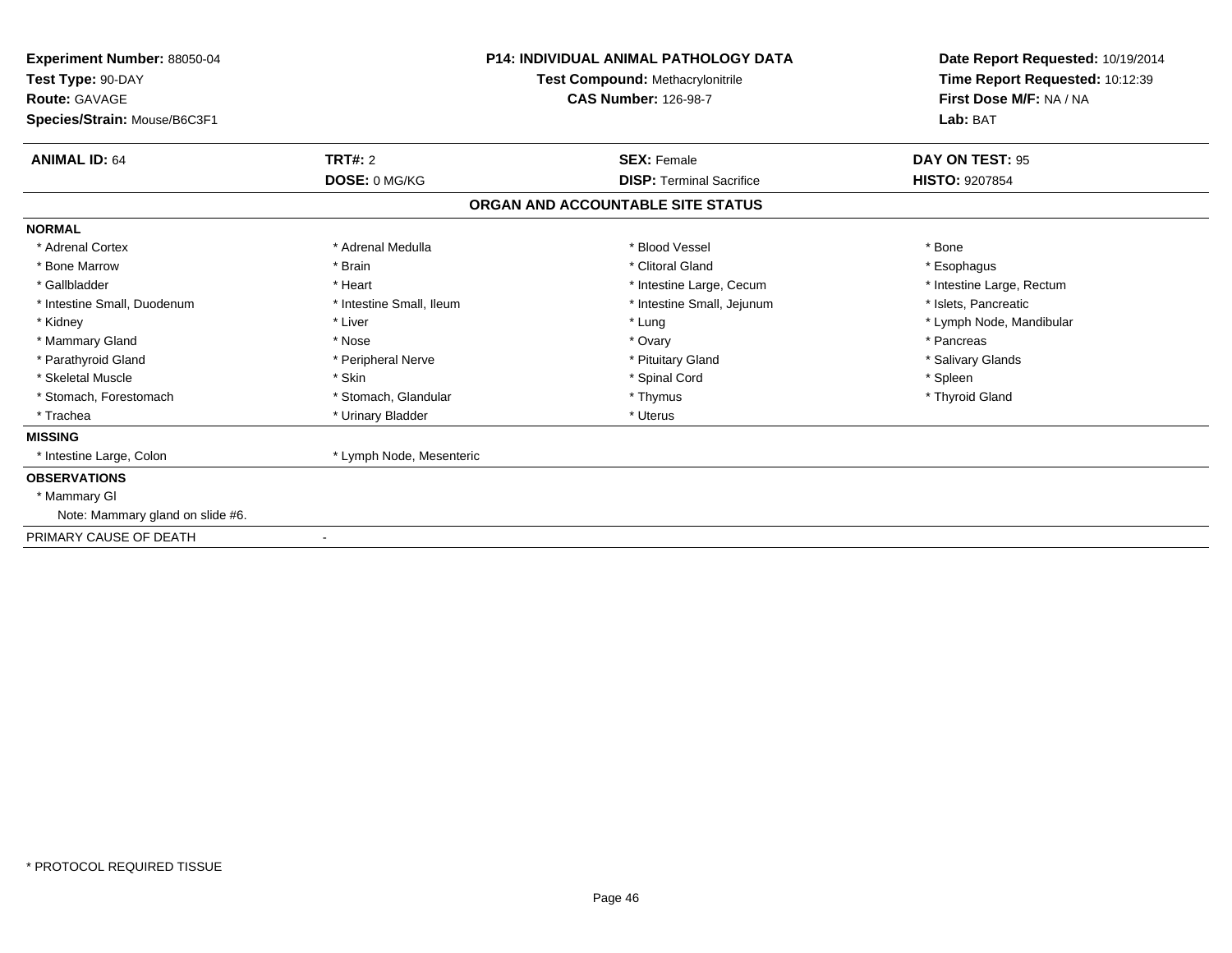**Experiment Number:** 88050-04
**Test Type:** 90-DAY
**Route:** GAVAGE
**Species/Strain:** Mouse/B6C3F1

**P14: INDIVIDUAL ANIMAL PATHOLOGY DATA**
**Test Compound:** Methacrylonitrile
**CAS Number:** 126-98-7

**Date Report Requested:** 10/19/2014
**Time Report Requested:** 10:12:39
**First Dose M/F:** NA / NA
**Lab:** BAT

| **ANIMAL ID:** 64 | **TRT#:** 2 | **SEX:** Female | **DAY ON TEST:** 95 |
|---|---|---|---|
| | **DOSE:** 0 MG/KG | **DISP:** Terminal Sacrifice | **HISTO:** 9207854 |

## ORGAN AND ACCOUNTABLE SITE STATUS

**NORMAL**

| | | | |
|---|---|---|---|
| * Adrenal Cortex | * Adrenal Medulla | * Blood Vessel | * Bone |
| * Bone Marrow | * Brain | * Clitoral Gland | * Esophagus |
| * Gallbladder | * Heart | * Intestine Large, Cecum | * Intestine Large, Rectum |
| * Intestine Small, Duodenum | * Intestine Small, Ileum | * Intestine Small, Jejunum | * Islets, Pancreatic |
| * Kidney | * Liver | * Lung | * Lymph Node, Mandibular |
| * Mammary Gland | * Nose | * Ovary | * Pancreas |
| * Parathyroid Gland | * Peripheral Nerve | * Pituitary Gland | * Salivary Glands |
| * Skeletal Muscle | * Skin | * Spinal Cord | * Spleen |
| * Stomach, Forestomach | * Stomach, Glandular | * Thymus | * Thyroid Gland |
| * Trachea | * Urinary Bladder | * Uterus | |

**MISSING**

* Intestine Large, Colon
* Lymph Node, Mesenteric

**OBSERVATIONS**

* Mammary Gl
  Note: Mammary gland on slide #6.

PRIMARY CAUSE OF DEATH -

* PROTOCOL REQUIRED TISSUE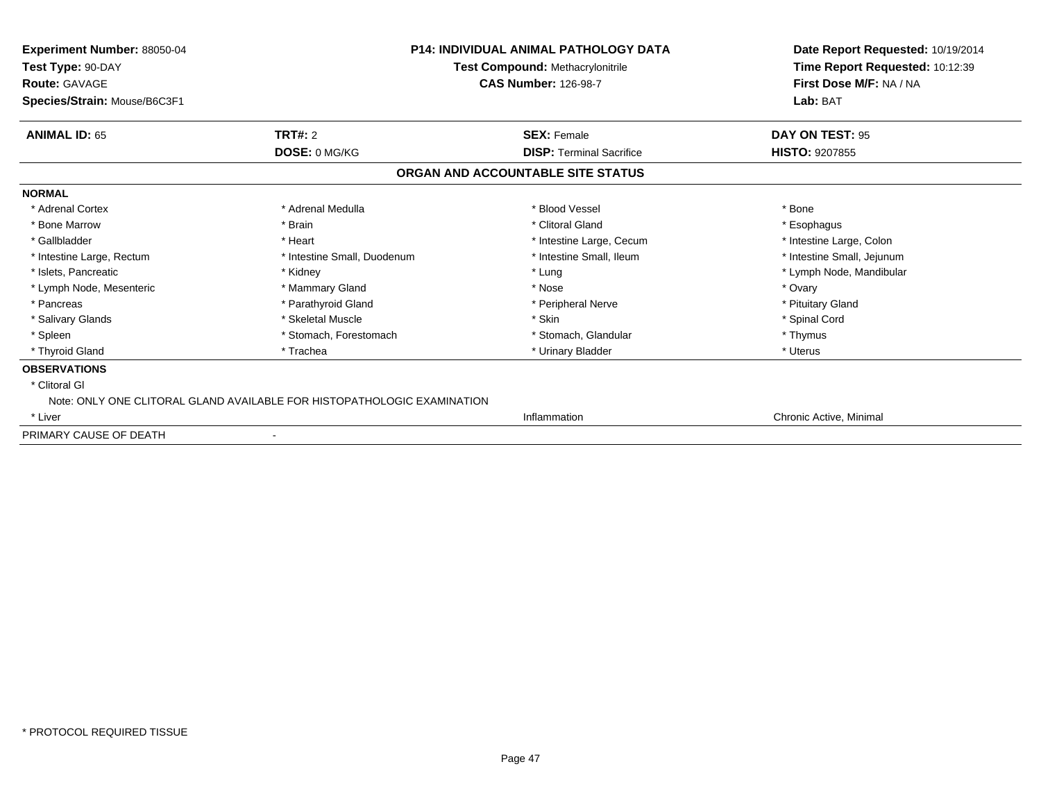**Experiment Number:** 88050-04
**Test Type:** 90-DAY
**Route:** GAVAGE
**Species/Strain:** Mouse/B6C3F1

**P14: INDIVIDUAL ANIMAL PATHOLOGY DATA**
**Test Compound:** Methacrylonitrile
**CAS Number:** 126-98-7

**Date Report Requested:** 10/19/2014
**Time Report Requested:** 10:12:39
**First Dose M/F:** NA / NA
**Lab:** BAT

| **ANIMAL ID:** 65 | **TRT#:** 2 | **SEX:** Female | **DAY ON TEST:** 95 |
|---|---|---|---|
| | **DOSE:** 0 MG/KG | **DISP:** Terminal Sacrifice | **HISTO:** 9207855 |

## ORGAN AND ACCOUNTABLE SITE STATUS

**NORMAL**

| | | | |
|---|---|---|---|
| * Adrenal Cortex | * Adrenal Medulla | * Blood Vessel | * Bone |
| * Bone Marrow | * Brain | * Clitoral Gland | * Esophagus |
| * Gallbladder | * Heart | * Intestine Large, Cecum | * Intestine Large, Colon |
| * Intestine Large, Rectum | * Intestine Small, Duodenum | * Intestine Small, Ileum | * Intestine Small, Jejunum |
| * Islets, Pancreatic | * Kidney | * Lung | * Lymph Node, Mandibular |
| * Lymph Node, Mesenteric | * Mammary Gland | * Nose | * Ovary |
| * Pancreas | * Parathyroid Gland | * Peripheral Nerve | * Pituitary Gland |
| * Salivary Glands | * Skeletal Muscle | * Skin | * Spinal Cord |
| * Spleen | * Stomach, Forestomach | * Stomach, Glandular | * Thymus |
| * Thyroid Gland | * Trachea | * Urinary Bladder | * Uterus |

**OBSERVATIONS**

* Clitoral Gl
  Note: ONLY ONE CLITORAL GLAND AVAILABLE FOR HISTOPATHOLOGIC EXAMINATION
* Liver — Inflammation — Chronic Active, Minimal

PRIMARY CAUSE OF DEATH -

\* PROTOCOL REQUIRED TISSUE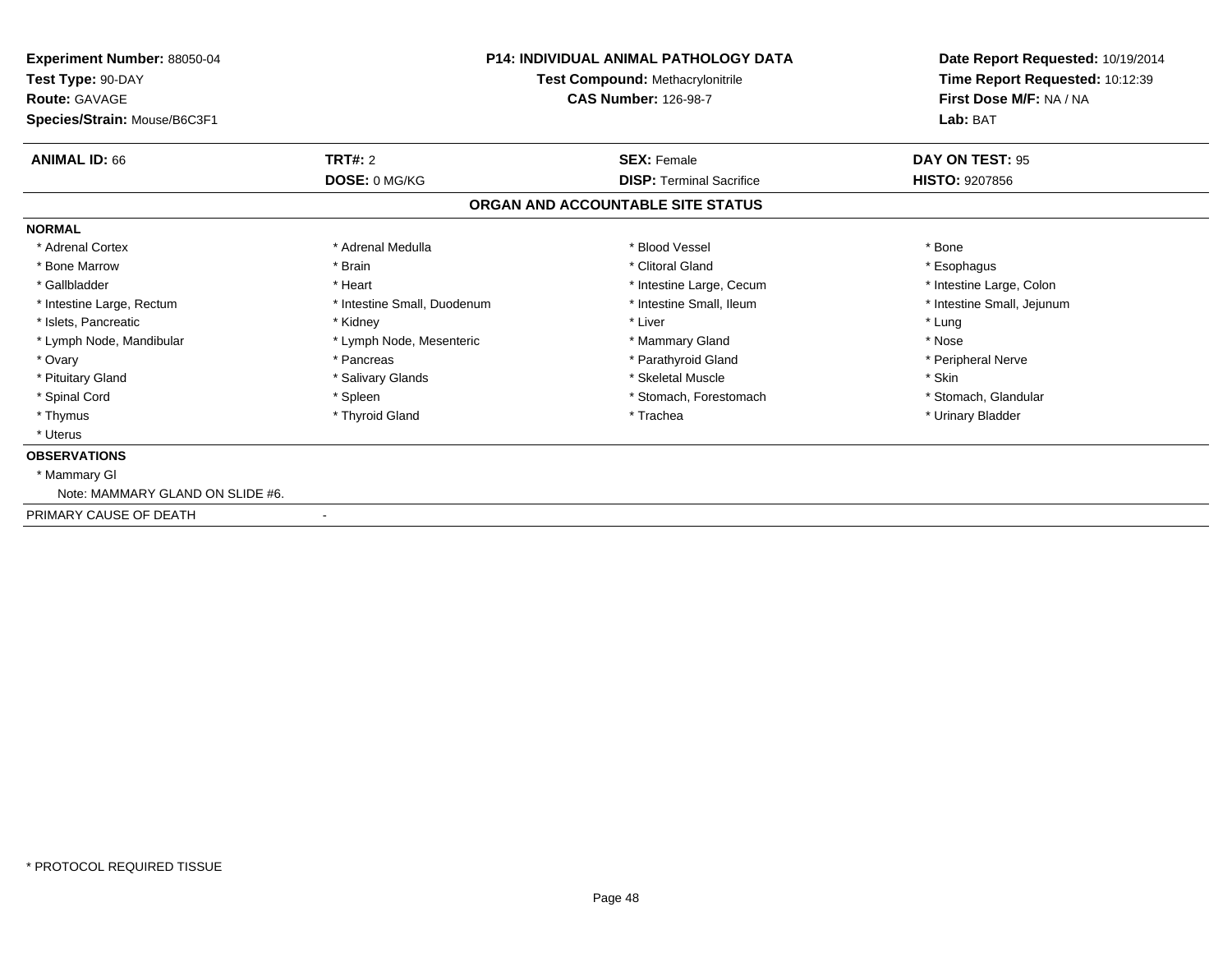**Experiment Number:** 88050-04
**Test Type:** 90-DAY
**Route:** GAVAGE
**Species/Strain:** Mouse/B6C3F1

**P14: INDIVIDUAL ANIMAL PATHOLOGY DATA**
**Test Compound:** Methacrylonitrile
**CAS Number:** 126-98-7

**Date Report Requested:** 10/19/2014
**Time Report Requested:** 10:12:39
**First Dose M/F:** NA / NA
**Lab:** BAT

| **ANIMAL ID:** 66 | **TRT#:** 2 | **SEX:** Female | **DAY ON TEST:** 95 |
|---|---|---|---|
| | **DOSE:** 0 MG/KG | **DISP:** Terminal Sacrifice | **HISTO:** 9207856 |

## ORGAN AND ACCOUNTABLE SITE STATUS

**NORMAL**

| | | | |
|---|---|---|---|
| * Adrenal Cortex | * Adrenal Medulla | * Blood Vessel | * Bone |
| * Bone Marrow | * Brain | * Clitoral Gland | * Esophagus |
| * Gallbladder | * Heart | * Intestine Large, Cecum | * Intestine Large, Colon |
| * Intestine Large, Rectum | * Intestine Small, Duodenum | * Intestine Small, Ileum | * Intestine Small, Jejunum |
| * Islets, Pancreatic | * Kidney | * Liver | * Lung |
| * Lymph Node, Mandibular | * Lymph Node, Mesenteric | * Mammary Gland | * Nose |
| * Ovary | * Pancreas | * Parathyroid Gland | * Peripheral Nerve |
| * Pituitary Gland | * Salivary Glands | * Skeletal Muscle | * Skin |
| * Spinal Cord | * Spleen | * Stomach, Forestomach | * Stomach, Glandular |
| * Thymus | * Thyroid Gland | * Trachea | * Urinary Bladder |
| * Uterus | | | |

**OBSERVATIONS**

* Mammary Gl

Note: MAMMARY GLAND ON SLIDE #6.

PRIMARY CAUSE OF DEATH -

* PROTOCOL REQUIRED TISSUE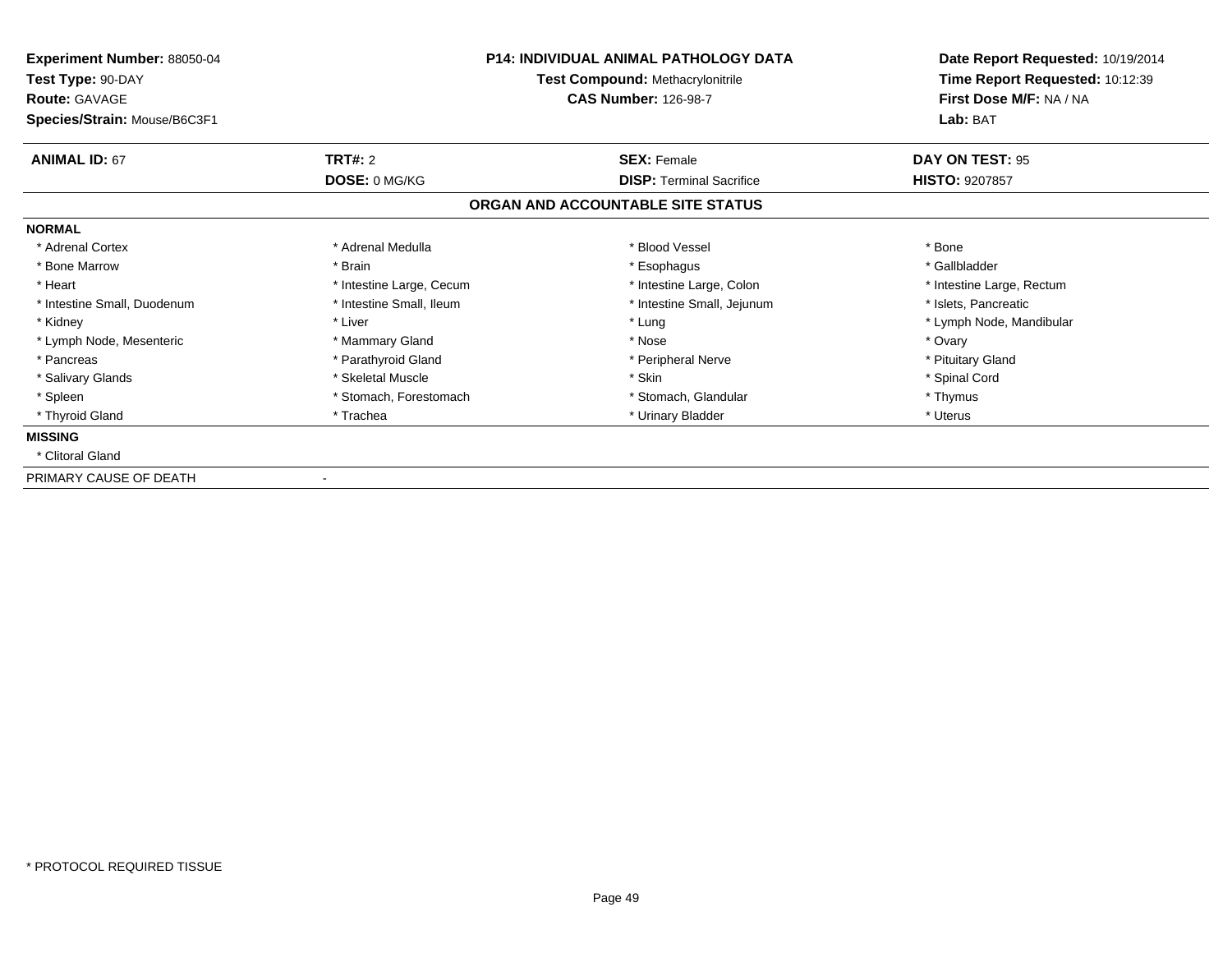**Experiment Number:** 88050-04
**Test Type:** 90-DAY
**Route:** GAVAGE
**Species/Strain:** Mouse/B6C3F1

**P14: INDIVIDUAL ANIMAL PATHOLOGY DATA**
**Test Compound:** Methacrylonitrile
**CAS Number:** 126-98-7

**Date Report Requested:** 10/19/2014
**Time Report Requested:** 10:12:39
**First Dose M/F:** NA / NA
**Lab:** BAT

| **ANIMAL ID:** 67 | **TRT#:** 2 | **SEX:** Female | **DAY ON TEST:** 95 |
|---|---|---|---|
| | **DOSE:** 0 MG/KG | **DISP:** Terminal Sacrifice | **HISTO:** 9207857 |

## ORGAN AND ACCOUNTABLE SITE STATUS

**NORMAL**

| | | | |
|---|---|---|---|
| * Adrenal Cortex | * Adrenal Medulla | * Blood Vessel | * Bone |
| * Bone Marrow | * Brain | * Esophagus | * Gallbladder |
| * Heart | * Intestine Large, Cecum | * Intestine Large, Colon | * Intestine Large, Rectum |
| * Intestine Small, Duodenum | * Intestine Small, Ileum | * Intestine Small, Jejunum | * Islets, Pancreatic |
| * Kidney | * Liver | * Lung | * Lymph Node, Mandibular |
| * Lymph Node, Mesenteric | * Mammary Gland | * Nose | * Ovary |
| * Pancreas | * Parathyroid Gland | * Peripheral Nerve | * Pituitary Gland |
| * Salivary Glands | * Skeletal Muscle | * Skin | * Spinal Cord |
| * Spleen | * Stomach, Forestomach | * Stomach, Glandular | * Thymus |
| * Thyroid Gland | * Trachea | * Urinary Bladder | * Uterus |

**MISSING**

* Clitoral Gland

PRIMARY CAUSE OF DEATH -

* PROTOCOL REQUIRED TISSUE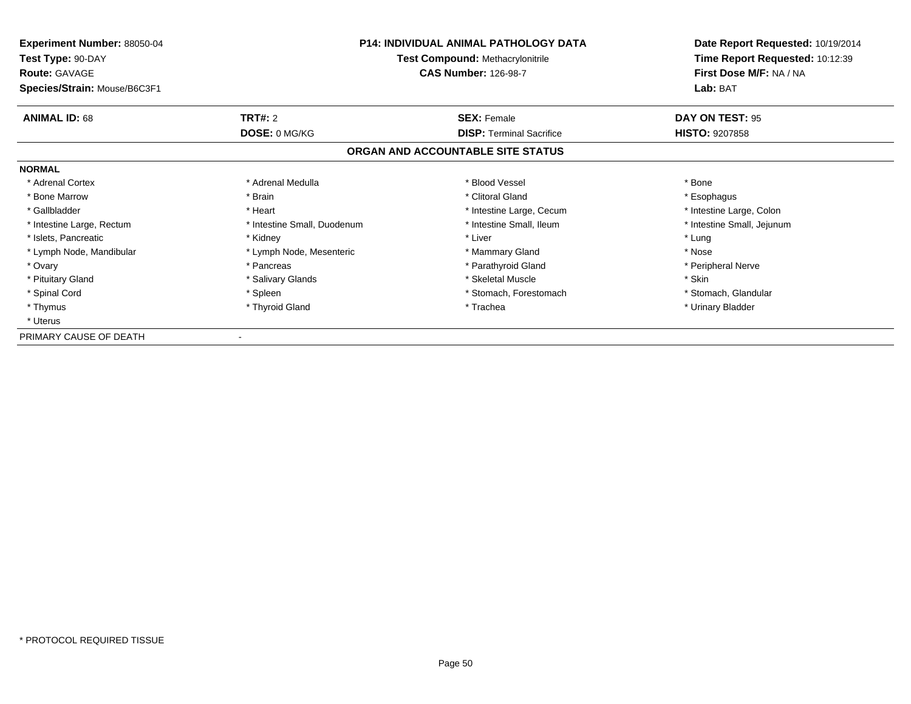**Experiment Number:** 88050-04
**Test Type:** 90-DAY
**Route:** GAVAGE
**Species/Strain:** Mouse/B6C3F1

**P14: INDIVIDUAL ANIMAL PATHOLOGY DATA**
**Test Compound:** Methacrylonitrile
**CAS Number:** 126-98-7

**Date Report Requested:** 10/19/2014
**Time Report Requested:** 10:12:39
**First Dose M/F:** NA / NA
**Lab:** BAT

| **ANIMAL ID:** 68 | **TRT#:** 2 | **SEX:** Female | **DAY ON TEST:** 95 |
|---|---|---|---|
| | **DOSE:** 0 MG/KG | **DISP:** Terminal Sacrifice | **HISTO:** 9207858 |

## ORGAN AND ACCOUNTABLE SITE STATUS

**NORMAL**

| | | | |
|---|---|---|---|
| * Adrenal Cortex | * Adrenal Medulla | * Blood Vessel | * Bone |
| * Bone Marrow | * Brain | * Clitoral Gland | * Esophagus |
| * Gallbladder | * Heart | * Intestine Large, Cecum | * Intestine Large, Colon |
| * Intestine Large, Rectum | * Intestine Small, Duodenum | * Intestine Small, Ileum | * Intestine Small, Jejunum |
| * Islets, Pancreatic | * Kidney | * Liver | * Lung |
| * Lymph Node, Mandibular | * Lymph Node, Mesenteric | * Mammary Gland | * Nose |
| * Ovary | * Pancreas | * Parathyroid Gland | * Peripheral Nerve |
| * Pituitary Gland | * Salivary Glands | * Skeletal Muscle | * Skin |
| * Spinal Cord | * Spleen | * Stomach, Forestomach | * Stomach, Glandular |
| * Thymus | * Thyroid Gland | * Trachea | * Urinary Bladder |
| * Uterus | | | |

PRIMARY CAUSE OF DEATH -

* PROTOCOL REQUIRED TISSUE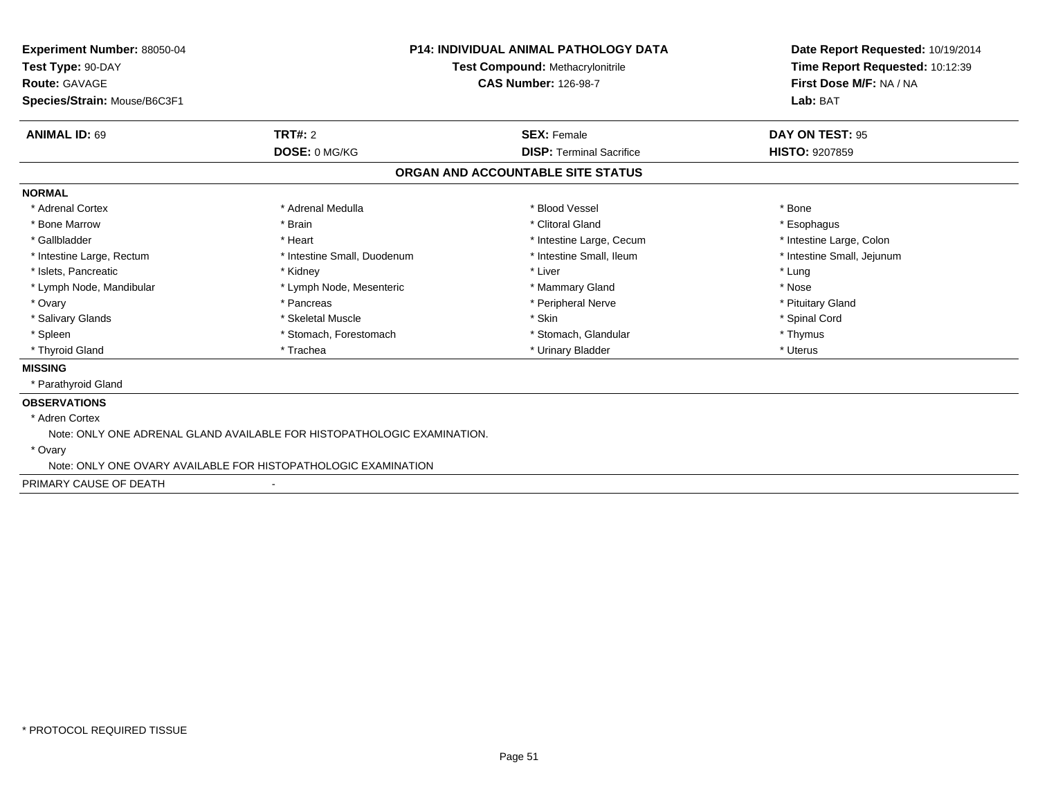**Experiment Number:** 88050-04
**Test Type:** 90-DAY
**Route:** GAVAGE
**Species/Strain:** Mouse/B6C3F1

**P14: INDIVIDUAL ANIMAL PATHOLOGY DATA**
**Test Compound:** Methacrylonitrile
**CAS Number:** 126-98-7

**Date Report Requested:** 10/19/2014
**Time Report Requested:** 10:12:39
**First Dose M/F:** NA / NA
**Lab:** BAT

| **ANIMAL ID:** 69 | **TRT#:** 2 | **SEX:** Female | **DAY ON TEST:** 95 |
|---|---|---|---|
| | **DOSE:** 0 MG/KG | **DISP:** Terminal Sacrifice | **HISTO:** 9207859 |

## ORGAN AND ACCOUNTABLE SITE STATUS

**NORMAL**

| | | | |
|---|---|---|---|
| * Adrenal Cortex | * Adrenal Medulla | * Blood Vessel | * Bone |
| * Bone Marrow | * Brain | * Clitoral Gland | * Esophagus |
| * Gallbladder | * Heart | * Intestine Large, Cecum | * Intestine Large, Colon |
| * Intestine Large, Rectum | * Intestine Small, Duodenum | * Intestine Small, Ileum | * Intestine Small, Jejunum |
| * Islets, Pancreatic | * Kidney | * Liver | * Lung |
| * Lymph Node, Mandibular | * Lymph Node, Mesenteric | * Mammary Gland | * Nose |
| * Ovary | * Pancreas | * Peripheral Nerve | * Pituitary Gland |
| * Salivary Glands | * Skeletal Muscle | * Skin | * Spinal Cord |
| * Spleen | * Stomach, Forestomach | * Stomach, Glandular | * Thymus |
| * Thyroid Gland | * Trachea | * Urinary Bladder | * Uterus |

**MISSING**

* Parathyroid Gland

**OBSERVATIONS**

* Adren Cortex
  Note: ONLY ONE ADRENAL GLAND AVAILABLE FOR HISTOPATHOLOGIC EXAMINATION.
* Ovary
  Note: ONLY ONE OVARY AVAILABLE FOR HISTOPATHOLOGIC EXAMINATION

PRIMARY CAUSE OF DEATH -

* PROTOCOL REQUIRED TISSUE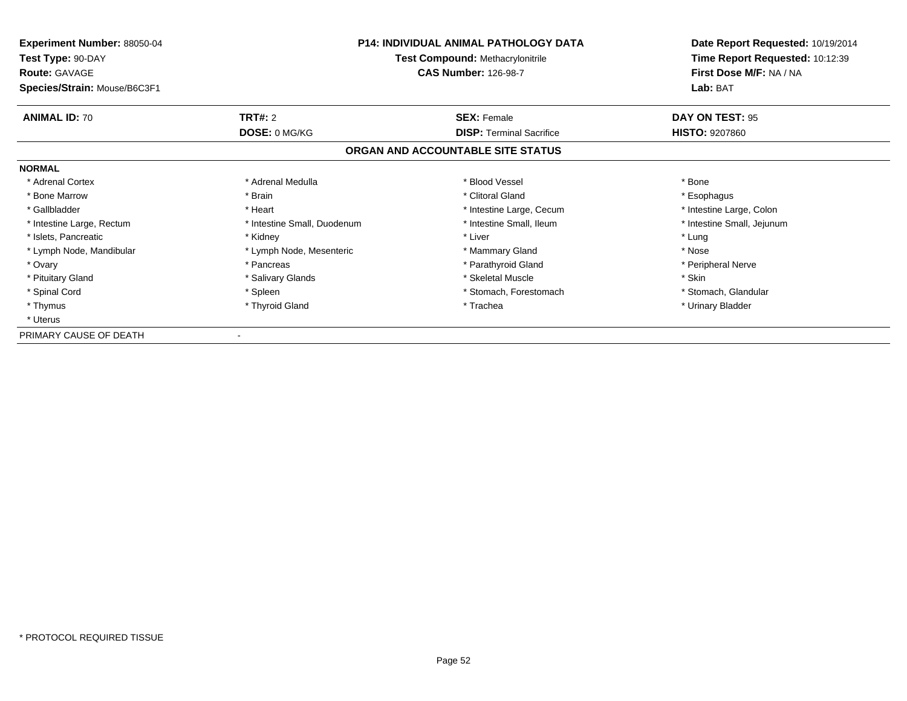**Experiment Number:** 88050-04
**Test Type:** 90-DAY
**Route:** GAVAGE
**Species/Strain:** Mouse/B6C3F1

**P14: INDIVIDUAL ANIMAL PATHOLOGY DATA**
**Test Compound:** Methacrylonitrile
**CAS Number:** 126-98-7

**Date Report Requested:** 10/19/2014
**Time Report Requested:** 10:12:39
**First Dose M/F:** NA / NA
**Lab:** BAT

| **ANIMAL ID:** 70 | **TRT#:** 2 | **SEX:** Female | **DAY ON TEST:** 95 |
|---|---|---|---|
| | **DOSE:** 0 MG/KG | **DISP:** Terminal Sacrifice | **HISTO:** 9207860 |

**ORGAN AND ACCOUNTABLE SITE STATUS**

**NORMAL**

| | | | |
|---|---|---|---|
| * Adrenal Cortex | * Adrenal Medulla | * Blood Vessel | * Bone |
| * Bone Marrow | * Brain | * Clitoral Gland | * Esophagus |
| * Gallbladder | * Heart | * Intestine Large, Cecum | * Intestine Large, Colon |
| * Intestine Large, Rectum | * Intestine Small, Duodenum | * Intestine Small, Ileum | * Intestine Small, Jejunum |
| * Islets, Pancreatic | * Kidney | * Liver | * Lung |
| * Lymph Node, Mandibular | * Lymph Node, Mesenteric | * Mammary Gland | * Nose |
| * Ovary | * Pancreas | * Parathyroid Gland | * Peripheral Nerve |
| * Pituitary Gland | * Salivary Glands | * Skeletal Muscle | * Skin |
| * Spinal Cord | * Spleen | * Stomach, Forestomach | * Stomach, Glandular |
| * Thymus | * Thyroid Gland | * Trachea | * Urinary Bladder |
| * Uterus | | | |

PRIMARY CAUSE OF DEATH -

* PROTOCOL REQUIRED TISSUE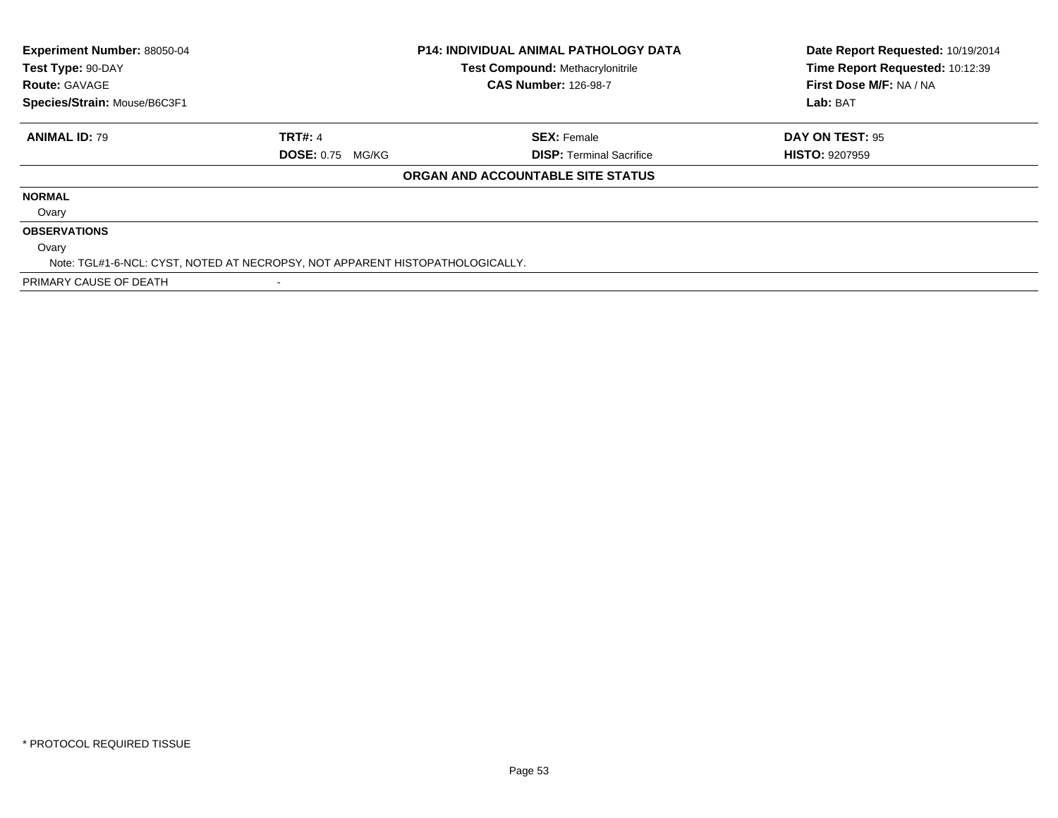**Experiment Number:** 88050-04
**Test Type:** 90-DAY
**Route:** GAVAGE
**Species/Strain:** Mouse/B6C3F1

**P14: INDIVIDUAL ANIMAL PATHOLOGY DATA**
**Test Compound:** Methacrylonitrile
**CAS Number:** 126-98-7

**Date Report Requested:** 10/19/2014
**Time Report Requested:** 10:12:39
**First Dose M/F:** NA / NA
**Lab:** BAT

| **ANIMAL ID:** 79 | **TRT#:** 4 | **SEX:** Female | **DAY ON TEST:** 95 |
|---|---|---|---|
| | **DOSE:** 0.75 MG/KG | **DISP:** Terminal Sacrifice | **HISTO:** 9207959 |

**ORGAN AND ACCOUNTABLE SITE STATUS**

**NORMAL**

Ovary

**OBSERVATIONS**

Ovary

Note: TGL#1-6-NCL: CYST, NOTED AT NECROPSY, NOT APPARENT HISTOPATHOLOGICALLY.

PRIMARY CAUSE OF DEATH -

* PROTOCOL REQUIRED TISSUE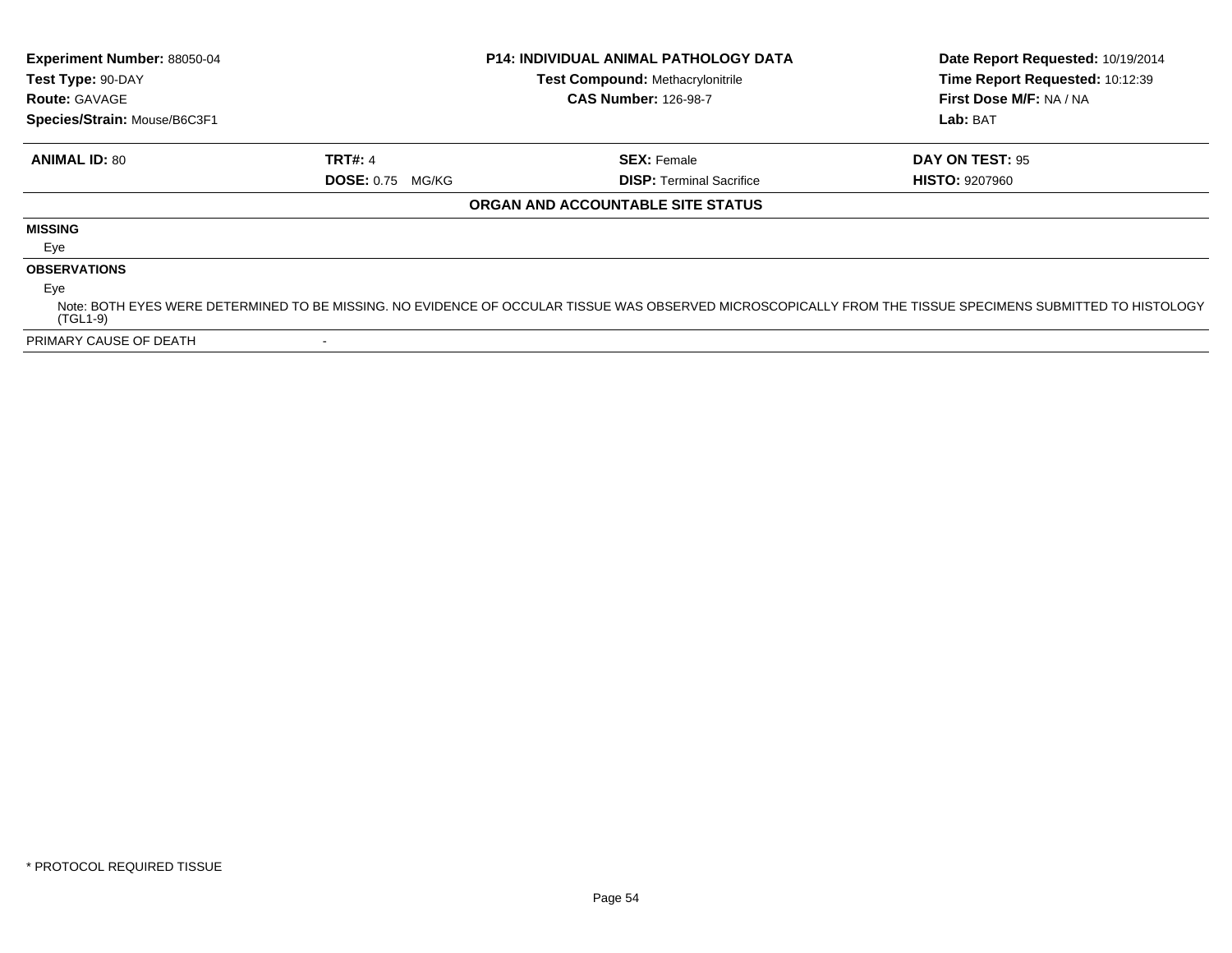| | | | |
|---|---|---|---|
| **Experiment Number:** 88050-04 | **P14: INDIVIDUAL ANIMAL PATHOLOGY DATA** | | **Date Report Requested:** 10/19/2014 |
| **Test Type:** 90-DAY | **Test Compound:** Methacrylonitrile | | **Time Report Requested:** 10:12:39 |
| **Route:** GAVAGE | **CAS Number:** 126-98-7 | | **First Dose M/F:** NA / NA |
| **Species/Strain:** Mouse/B6C3F1 | | | **Lab:** BAT |

| | | | |
|---|---|---|---|
| **ANIMAL ID:** 80 | **TRT#:** 4 | **SEX:** Female | **DAY ON TEST:** 95 |
| | **DOSE:** 0.75 MG/KG | **DISP:** Terminal Sacrifice | **HISTO:** 9207960 |

**ORGAN AND ACCOUNTABLE SITE STATUS**

**MISSING**

Eye

**OBSERVATIONS**

Eye

Note: BOTH EYES WERE DETERMINED TO BE MISSING. NO EVIDENCE OF OCCULAR TISSUE WAS OBSERVED MICROSCOPICALLY FROM THE TISSUE SPECIMENS SUBMITTED TO HISTOLOGY (TGL1-9)

PRIMARY CAUSE OF DEATH -

* PROTOCOL REQUIRED TISSUE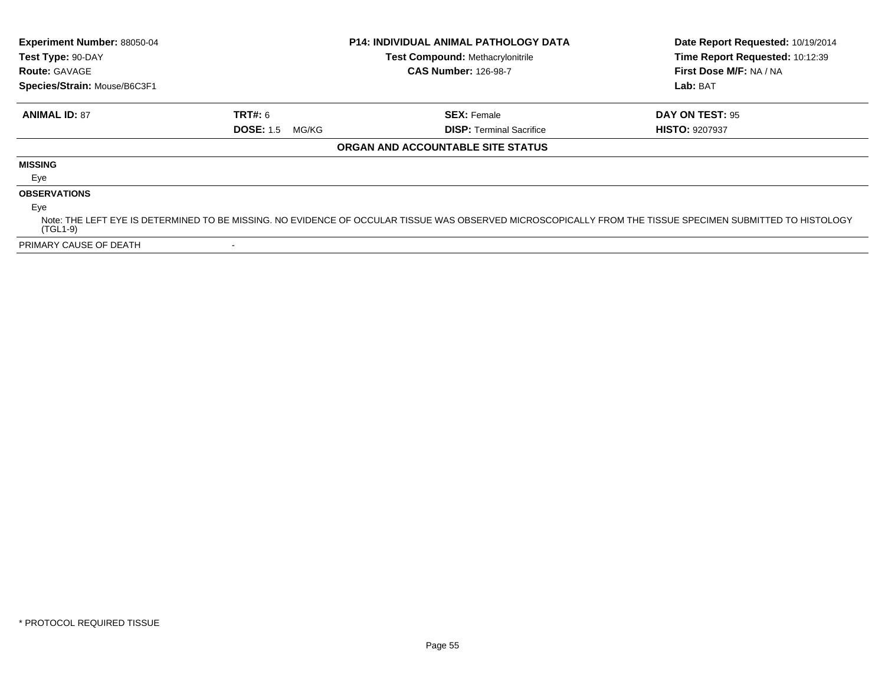**Experiment Number:** 88050-04
**Test Type:** 90-DAY
**Route:** GAVAGE
**Species/Strain:** Mouse/B6C3F1

**P14: INDIVIDUAL ANIMAL PATHOLOGY DATA**
**Test Compound:** Methacrylonitrile
**CAS Number:** 126-98-7

**Date Report Requested:** 10/19/2014
**Time Report Requested:** 10:12:39
**First Dose M/F:** NA / NA
**Lab:** BAT

| **ANIMAL ID:** 87 | **TRT#:** 6 | **SEX:** Female | **DAY ON TEST:** 95 |
|---|---|---|---|
| | **DOSE:** 1.5 MG/KG | **DISP:** Terminal Sacrifice | **HISTO:** 9207937 |

**ORGAN AND ACCOUNTABLE SITE STATUS**

**MISSING**

Eye

**OBSERVATIONS**

Eye

Note: THE LEFT EYE IS DETERMINED TO BE MISSING. NO EVIDENCE OF OCCULAR TISSUE WAS OBSERVED MICROSCOPICALLY FROM THE TISSUE SPECIMEN SUBMITTED TO HISTOLOGY (TGL1-9)

PRIMARY CAUSE OF DEATH -

* PROTOCOL REQUIRED TISSUE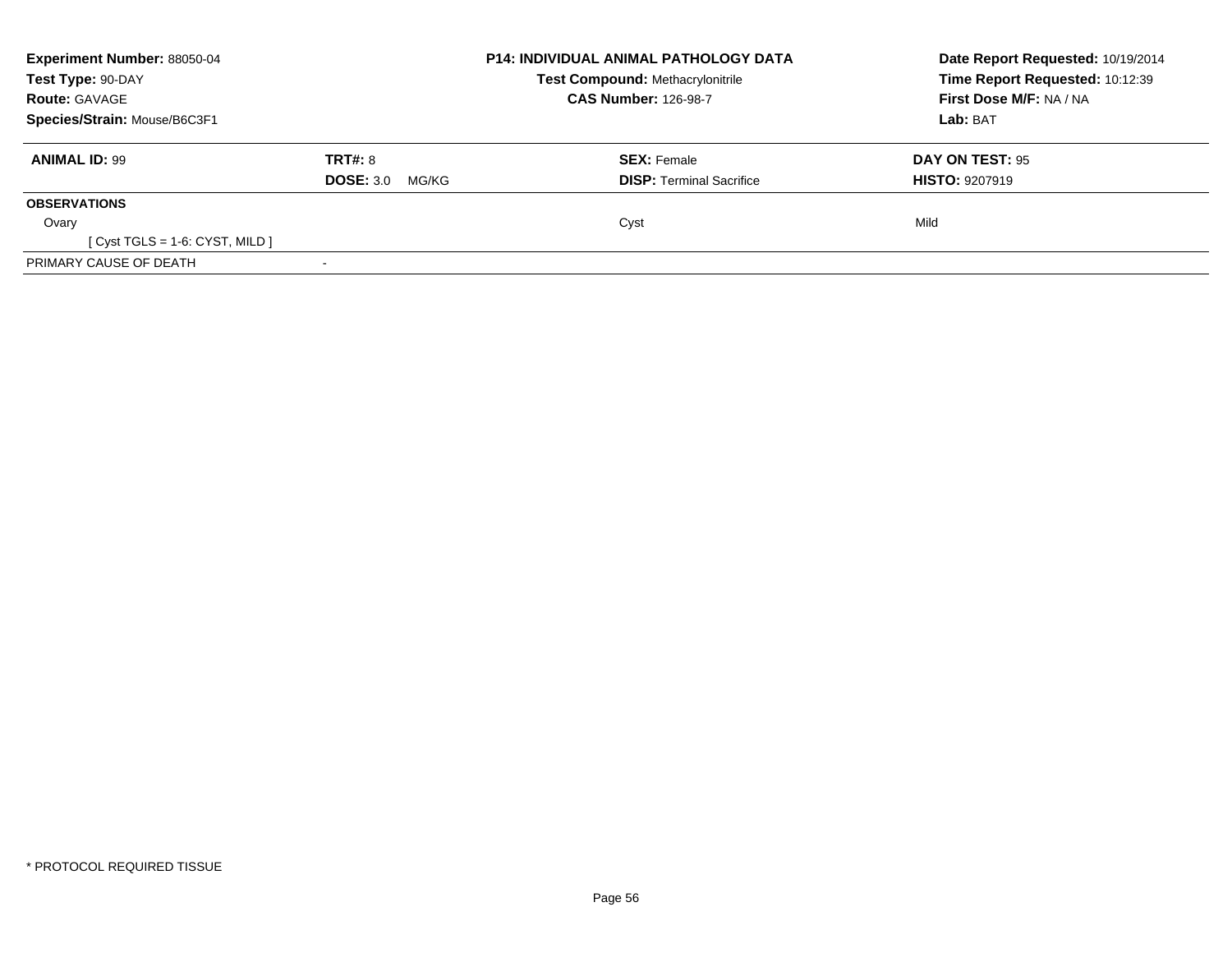| **Experiment Number:** 88050-04 | **P14: INDIVIDUAL ANIMAL PATHOLOGY DATA** | **Date Report Requested:** 10/19/2014 |
|---|---|---|
| **Test Type:** 90-DAY | **Test Compound:** Methacrylonitrile | **Time Report Requested:** 10:12:39 |
| **Route:** GAVAGE | **CAS Number:** 126-98-7 | **First Dose M/F:** NA / NA |
| **Species/Strain:** Mouse/B6C3F1 | | **Lab:** BAT |

| **ANIMAL ID:** 99 | **TRT#:** 8 | **SEX:** Female | **DAY ON TEST:** 95 |
|---|---|---|---|
| | **DOSE:** 3.0 MG/KG | **DISP:** Terminal Sacrifice | **HISTO:** 9207919 |
| **OBSERVATIONS** | | | |
| Ovary | | Cyst | Mild |
| [ Cyst TGLS = 1-6: CYST, MILD ] | | | |
| PRIMARY CAUSE OF DEATH | - | | |

* PROTOCOL REQUIRED TISSUE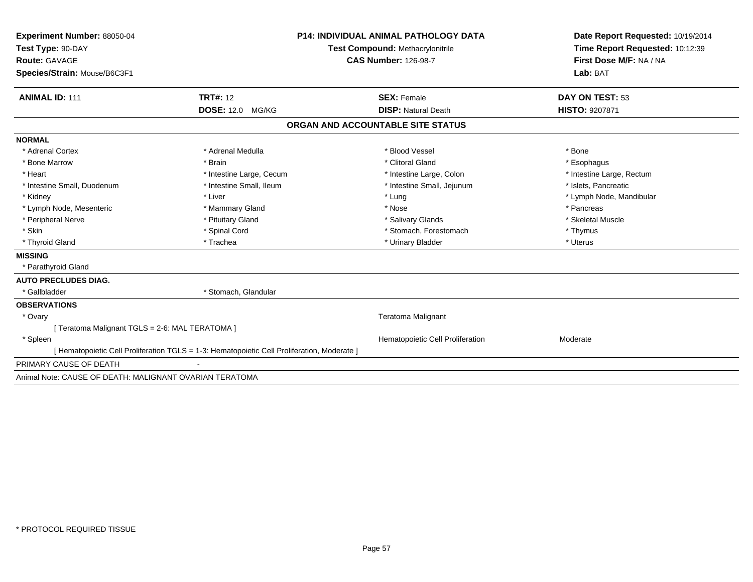**Experiment Number:** 88050-04
**Test Type:** 90-DAY
**Route:** GAVAGE
**Species/Strain:** Mouse/B6C3F1

**P14: INDIVIDUAL ANIMAL PATHOLOGY DATA**
**Test Compound:** Methacrylonitrile
**CAS Number:** 126-98-7

**Date Report Requested:** 10/19/2014
**Time Report Requested:** 10:12:39
**First Dose M/F:** NA / NA
**Lab:** BAT

| **ANIMAL ID:** 111 | **TRT#:** 12 | **SEX:** Female | **DAY ON TEST:** 53 |
|---|---|---|---|
| | **DOSE:** 12.0 MG/KG | **DISP:** Natural Death | **HISTO:** 9207871 |

## ORGAN AND ACCOUNTABLE SITE STATUS

**NORMAL**

| | | | |
|---|---|---|---|
| * Adrenal Cortex | * Adrenal Medulla | * Blood Vessel | * Bone |
| * Bone Marrow | * Brain | * Clitoral Gland | * Esophagus |
| * Heart | * Intestine Large, Cecum | * Intestine Large, Colon | * Intestine Large, Rectum |
| * Intestine Small, Duodenum | * Intestine Small, Ileum | * Intestine Small, Jejunum | * Islets, Pancreatic |
| * Kidney | * Liver | * Lung | * Lymph Node, Mandibular |
| * Lymph Node, Mesenteric | * Mammary Gland | * Nose | * Pancreas |
| * Peripheral Nerve | * Pituitary Gland | * Salivary Glands | * Skeletal Muscle |
| * Skin | * Spinal Cord | * Stomach, Forestomach | * Thymus |
| * Thyroid Gland | * Trachea | * Urinary Bladder | * Uterus |

**MISSING**

* Parathyroid Gland

**AUTO PRECLUDES DIAG.**

* Gallbladder
* Stomach, Glandular

**OBSERVATIONS**

* Ovary — Teratoma Malignant
  [ Teratoma Malignant TGLS = 2-6: MAL TERATOMA ]
* Spleen — Hematopoietic Cell Proliferation — Moderate
  [ Hematopoietic Cell Proliferation TGLS = 1-3: Hematopoietic Cell Proliferation, Moderate ]

PRIMARY CAUSE OF DEATH -

Animal Note: CAUSE OF DEATH: MALIGNANT OVARIAN TERATOMA

* PROTOCOL REQUIRED TISSUE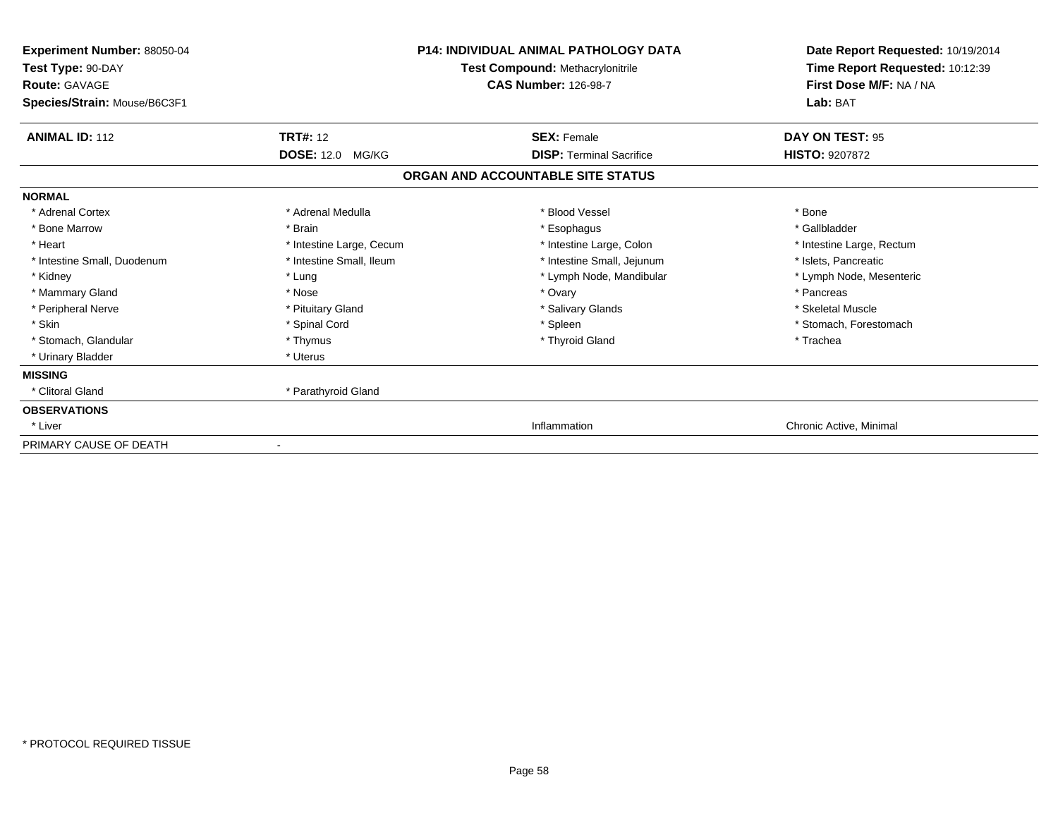**Experiment Number:** 88050-04
**Test Type:** 90-DAY
**Route:** GAVAGE
**Species/Strain:** Mouse/B6C3F1

**P14: INDIVIDUAL ANIMAL PATHOLOGY DATA**
**Test Compound:** Methacrylonitrile
**CAS Number:** 126-98-7

**Date Report Requested:** 10/19/2014
**Time Report Requested:** 10:12:39
**First Dose M/F:** NA / NA
**Lab:** BAT

| **ANIMAL ID:** 112 | **TRT#:** 12 | **SEX:** Female | **DAY ON TEST:** 95 |
|---|---|---|---|
| | **DOSE:** 12.0 MG/KG | **DISP:** Terminal Sacrifice | **HISTO:** 9207872 |

## ORGAN AND ACCOUNTABLE SITE STATUS

| | | | |
|---|---|---|---|
| **NORMAL** | | | |
| * Adrenal Cortex | * Adrenal Medulla | * Blood Vessel | * Bone |
| * Bone Marrow | * Brain | * Esophagus | * Gallbladder |
| * Heart | * Intestine Large, Cecum | * Intestine Large, Colon | * Intestine Large, Rectum |
| * Intestine Small, Duodenum | * Intestine Small, Ileum | * Intestine Small, Jejunum | * Islets, Pancreatic |
| * Kidney | * Lung | * Lymph Node, Mandibular | * Lymph Node, Mesenteric |
| * Mammary Gland | * Nose | * Ovary | * Pancreas |
| * Peripheral Nerve | * Pituitary Gland | * Salivary Glands | * Skeletal Muscle |
| * Skin | * Spinal Cord | * Spleen | * Stomach, Forestomach |
| * Stomach, Glandular | * Thymus | * Thyroid Gland | * Trachea |
| * Urinary Bladder | * Uterus | | |
| **MISSING** | | | |
| * Clitoral Gland | * Parathyroid Gland | | |
| **OBSERVATIONS** | | | |
| * Liver | | Inflammation | Chronic Active, Minimal |
| PRIMARY CAUSE OF DEATH | - | | |

\* PROTOCOL REQUIRED TISSUE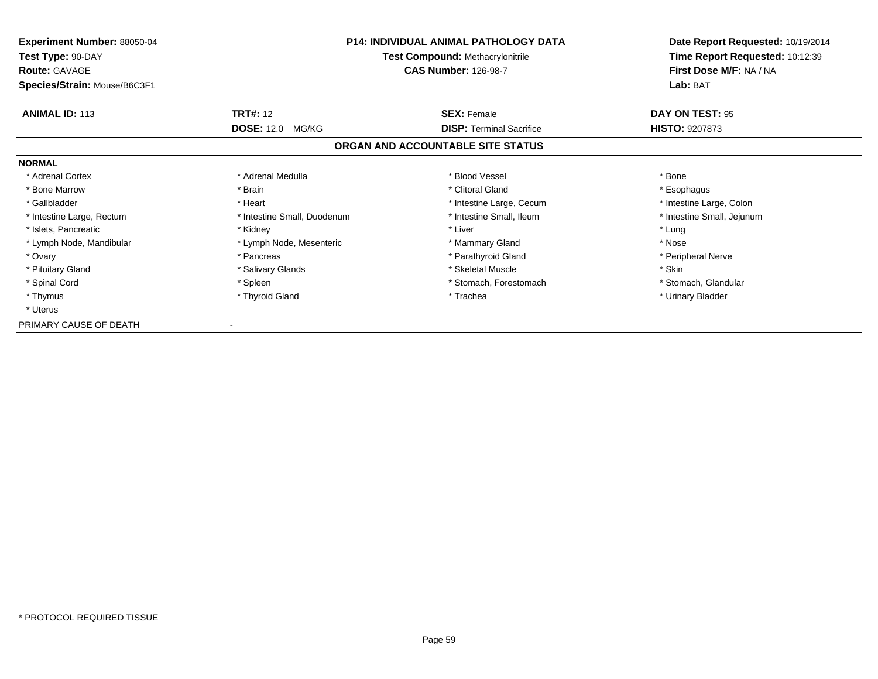**Experiment Number:** 88050-04
**Test Type:** 90-DAY
**Route:** GAVAGE
**Species/Strain:** Mouse/B6C3F1

**P14: INDIVIDUAL ANIMAL PATHOLOGY DATA**
**Test Compound:** Methacrylonitrile
**CAS Number:** 126-98-7

**Date Report Requested:** 10/19/2014
**Time Report Requested:** 10:12:39
**First Dose M/F:** NA / NA
**Lab:** BAT

| **ANIMAL ID:** 113 | **TRT#:** 12 | **SEX:** Female | **DAY ON TEST:** 95 |
|---|---|---|---|
| | **DOSE:** 12.0 MG/KG | **DISP:** Terminal Sacrifice | **HISTO:** 9207873 |

## ORGAN AND ACCOUNTABLE SITE STATUS

**NORMAL**

| | | | |
|---|---|---|---|
| * Adrenal Cortex | * Adrenal Medulla | * Blood Vessel | * Bone |
| * Bone Marrow | * Brain | * Clitoral Gland | * Esophagus |
| * Gallbladder | * Heart | * Intestine Large, Cecum | * Intestine Large, Colon |
| * Intestine Large, Rectum | * Intestine Small, Duodenum | * Intestine Small, Ileum | * Intestine Small, Jejunum |
| * Islets, Pancreatic | * Kidney | * Liver | * Lung |
| * Lymph Node, Mandibular | * Lymph Node, Mesenteric | * Mammary Gland | * Nose |
| * Ovary | * Pancreas | * Parathyroid Gland | * Peripheral Nerve |
| * Pituitary Gland | * Salivary Glands | * Skeletal Muscle | * Skin |
| * Spinal Cord | * Spleen | * Stomach, Forestomach | * Stomach, Glandular |
| * Thymus | * Thyroid Gland | * Trachea | * Urinary Bladder |
| * Uterus | | | |

PRIMARY CAUSE OF DEATH -

* PROTOCOL REQUIRED TISSUE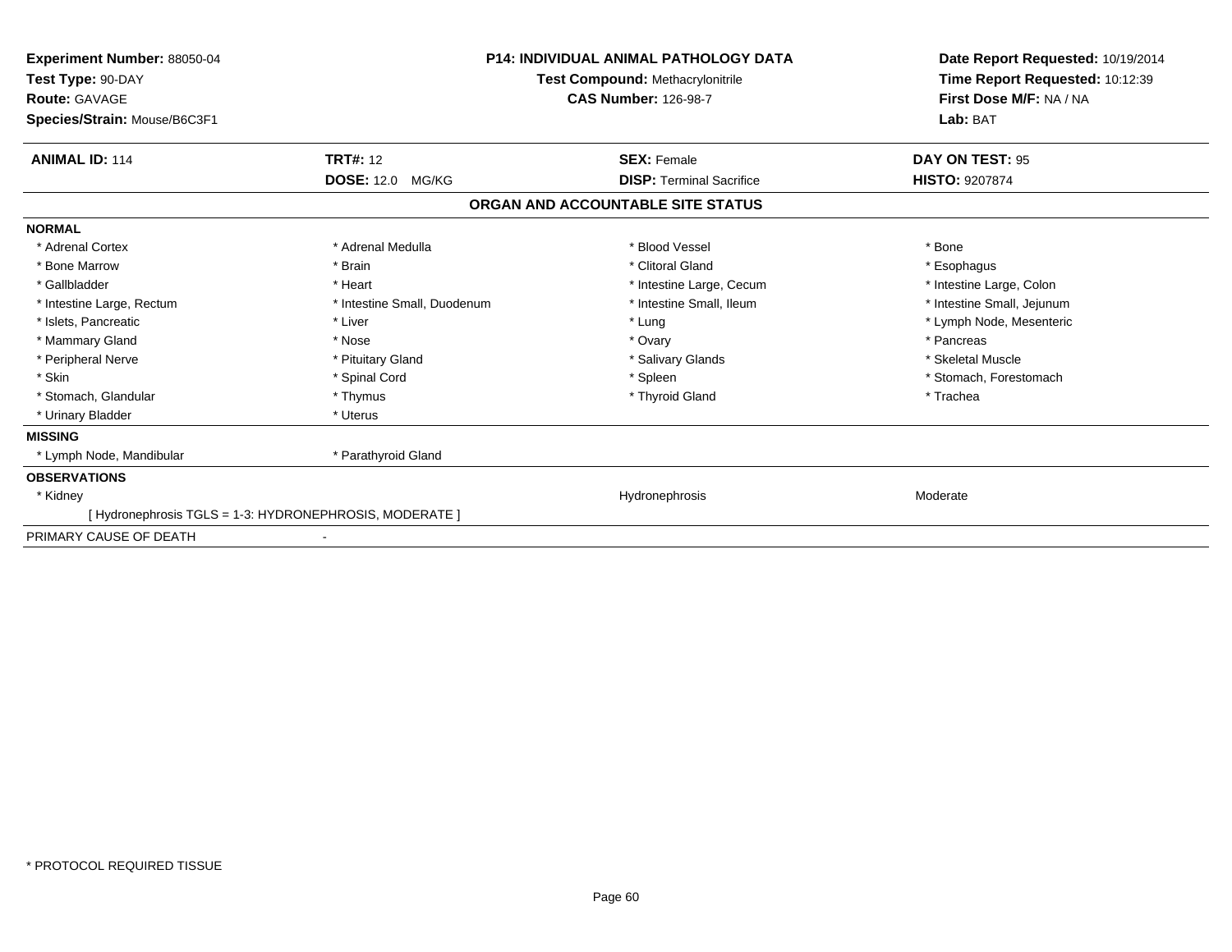**Experiment Number:** 88050-04
**Test Type:** 90-DAY
**Route:** GAVAGE
**Species/Strain:** Mouse/B6C3F1

**P14: INDIVIDUAL ANIMAL PATHOLOGY DATA**
**Test Compound:** Methacrylonitrile
**CAS Number:** 126-98-7

**Date Report Requested:** 10/19/2014
**Time Report Requested:** 10:12:39
**First Dose M/F:** NA / NA
**Lab:** BAT

| **ANIMAL ID:** 114 | **TRT#:** 12 | **SEX:** Female | **DAY ON TEST:** 95 |
|---|---|---|---|
| | **DOSE:** 12.0 MG/KG | **DISP:** Terminal Sacrifice | **HISTO:** 9207874 |

**ORGAN AND ACCOUNTABLE SITE STATUS**

**NORMAL**

| | | | |
|---|---|---|---|
| * Adrenal Cortex | * Adrenal Medulla | * Blood Vessel | * Bone |
| * Bone Marrow | * Brain | * Clitoral Gland | * Esophagus |
| * Gallbladder | * Heart | * Intestine Large, Cecum | * Intestine Large, Colon |
| * Intestine Large, Rectum | * Intestine Small, Duodenum | * Intestine Small, Ileum | * Intestine Small, Jejunum |
| * Islets, Pancreatic | * Liver | * Lung | * Lymph Node, Mesenteric |
| * Mammary Gland | * Nose | * Ovary | * Pancreas |
| * Peripheral Nerve | * Pituitary Gland | * Salivary Glands | * Skeletal Muscle |
| * Skin | * Spinal Cord | * Spleen | * Stomach, Forestomach |
| * Stomach, Glandular | * Thymus | * Thyroid Gland | * Trachea |
| * Urinary Bladder | * Uterus | | |

**MISSING**

| | |
|---|---|
| * Lymph Node, Mandibular | * Parathyroid Gland |

**OBSERVATIONS**

| | | |
|---|---|---|
| * Kidney | Hydronephrosis | Moderate |

[ Hydronephrosis TGLS = 1-3: HYDRONEPHROSIS, MODERATE ]

PRIMARY CAUSE OF DEATH -

\* PROTOCOL REQUIRED TISSUE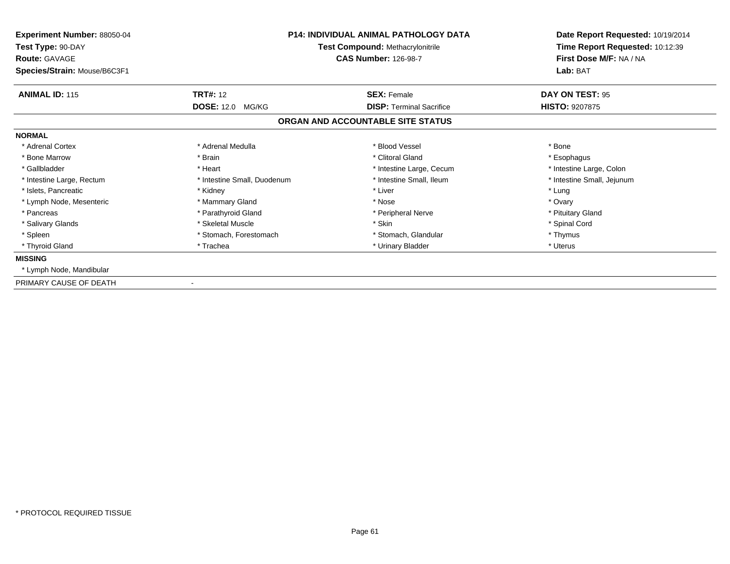**Experiment Number:** 88050-04
**Test Type:** 90-DAY
**Route:** GAVAGE
**Species/Strain:** Mouse/B6C3F1

**P14: INDIVIDUAL ANIMAL PATHOLOGY DATA**
**Test Compound:** Methacrylonitrile
**CAS Number:** 126-98-7

**Date Report Requested:** 10/19/2014
**Time Report Requested:** 10:12:39
**First Dose M/F:** NA / NA
**Lab:** BAT

| **ANIMAL ID:** 115 | **TRT#:** 12 | **SEX:** Female | **DAY ON TEST:** 95 |
|---|---|---|---|
| | **DOSE:** 12.0 MG/KG | **DISP:** Terminal Sacrifice | **HISTO:** 9207875 |

## ORGAN AND ACCOUNTABLE SITE STATUS

**NORMAL**

| | | | |
|---|---|---|---|
| * Adrenal Cortex | * Adrenal Medulla | * Blood Vessel | * Bone |
| * Bone Marrow | * Brain | * Clitoral Gland | * Esophagus |
| * Gallbladder | * Heart | * Intestine Large, Cecum | * Intestine Large, Colon |
| * Intestine Large, Rectum | * Intestine Small, Duodenum | * Intestine Small, Ileum | * Intestine Small, Jejunum |
| * Islets, Pancreatic | * Kidney | * Liver | * Lung |
| * Lymph Node, Mesenteric | * Mammary Gland | * Nose | * Ovary |
| * Pancreas | * Parathyroid Gland | * Peripheral Nerve | * Pituitary Gland |
| * Salivary Glands | * Skeletal Muscle | * Skin | * Spinal Cord |
| * Spleen | * Stomach, Forestomach | * Stomach, Glandular | * Thymus |
| * Thyroid Gland | * Trachea | * Urinary Bladder | * Uterus |

**MISSING**

* Lymph Node, Mandibular

PRIMARY CAUSE OF DEATH -

* PROTOCOL REQUIRED TISSUE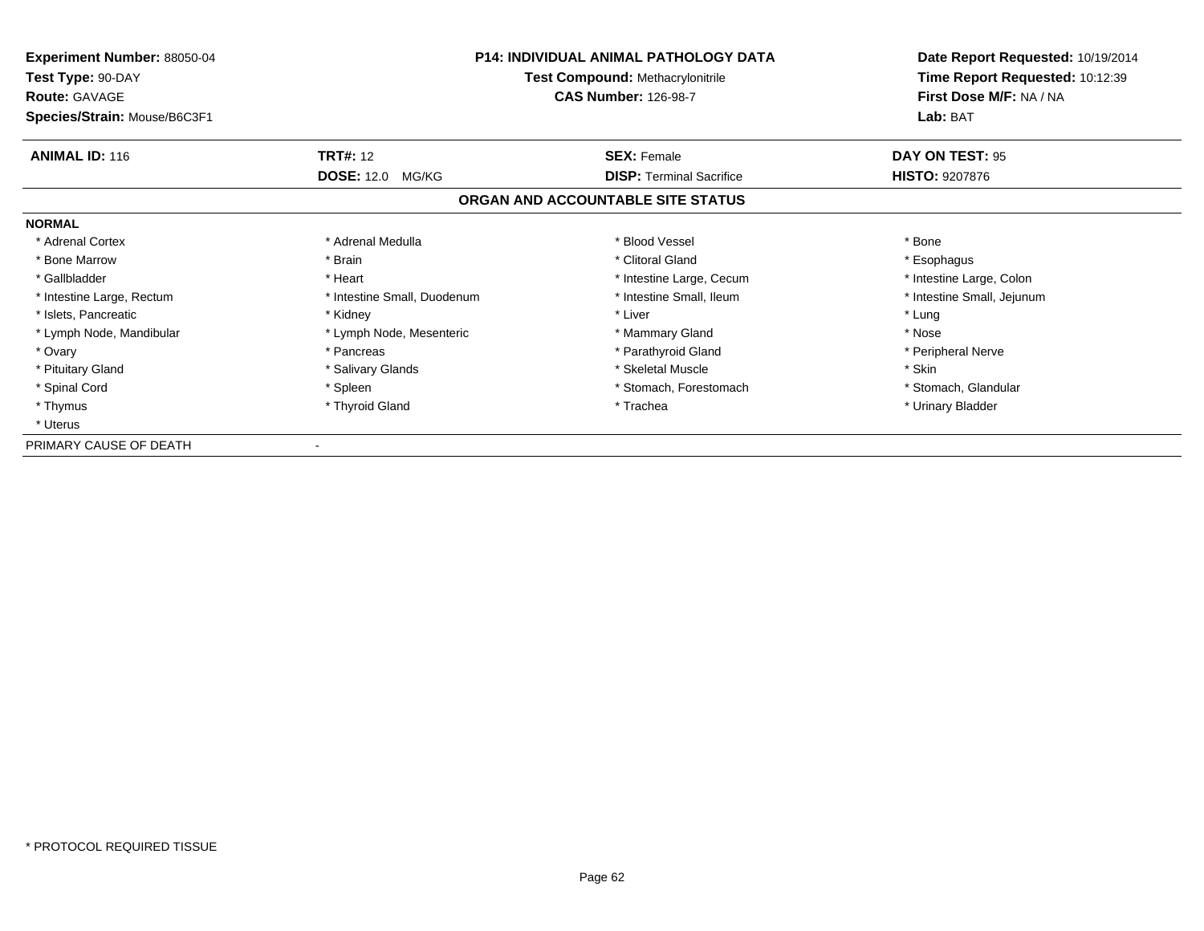**Experiment Number:** 88050-04
**Test Type:** 90-DAY
**Route:** GAVAGE
**Species/Strain:** Mouse/B6C3F1

**P14: INDIVIDUAL ANIMAL PATHOLOGY DATA**
**Test Compound:** Methacrylonitrile
**CAS Number:** 126-98-7

**Date Report Requested:** 10/19/2014
**Time Report Requested:** 10:12:39
**First Dose M/F:** NA / NA
**Lab:** BAT

| **ANIMAL ID:** 116 | **TRT#:** 12 | **SEX:** Female | **DAY ON TEST:** 95 |
|---|---|---|---|
| | **DOSE:** 12.0 MG/KG | **DISP:** Terminal Sacrifice | **HISTO:** 9207876 |

**ORGAN AND ACCOUNTABLE SITE STATUS**

**NORMAL**

| | | | |
|---|---|---|---|
| * Adrenal Cortex | * Adrenal Medulla | * Blood Vessel | * Bone |
| * Bone Marrow | * Brain | * Clitoral Gland | * Esophagus |
| * Gallbladder | * Heart | * Intestine Large, Cecum | * Intestine Large, Colon |
| * Intestine Large, Rectum | * Intestine Small, Duodenum | * Intestine Small, Ileum | * Intestine Small, Jejunum |
| * Islets, Pancreatic | * Kidney | * Liver | * Lung |
| * Lymph Node, Mandibular | * Lymph Node, Mesenteric | * Mammary Gland | * Nose |
| * Ovary | * Pancreas | * Parathyroid Gland | * Peripheral Nerve |
| * Pituitary Gland | * Salivary Glands | * Skeletal Muscle | * Skin |
| * Spinal Cord | * Spleen | * Stomach, Forestomach | * Stomach, Glandular |
| * Thymus | * Thyroid Gland | * Trachea | * Urinary Bladder |
| * Uterus | | | |

PRIMARY CAUSE OF DEATH -

* PROTOCOL REQUIRED TISSUE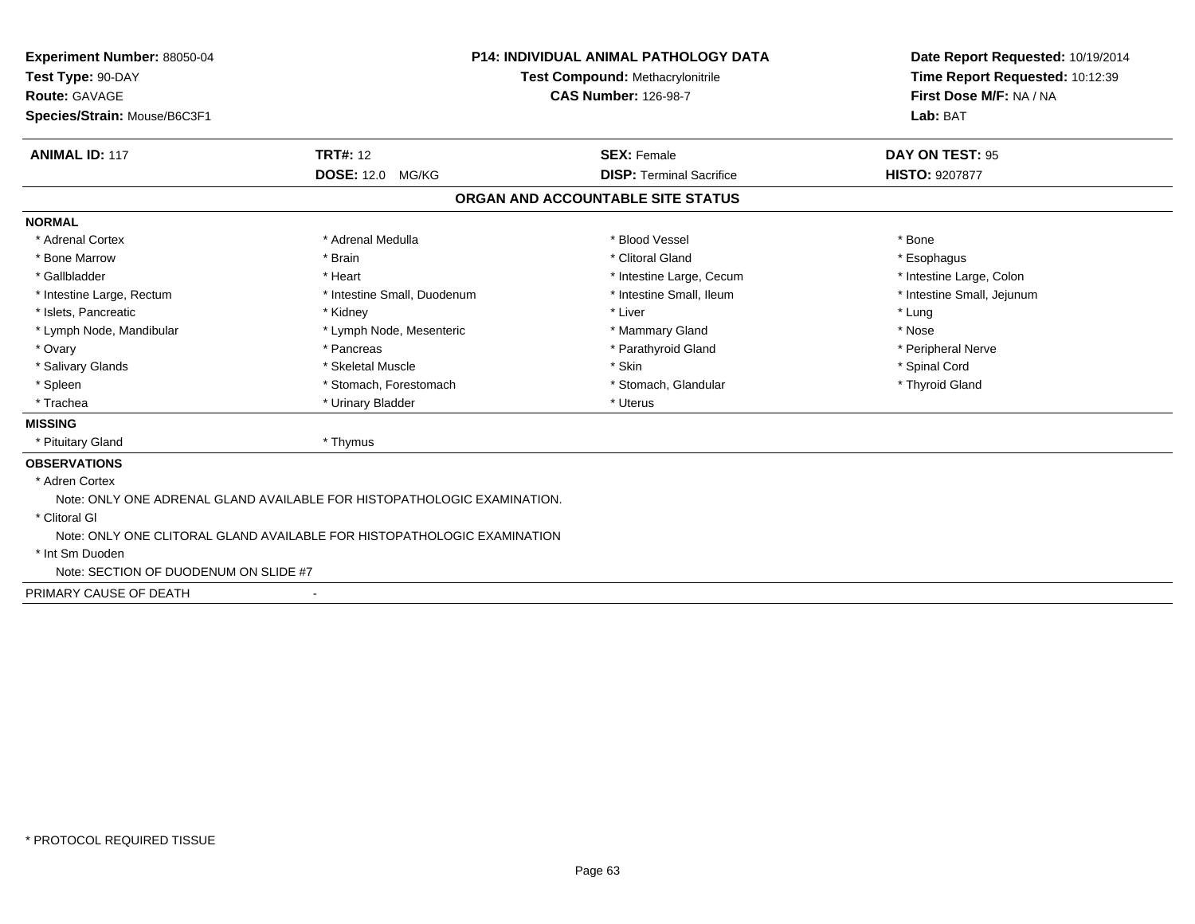**Experiment Number:** 88050-04
**Test Type:** 90-DAY
**Route:** GAVAGE
**Species/Strain:** Mouse/B6C3F1

**P14: INDIVIDUAL ANIMAL PATHOLOGY DATA**
**Test Compound:** Methacrylonitrile
**CAS Number:** 126-98-7

**Date Report Requested:** 10/19/2014
**Time Report Requested:** 10:12:39
**First Dose M/F:** NA / NA
**Lab:** BAT

| **ANIMAL ID:** 117 | **TRT#:** 12 | **SEX:** Female | **DAY ON TEST:** 95 |
|---|---|---|---|
| | **DOSE:** 12.0 MG/KG | **DISP:** Terminal Sacrifice | **HISTO:** 9207877 |

## ORGAN AND ACCOUNTABLE SITE STATUS

**NORMAL**

| | | | |
|---|---|---|---|
| * Adrenal Cortex | * Adrenal Medulla | * Blood Vessel | * Bone |
| * Bone Marrow | * Brain | * Clitoral Gland | * Esophagus |
| * Gallbladder | * Heart | * Intestine Large, Cecum | * Intestine Large, Colon |
| * Intestine Large, Rectum | * Intestine Small, Duodenum | * Intestine Small, Ileum | * Intestine Small, Jejunum |
| * Islets, Pancreatic | * Kidney | * Liver | * Lung |
| * Lymph Node, Mandibular | * Lymph Node, Mesenteric | * Mammary Gland | * Nose |
| * Ovary | * Pancreas | * Parathyroid Gland | * Peripheral Nerve |
| * Salivary Glands | * Skeletal Muscle | * Skin | * Spinal Cord |
| * Spleen | * Stomach, Forestomach | * Stomach, Glandular | * Thyroid Gland |
| * Trachea | * Urinary Bladder | * Uterus | |

**MISSING**

* Pituitary Gland
* Thymus

**OBSERVATIONS**

* Adren Cortex
  Note: ONLY ONE ADRENAL GLAND AVAILABLE FOR HISTOPATHOLOGIC EXAMINATION.
* Clitoral Gl
  Note: ONLY ONE CLITORAL GLAND AVAILABLE FOR HISTOPATHOLOGIC EXAMINATION
* Int Sm Duoden
  Note: SECTION OF DUODENUM ON SLIDE #7

PRIMARY CAUSE OF DEATH -

* PROTOCOL REQUIRED TISSUE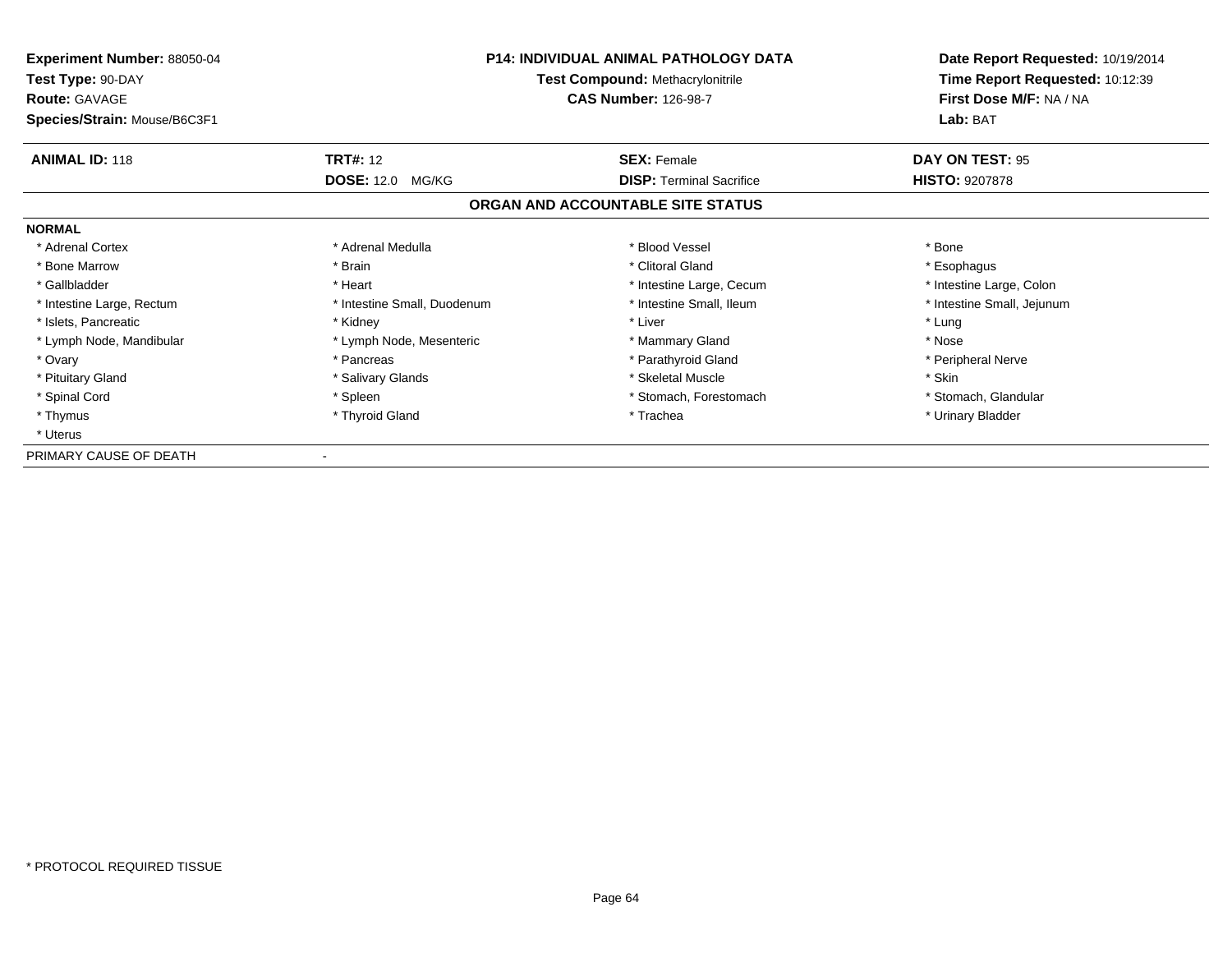**Experiment Number:** 88050-04
**Test Type:** 90-DAY
**Route:** GAVAGE
**Species/Strain:** Mouse/B6C3F1

**P14: INDIVIDUAL ANIMAL PATHOLOGY DATA**
**Test Compound:** Methacrylonitrile
**CAS Number:** 126-98-7

**Date Report Requested:** 10/19/2014
**Time Report Requested:** 10:12:39
**First Dose M/F:** NA / NA
**Lab:** BAT

| **ANIMAL ID:** 118 | **TRT#:** 12 | **SEX:** Female | **DAY ON TEST:** 95 |
|---|---|---|---|
| | **DOSE:** 12.0 MG/KG | **DISP:** Terminal Sacrifice | **HISTO:** 9207878 |

## ORGAN AND ACCOUNTABLE SITE STATUS

**NORMAL**

| | | | |
|---|---|---|---|
| * Adrenal Cortex | * Adrenal Medulla | * Blood Vessel | * Bone |
| * Bone Marrow | * Brain | * Clitoral Gland | * Esophagus |
| * Gallbladder | * Heart | * Intestine Large, Cecum | * Intestine Large, Colon |
| * Intestine Large, Rectum | * Intestine Small, Duodenum | * Intestine Small, Ileum | * Intestine Small, Jejunum |
| * Islets, Pancreatic | * Kidney | * Liver | * Lung |
| * Lymph Node, Mandibular | * Lymph Node, Mesenteric | * Mammary Gland | * Nose |
| * Ovary | * Pancreas | * Parathyroid Gland | * Peripheral Nerve |
| * Pituitary Gland | * Salivary Glands | * Skeletal Muscle | * Skin |
| * Spinal Cord | * Spleen | * Stomach, Forestomach | * Stomach, Glandular |
| * Thymus | * Thyroid Gland | * Trachea | * Urinary Bladder |
| * Uterus | | | |

PRIMARY CAUSE OF DEATH -

* PROTOCOL REQUIRED TISSUE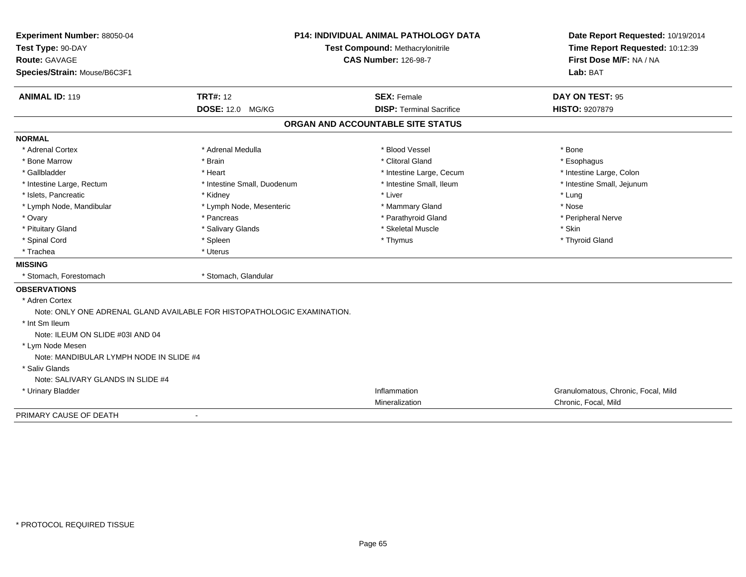**Experiment Number:** 88050-04
**Test Type:** 90-DAY
**Route:** GAVAGE
**Species/Strain:** Mouse/B6C3F1

**P14: INDIVIDUAL ANIMAL PATHOLOGY DATA**
**Test Compound:** Methacrylonitrile
**CAS Number:** 126-98-7

**Date Report Requested:** 10/19/2014
**Time Report Requested:** 10:12:39
**First Dose M/F:** NA / NA
**Lab:** BAT

| **ANIMAL ID:** 119 | **TRT#:** 12 | **SEX:** Female | **DAY ON TEST:** 95 |
|---|---|---|---|
| | **DOSE:** 12.0 MG/KG | **DISP:** Terminal Sacrifice | **HISTO:** 9207879 |

## ORGAN AND ACCOUNTABLE SITE STATUS

**NORMAL**

| | | | |
|---|---|---|---|
| * Adrenal Cortex | * Adrenal Medulla | * Blood Vessel | * Bone |
| * Bone Marrow | * Brain | * Clitoral Gland | * Esophagus |
| * Gallbladder | * Heart | * Intestine Large, Cecum | * Intestine Large, Colon |
| * Intestine Large, Rectum | * Intestine Small, Duodenum | * Intestine Small, Ileum | * Intestine Small, Jejunum |
| * Islets, Pancreatic | * Kidney | * Liver | * Lung |
| * Lymph Node, Mandibular | * Lymph Node, Mesenteric | * Mammary Gland | * Nose |
| * Ovary | * Pancreas | * Parathyroid Gland | * Peripheral Nerve |
| * Pituitary Gland | * Salivary Glands | * Skeletal Muscle | * Skin |
| * Spinal Cord | * Spleen | * Thymus | * Thyroid Gland |
| * Trachea | * Uterus | | |

**MISSING**

| | |
|---|---|
| * Stomach, Forestomach | * Stomach, Glandular |

**OBSERVATIONS**

* Adren Cortex
  Note: ONLY ONE ADRENAL GLAND AVAILABLE FOR HISTOPATHOLOGIC EXAMINATION.
* Int Sm Ileum
  Note: ILEUM ON SLIDE #03I AND 04
* Lym Node Mesen
  Note: MANDIBULAR LYMPH NODE IN SLIDE #4
* Saliv Glands
  Note: SALIVARY GLANDS IN SLIDE #4

| | | |
|---|---|---|
| * Urinary Bladder | Inflammation | Granulomatous, Chronic, Focal, Mild |
| | Mineralization | Chronic, Focal, Mild |

PRIMARY CAUSE OF DEATH -

\* PROTOCOL REQUIRED TISSUE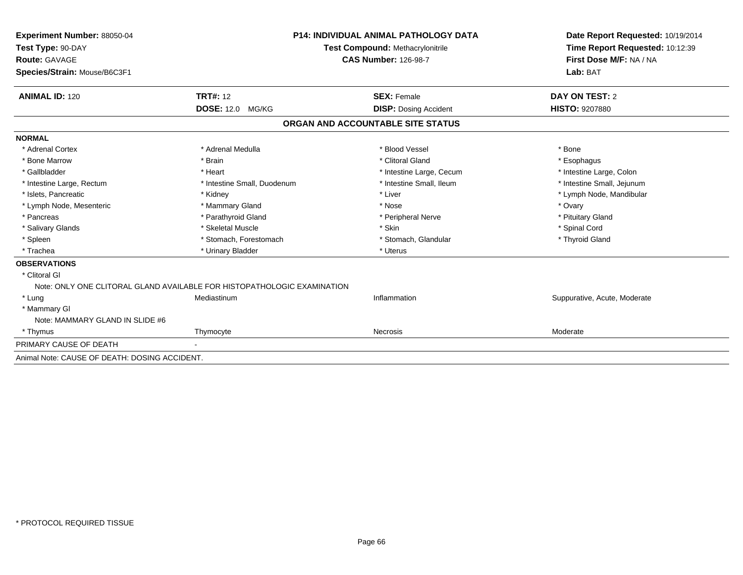**Experiment Number:** 88050-04
**Test Type:** 90-DAY
**Route:** GAVAGE
**Species/Strain:** Mouse/B6C3F1

**P14: INDIVIDUAL ANIMAL PATHOLOGY DATA**
**Test Compound:** Methacrylonitrile
**CAS Number:** 126-98-7

**Date Report Requested:** 10/19/2014
**Time Report Requested:** 10:12:39
**First Dose M/F:** NA / NA
**Lab:** BAT

| **ANIMAL ID:** 120 | **TRT#:** 12 | **SEX:** Female | **DAY ON TEST:** 2 |
|---|---|---|---|
| | **DOSE:** 12.0 MG/KG | **DISP:** Dosing Accident | **HISTO:** 9207880 |

## ORGAN AND ACCOUNTABLE SITE STATUS

**NORMAL**

| | | | |
|---|---|---|---|
| * Adrenal Cortex | * Adrenal Medulla | * Blood Vessel | * Bone |
| * Bone Marrow | * Brain | * Clitoral Gland | * Esophagus |
| * Gallbladder | * Heart | * Intestine Large, Cecum | * Intestine Large, Colon |
| * Intestine Large, Rectum | * Intestine Small, Duodenum | * Intestine Small, Ileum | * Intestine Small, Jejunum |
| * Islets, Pancreatic | * Kidney | * Liver | * Lymph Node, Mandibular |
| * Lymph Node, Mesenteric | * Mammary Gland | * Nose | * Ovary |
| * Pancreas | * Parathyroid Gland | * Peripheral Nerve | * Pituitary Gland |
| * Salivary Glands | * Skeletal Muscle | * Skin | * Spinal Cord |
| * Spleen | * Stomach, Forestomach | * Stomach, Glandular | * Thyroid Gland |
| * Trachea | * Urinary Bladder | * Uterus | |

**OBSERVATIONS**

* Clitoral Gl
  Note: ONLY ONE CLITORAL GLAND AVAILABLE FOR HISTOPATHOLOGIC EXAMINATION

| | | | |
|---|---|---|---|
| * Lung | Mediastinum | Inflammation | Suppurative, Acute, Moderate |

* Mammary Gl
  Note: MAMMARY GLAND IN SLIDE #6

| | | | |
|---|---|---|---|
| * Thymus | Thymocyte | Necrosis | Moderate |

PRIMARY CAUSE OF DEATH -

Animal Note: CAUSE OF DEATH: DOSING ACCIDENT.

* PROTOCOL REQUIRED TISSUE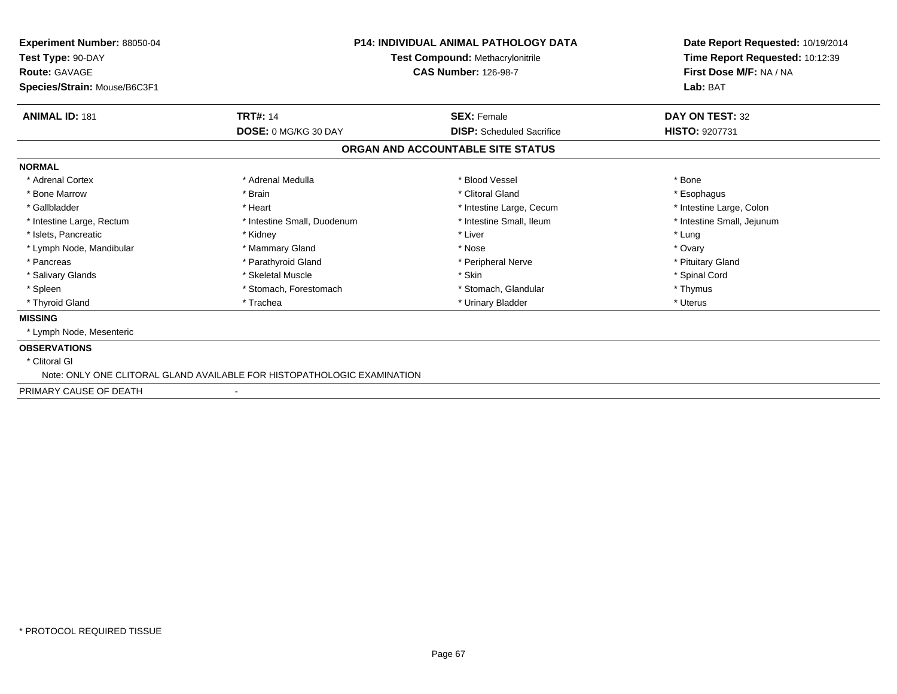**Experiment Number:** 88050-04
**Test Type:** 90-DAY
**Route:** GAVAGE
**Species/Strain:** Mouse/B6C3F1

**P14: INDIVIDUAL ANIMAL PATHOLOGY DATA**
**Test Compound:** Methacrylonitrile
**CAS Number:** 126-98-7

**Date Report Requested:** 10/19/2014
**Time Report Requested:** 10:12:39
**First Dose M/F:** NA / NA
**Lab:** BAT

| **ANIMAL ID:** 181 | **TRT#:** 14 | **SEX:** Female | **DAY ON TEST:** 32 |
|---|---|---|---|
| | **DOSE:** 0 MG/KG 30 DAY | **DISP:** Scheduled Sacrifice | **HISTO:** 9207731 |

## ORGAN AND ACCOUNTABLE SITE STATUS

**NORMAL**

| | | | |
|---|---|---|---|
| * Adrenal Cortex | * Adrenal Medulla | * Blood Vessel | * Bone |
| * Bone Marrow | * Brain | * Clitoral Gland | * Esophagus |
| * Gallbladder | * Heart | * Intestine Large, Cecum | * Intestine Large, Colon |
| * Intestine Large, Rectum | * Intestine Small, Duodenum | * Intestine Small, Ileum | * Intestine Small, Jejunum |
| * Islets, Pancreatic | * Kidney | * Liver | * Lung |
| * Lymph Node, Mandibular | * Mammary Gland | * Nose | * Ovary |
| * Pancreas | * Parathyroid Gland | * Peripheral Nerve | * Pituitary Gland |
| * Salivary Glands | * Skeletal Muscle | * Skin | * Spinal Cord |
| * Spleen | * Stomach, Forestomach | * Stomach, Glandular | * Thymus |
| * Thyroid Gland | * Trachea | * Urinary Bladder | * Uterus |

**MISSING**

* Lymph Node, Mesenteric

**OBSERVATIONS**

* Clitoral Gl
  Note: ONLY ONE CLITORAL GLAND AVAILABLE FOR HISTOPATHOLOGIC EXAMINATION

PRIMARY CAUSE OF DEATH -

* PROTOCOL REQUIRED TISSUE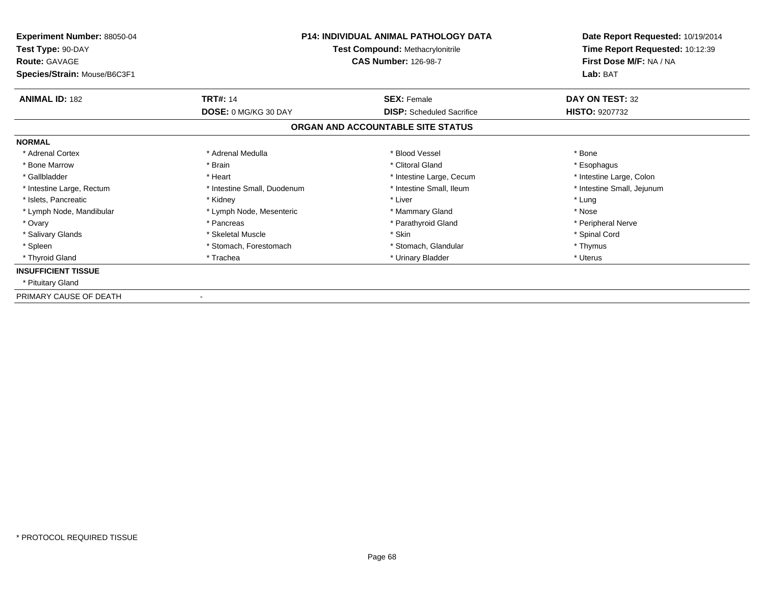**Experiment Number:** 88050-04
**Test Type:** 90-DAY
**Route:** GAVAGE
**Species/Strain:** Mouse/B6C3F1

**P14: INDIVIDUAL ANIMAL PATHOLOGY DATA**
**Test Compound:** Methacrylonitrile
**CAS Number:** 126-98-7

**Date Report Requested:** 10/19/2014
**Time Report Requested:** 10:12:39
**First Dose M/F:** NA / NA
**Lab:** BAT

| **ANIMAL ID:** 182 | **TRT#:** 14 | **SEX:** Female | **DAY ON TEST:** 32 |
|---|---|---|---|
| | **DOSE:** 0 MG/KG 30 DAY | **DISP:** Scheduled Sacrifice | **HISTO:** 9207732 |

## ORGAN AND ACCOUNTABLE SITE STATUS

**NORMAL**

| | | | |
|---|---|---|---|
| * Adrenal Cortex | * Adrenal Medulla | * Blood Vessel | * Bone |
| * Bone Marrow | * Brain | * Clitoral Gland | * Esophagus |
| * Gallbladder | * Heart | * Intestine Large, Cecum | * Intestine Large, Colon |
| * Intestine Large, Rectum | * Intestine Small, Duodenum | * Intestine Small, Ileum | * Intestine Small, Jejunum |
| * Islets, Pancreatic | * Kidney | * Liver | * Lung |
| * Lymph Node, Mandibular | * Lymph Node, Mesenteric | * Mammary Gland | * Nose |
| * Ovary | * Pancreas | * Parathyroid Gland | * Peripheral Nerve |
| * Salivary Glands | * Skeletal Muscle | * Skin | * Spinal Cord |
| * Spleen | * Stomach, Forestomach | * Stomach, Glandular | * Thymus |
| * Thyroid Gland | * Trachea | * Urinary Bladder | * Uterus |

**INSUFFICIENT TISSUE**

* Pituitary Gland

PRIMARY CAUSE OF DEATH -

\* PROTOCOL REQUIRED TISSUE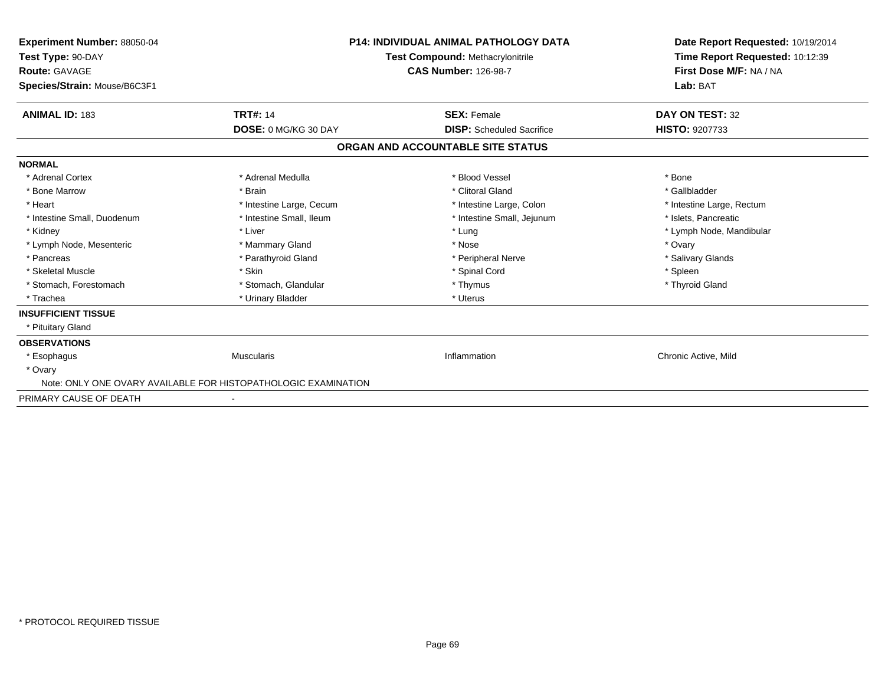**Experiment Number:** 88050-04
**Test Type:** 90-DAY
**Route:** GAVAGE
**Species/Strain:** Mouse/B6C3F1

**P14: INDIVIDUAL ANIMAL PATHOLOGY DATA**
**Test Compound:** Methacrylonitrile
**CAS Number:** 126-98-7

**Date Report Requested:** 10/19/2014
**Time Report Requested:** 10:12:39
**First Dose M/F:** NA / NA
**Lab:** BAT

| **ANIMAL ID:** 183 | **TRT#:** 14 | **SEX:** Female | **DAY ON TEST:** 32 |
|---|---|---|---|
| | **DOSE:** 0 MG/KG 30 DAY | **DISP:** Scheduled Sacrifice | **HISTO:** 9207733 |

## ORGAN AND ACCOUNTABLE SITE STATUS

**NORMAL**

| | | | |
|---|---|---|---|
| * Adrenal Cortex | * Adrenal Medulla | * Blood Vessel | * Bone |
| * Bone Marrow | * Brain | * Clitoral Gland | * Gallbladder |
| * Heart | * Intestine Large, Cecum | * Intestine Large, Colon | * Intestine Large, Rectum |
| * Intestine Small, Duodenum | * Intestine Small, Ileum | * Intestine Small, Jejunum | * Islets, Pancreatic |
| * Kidney | * Liver | * Lung | * Lymph Node, Mandibular |
| * Lymph Node, Mesenteric | * Mammary Gland | * Nose | * Ovary |
| * Pancreas | * Parathyroid Gland | * Peripheral Nerve | * Salivary Glands |
| * Skeletal Muscle | * Skin | * Spinal Cord | * Spleen |
| * Stomach, Forestomach | * Stomach, Glandular | * Thymus | * Thyroid Gland |
| * Trachea | * Urinary Bladder | * Uterus | |

**INSUFFICIENT TISSUE**

* Pituitary Gland

**OBSERVATIONS**

| | | | |
|---|---|---|---|
| * Esophagus | Muscularis | Inflammation | Chronic Active, Mild |
| * Ovary | | | |

Note: ONLY ONE OVARY AVAILABLE FOR HISTOPATHOLOGIC EXAMINATION

PRIMARY CAUSE OF DEATH -

* PROTOCOL REQUIRED TISSUE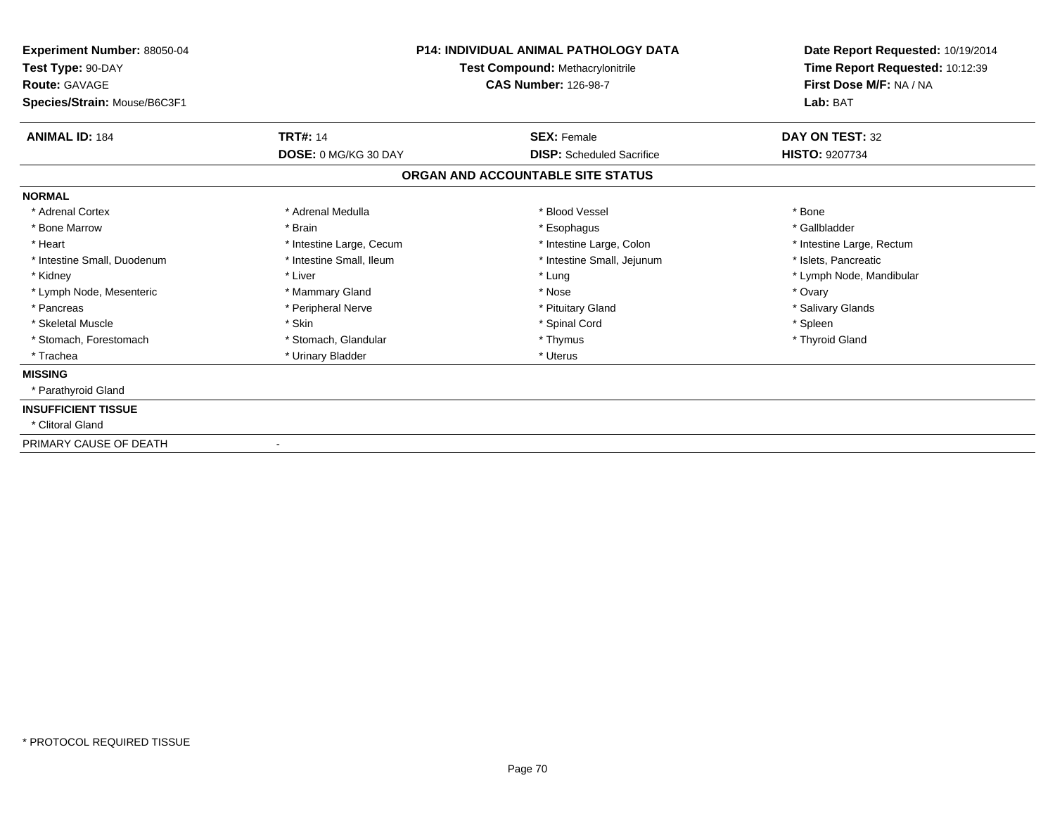**Experiment Number:** 88050-04
**Test Type:** 90-DAY
**Route:** GAVAGE
**Species/Strain:** Mouse/B6C3F1

**P14: INDIVIDUAL ANIMAL PATHOLOGY DATA**
**Test Compound:** Methacrylonitrile
**CAS Number:** 126-98-7

**Date Report Requested:** 10/19/2014
**Time Report Requested:** 10:12:39
**First Dose M/F:** NA / NA
**Lab:** BAT

| **ANIMAL ID:** 184 | **TRT#:** 14 | **SEX:** Female | **DAY ON TEST:** 32 |
|---|---|---|---|
| | **DOSE:** 0 MG/KG 30 DAY | **DISP:** Scheduled Sacrifice | **HISTO:** 9207734 |

## ORGAN AND ACCOUNTABLE SITE STATUS

**NORMAL**

| | | | |
|---|---|---|---|
| * Adrenal Cortex | * Adrenal Medulla | * Blood Vessel | * Bone |
| * Bone Marrow | * Brain | * Esophagus | * Gallbladder |
| * Heart | * Intestine Large, Cecum | * Intestine Large, Colon | * Intestine Large, Rectum |
| * Intestine Small, Duodenum | * Intestine Small, Ileum | * Intestine Small, Jejunum | * Islets, Pancreatic |
| * Kidney | * Liver | * Lung | * Lymph Node, Mandibular |
| * Lymph Node, Mesenteric | * Mammary Gland | * Nose | * Ovary |
| * Pancreas | * Peripheral Nerve | * Pituitary Gland | * Salivary Glands |
| * Skeletal Muscle | * Skin | * Spinal Cord | * Spleen |
| * Stomach, Forestomach | * Stomach, Glandular | * Thymus | * Thyroid Gland |
| * Trachea | * Urinary Bladder | * Uterus | |

**MISSING**

* Parathyroid Gland

**INSUFFICIENT TISSUE**

* Clitoral Gland

PRIMARY CAUSE OF DEATH -

* PROTOCOL REQUIRED TISSUE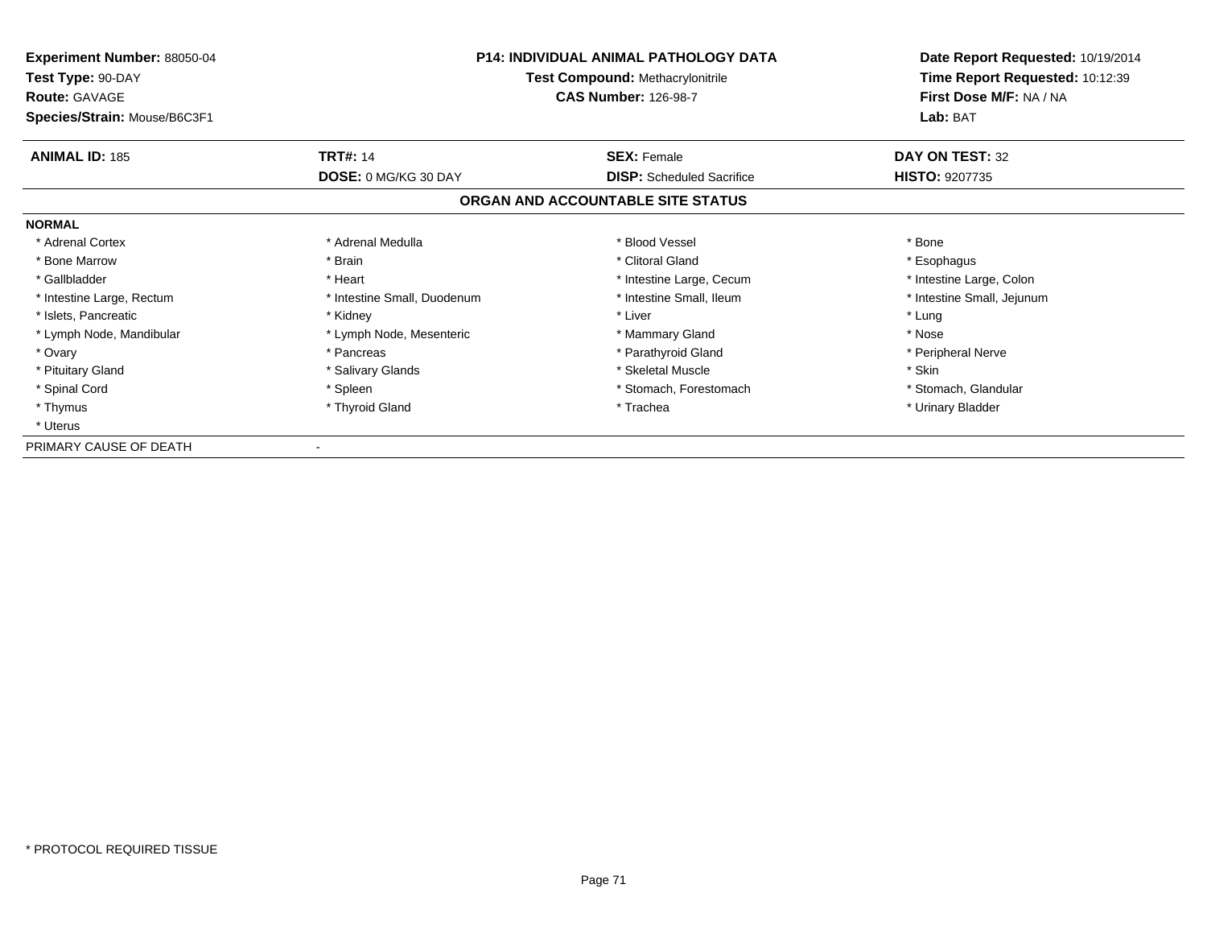**Experiment Number:** 88050-04
**Test Type:** 90-DAY
**Route:** GAVAGE
**Species/Strain:** Mouse/B6C3F1

**P14: INDIVIDUAL ANIMAL PATHOLOGY DATA**
**Test Compound:** Methacrylonitrile
**CAS Number:** 126-98-7

**Date Report Requested:** 10/19/2014
**Time Report Requested:** 10:12:39
**First Dose M/F:** NA / NA
**Lab:** BAT

| **ANIMAL ID:** 185 | **TRT#:** 14 | **SEX:** Female | **DAY ON TEST:** 32 |
|---|---|---|---|
| | **DOSE:** 0 MG/KG 30 DAY | **DISP:** Scheduled Sacrifice | **HISTO:** 9207735 |

## ORGAN AND ACCOUNTABLE SITE STATUS

**NORMAL**

| | | | |
|---|---|---|---|
| * Adrenal Cortex | * Adrenal Medulla | * Blood Vessel | * Bone |
| * Bone Marrow | * Brain | * Clitoral Gland | * Esophagus |
| * Gallbladder | * Heart | * Intestine Large, Cecum | * Intestine Large, Colon |
| * Intestine Large, Rectum | * Intestine Small, Duodenum | * Intestine Small, Ileum | * Intestine Small, Jejunum |
| * Islets, Pancreatic | * Kidney | * Liver | * Lung |
| * Lymph Node, Mandibular | * Lymph Node, Mesenteric | * Mammary Gland | * Nose |
| * Ovary | * Pancreas | * Parathyroid Gland | * Peripheral Nerve |
| * Pituitary Gland | * Salivary Glands | * Skeletal Muscle | * Skin |
| * Spinal Cord | * Spleen | * Stomach, Forestomach | * Stomach, Glandular |
| * Thymus | * Thyroid Gland | * Trachea | * Urinary Bladder |
| * Uterus | | | |

PRIMARY CAUSE OF DEATH -

* PROTOCOL REQUIRED TISSUE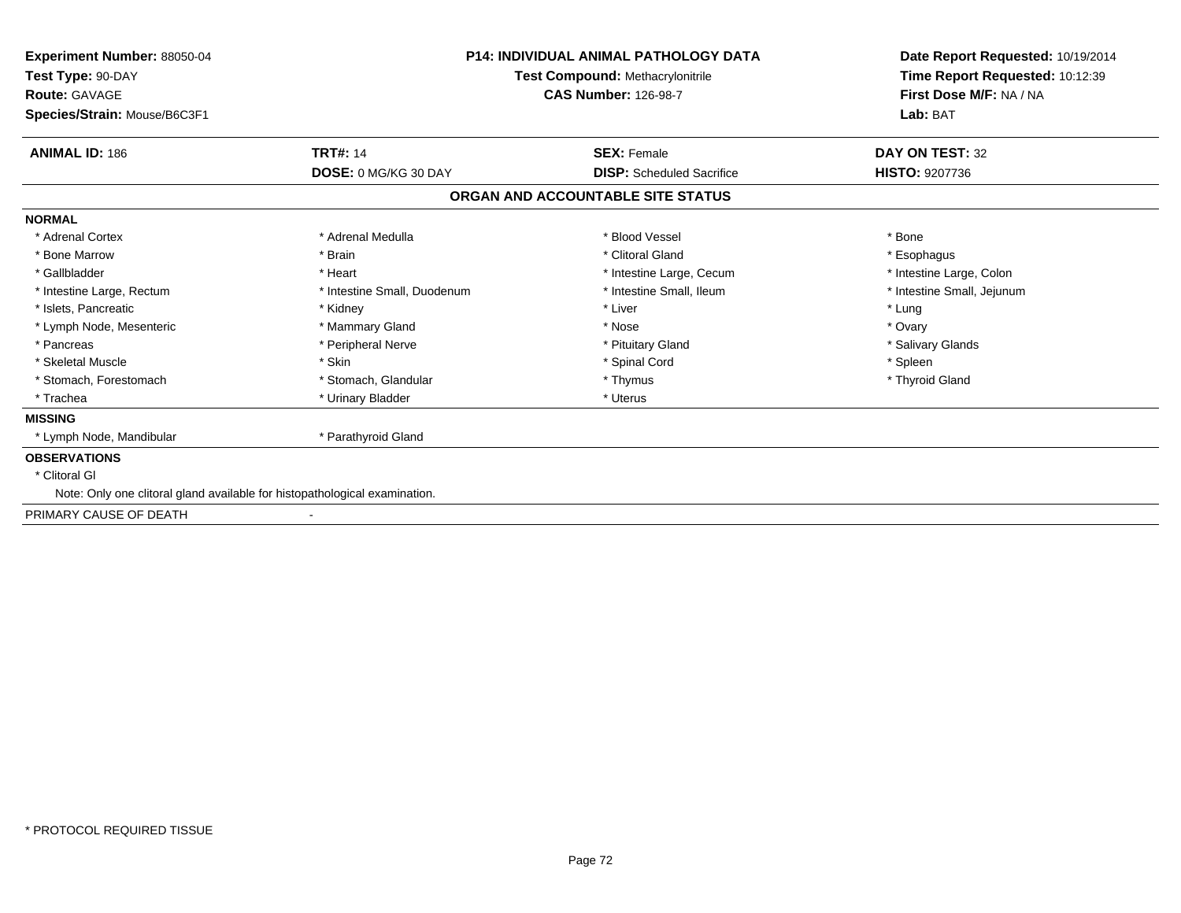**Experiment Number:** 88050-04
**Test Type:** 90-DAY
**Route:** GAVAGE
**Species/Strain:** Mouse/B6C3F1

**P14: INDIVIDUAL ANIMAL PATHOLOGY DATA**
**Test Compound:** Methacrylonitrile
**CAS Number:** 126-98-7

**Date Report Requested:** 10/19/2014
**Time Report Requested:** 10:12:39
**First Dose M/F:** NA / NA
**Lab:** BAT

| **ANIMAL ID:** 186 | **TRT#:** 14 | **SEX:** Female | **DAY ON TEST:** 32 |
|---|---|---|---|
| | **DOSE:** 0 MG/KG 30 DAY | **DISP:** Scheduled Sacrifice | **HISTO:** 9207736 |

## ORGAN AND ACCOUNTABLE SITE STATUS

**NORMAL**

| | | | |
|---|---|---|---|
| * Adrenal Cortex | * Adrenal Medulla | * Blood Vessel | * Bone |
| * Bone Marrow | * Brain | * Clitoral Gland | * Esophagus |
| * Gallbladder | * Heart | * Intestine Large, Cecum | * Intestine Large, Colon |
| * Intestine Large, Rectum | * Intestine Small, Duodenum | * Intestine Small, Ileum | * Intestine Small, Jejunum |
| * Islets, Pancreatic | * Kidney | * Liver | * Lung |
| * Lymph Node, Mesenteric | * Mammary Gland | * Nose | * Ovary |
| * Pancreas | * Peripheral Nerve | * Pituitary Gland | * Salivary Glands |
| * Skeletal Muscle | * Skin | * Spinal Cord | * Spleen |
| * Stomach, Forestomach | * Stomach, Glandular | * Thymus | * Thyroid Gland |
| * Trachea | * Urinary Bladder | * Uterus | |

**MISSING**

* Lymph Node, Mandibular
* Parathyroid Gland

**OBSERVATIONS**

* Clitoral Gl

Note: Only one clitoral gland available for histopathological examination.

PRIMARY CAUSE OF DEATH -

* PROTOCOL REQUIRED TISSUE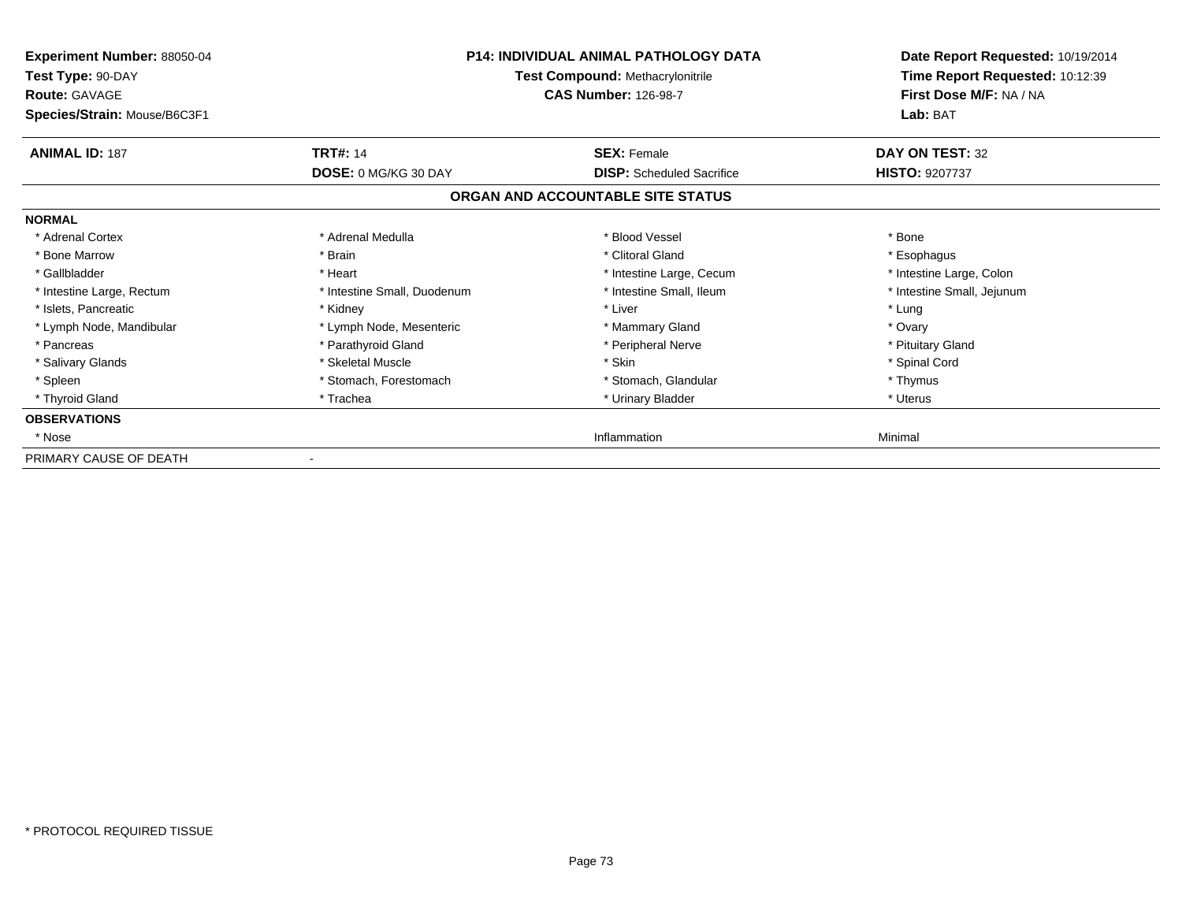**Experiment Number:** 88050-04
**Test Type:** 90-DAY
**Route:** GAVAGE
**Species/Strain:** Mouse/B6C3F1

**P14: INDIVIDUAL ANIMAL PATHOLOGY DATA**
**Test Compound:** Methacrylonitrile
**CAS Number:** 126-98-7

**Date Report Requested:** 10/19/2014
**Time Report Requested:** 10:12:39
**First Dose M/F:** NA / NA
**Lab:** BAT

| **ANIMAL ID:** 187 | **TRT#:** 14 | **SEX:** Female | **DAY ON TEST:** 32 |
|---|---|---|---|
| | **DOSE:** 0 MG/KG 30 DAY | **DISP:** Scheduled Sacrifice | **HISTO:** 9207737 |

## ORGAN AND ACCOUNTABLE SITE STATUS

| | | | |
|---|---|---|---|
| **NORMAL** | | | |
| * Adrenal Cortex | * Adrenal Medulla | * Blood Vessel | * Bone |
| * Bone Marrow | * Brain | * Clitoral Gland | * Esophagus |
| * Gallbladder | * Heart | * Intestine Large, Cecum | * Intestine Large, Colon |
| * Intestine Large, Rectum | * Intestine Small, Duodenum | * Intestine Small, Ileum | * Intestine Small, Jejunum |
| * Islets, Pancreatic | * Kidney | * Liver | * Lung |
| * Lymph Node, Mandibular | * Lymph Node, Mesenteric | * Mammary Gland | * Ovary |
| * Pancreas | * Parathyroid Gland | * Peripheral Nerve | * Pituitary Gland |
| * Salivary Glands | * Skeletal Muscle | * Skin | * Spinal Cord |
| * Spleen | * Stomach, Forestomach | * Stomach, Glandular | * Thymus |
| * Thyroid Gland | * Trachea | * Urinary Bladder | * Uterus |
| **OBSERVATIONS** | | | |
| * Nose | | Inflammation | Minimal |
| PRIMARY CAUSE OF DEATH | - | | |

* PROTOCOL REQUIRED TISSUE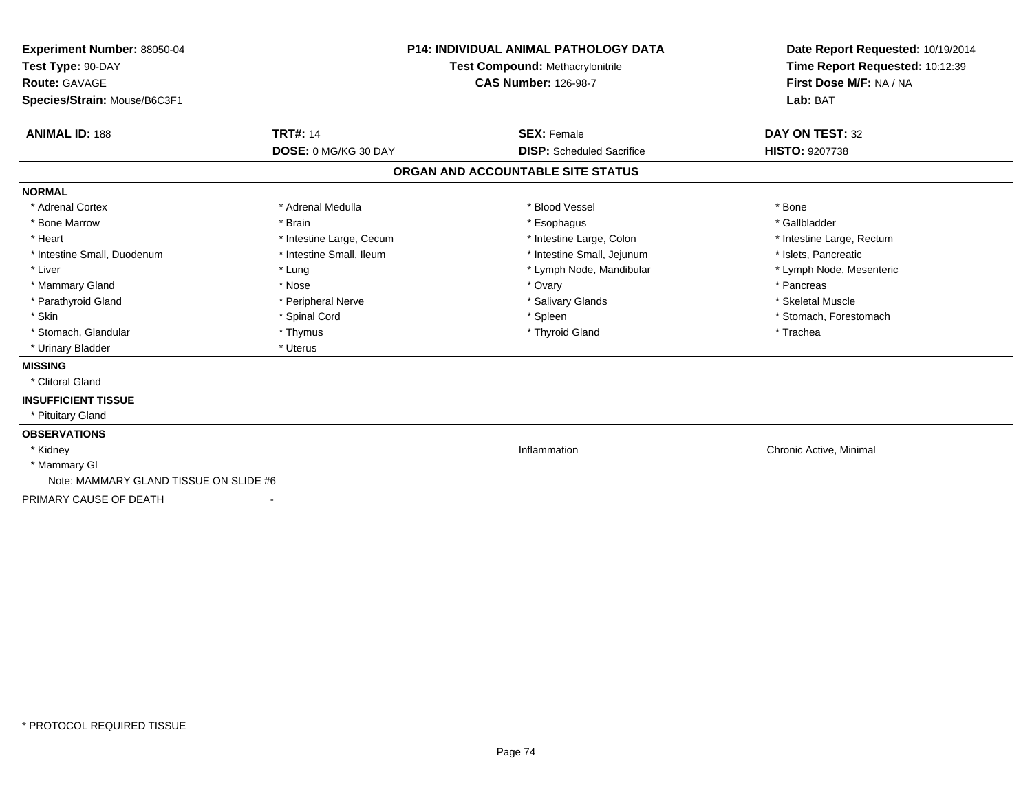**Experiment Number:** 88050-04
**Test Type:** 90-DAY
**Route:** GAVAGE
**Species/Strain:** Mouse/B6C3F1

**P14: INDIVIDUAL ANIMAL PATHOLOGY DATA**
**Test Compound:** Methacrylonitrile
**CAS Number:** 126-98-7

**Date Report Requested:** 10/19/2014
**Time Report Requested:** 10:12:39
**First Dose M/F:** NA / NA
**Lab:** BAT

| **ANIMAL ID:** 188 | **TRT#:** 14 | **SEX:** Female | **DAY ON TEST:** 32 |
|---|---|---|---|
| | **DOSE:** 0 MG/KG 30 DAY | **DISP:** Scheduled Sacrifice | **HISTO:** 9207738 |

## ORGAN AND ACCOUNTABLE SITE STATUS

**NORMAL**

| | | | |
|---|---|---|---|
| * Adrenal Cortex | * Adrenal Medulla | * Blood Vessel | * Bone |
| * Bone Marrow | * Brain | * Esophagus | * Gallbladder |
| * Heart | * Intestine Large, Cecum | * Intestine Large, Colon | * Intestine Large, Rectum |
| * Intestine Small, Duodenum | * Intestine Small, Ileum | * Intestine Small, Jejunum | * Islets, Pancreatic |
| * Liver | * Lung | * Lymph Node, Mandibular | * Lymph Node, Mesenteric |
| * Mammary Gland | * Nose | * Ovary | * Pancreas |
| * Parathyroid Gland | * Peripheral Nerve | * Salivary Glands | * Skeletal Muscle |
| * Skin | * Spinal Cord | * Spleen | * Stomach, Forestomach |
| * Stomach, Glandular | * Thymus | * Thyroid Gland | * Trachea |
| * Urinary Bladder | * Uterus | | |

**MISSING**

* Clitoral Gland

**INSUFFICIENT TISSUE**

* Pituitary Gland

**OBSERVATIONS**

| | | |
|---|---|---|
| * Kidney | Inflammation | Chronic Active, Minimal |
| * Mammary Gl | | |

Note: MAMMARY GLAND TISSUE ON SLIDE #6

PRIMARY CAUSE OF DEATH -

* PROTOCOL REQUIRED TISSUE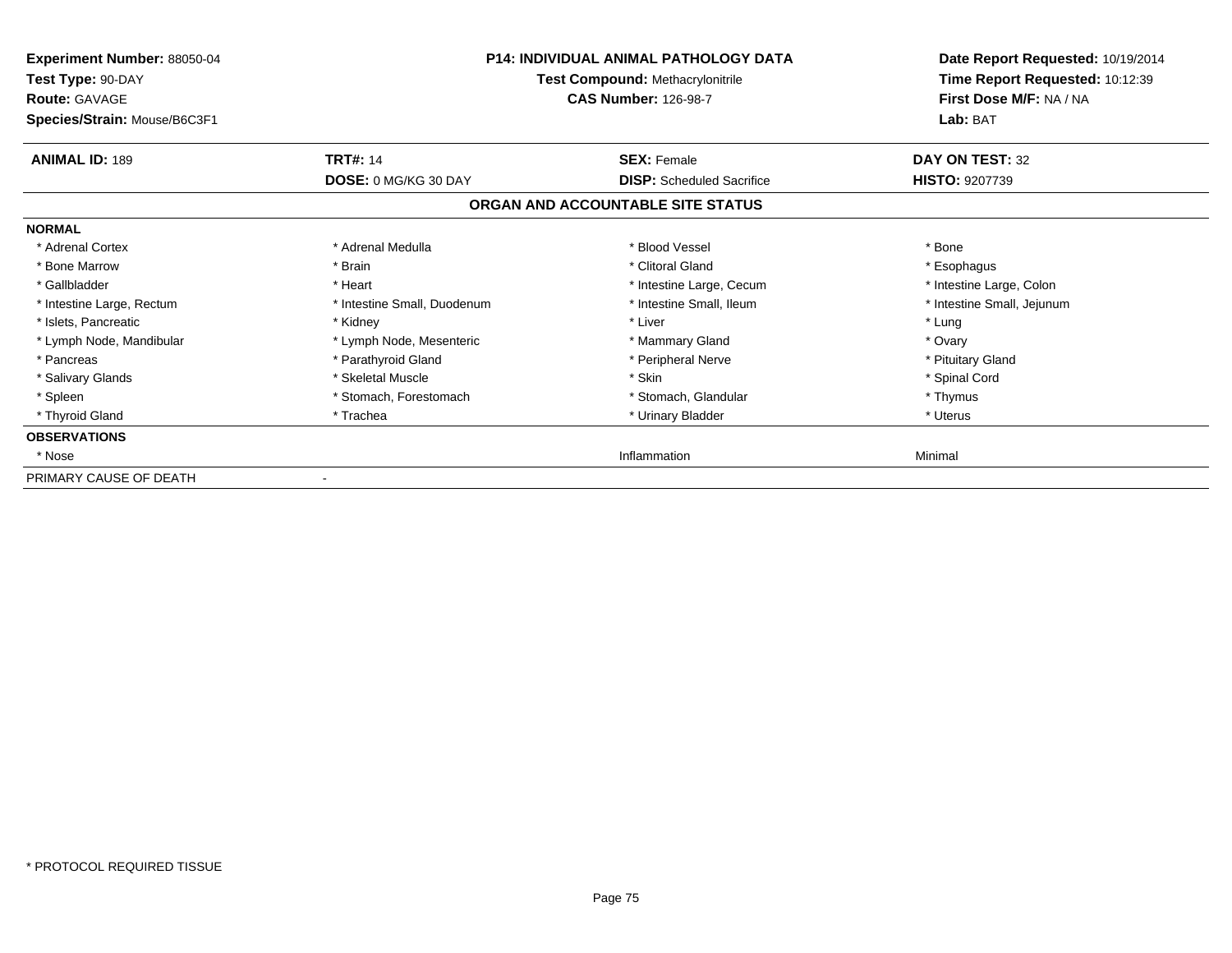**Experiment Number:** 88050-04
**Test Type:** 90-DAY
**Route:** GAVAGE
**Species/Strain:** Mouse/B6C3F1

**P14: INDIVIDUAL ANIMAL PATHOLOGY DATA**
**Test Compound:** Methacrylonitrile
**CAS Number:** 126-98-7

**Date Report Requested:** 10/19/2014
**Time Report Requested:** 10:12:39
**First Dose M/F:** NA / NA
**Lab:** BAT

| **ANIMAL ID:** 189 | **TRT#:** 14 | **SEX:** Female | **DAY ON TEST:** 32 |
|---|---|---|---|
| | **DOSE:** 0 MG/KG 30 DAY | **DISP:** Scheduled Sacrifice | **HISTO:** 9207739 |

## ORGAN AND ACCOUNTABLE SITE STATUS

| | | | |
|---|---|---|---|
| **NORMAL** | | | |
| * Adrenal Cortex | * Adrenal Medulla | * Blood Vessel | * Bone |
| * Bone Marrow | * Brain | * Clitoral Gland | * Esophagus |
| * Gallbladder | * Heart | * Intestine Large, Cecum | * Intestine Large, Colon |
| * Intestine Large, Rectum | * Intestine Small, Duodenum | * Intestine Small, Ileum | * Intestine Small, Jejunum |
| * Islets, Pancreatic | * Kidney | * Liver | * Lung |
| * Lymph Node, Mandibular | * Lymph Node, Mesenteric | * Mammary Gland | * Ovary |
| * Pancreas | * Parathyroid Gland | * Peripheral Nerve | * Pituitary Gland |
| * Salivary Glands | * Skeletal Muscle | * Skin | * Spinal Cord |
| * Spleen | * Stomach, Forestomach | * Stomach, Glandular | * Thymus |
| * Thyroid Gland | * Trachea | * Urinary Bladder | * Uterus |
| **OBSERVATIONS** | | | |
| * Nose | | Inflammation | Minimal |
| PRIMARY CAUSE OF DEATH | - | | |

\* PROTOCOL REQUIRED TISSUE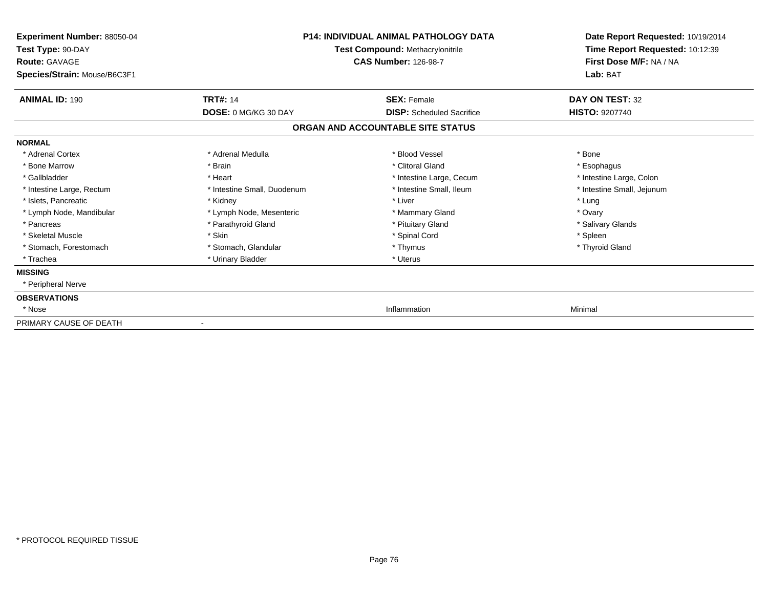**Experiment Number:** 88050-04
**Test Type:** 90-DAY
**Route:** GAVAGE
**Species/Strain:** Mouse/B6C3F1

**P14: INDIVIDUAL ANIMAL PATHOLOGY DATA**
**Test Compound:** Methacrylonitrile
**CAS Number:** 126-98-7

**Date Report Requested:** 10/19/2014
**Time Report Requested:** 10:12:39
**First Dose M/F:** NA / NA
**Lab:** BAT

| **ANIMAL ID:** 190 | **TRT#:** 14 | **SEX:** Female | **DAY ON TEST:** 32 |
|---|---|---|---|
| | **DOSE:** 0 MG/KG 30 DAY | **DISP:** Scheduled Sacrifice | **HISTO:** 9207740 |

## ORGAN AND ACCOUNTABLE SITE STATUS

**NORMAL**

| | | | |
|---|---|---|---|
| * Adrenal Cortex | * Adrenal Medulla | * Blood Vessel | * Bone |
| * Bone Marrow | * Brain | * Clitoral Gland | * Esophagus |
| * Gallbladder | * Heart | * Intestine Large, Cecum | * Intestine Large, Colon |
| * Intestine Large, Rectum | * Intestine Small, Duodenum | * Intestine Small, Ileum | * Intestine Small, Jejunum |
| * Islets, Pancreatic | * Kidney | * Liver | * Lung |
| * Lymph Node, Mandibular | * Lymph Node, Mesenteric | * Mammary Gland | * Ovary |
| * Pancreas | * Parathyroid Gland | * Pituitary Gland | * Salivary Glands |
| * Skeletal Muscle | * Skin | * Spinal Cord | * Spleen |
| * Stomach, Forestomach | * Stomach, Glandular | * Thymus | * Thyroid Gland |
| * Trachea | * Urinary Bladder | * Uterus | |

**MISSING**

* Peripheral Nerve

**OBSERVATIONS**

| | | | |
|---|---|---|---|
| * Nose | | Inflammation | Minimal |

PRIMARY CAUSE OF DEATH -

* PROTOCOL REQUIRED TISSUE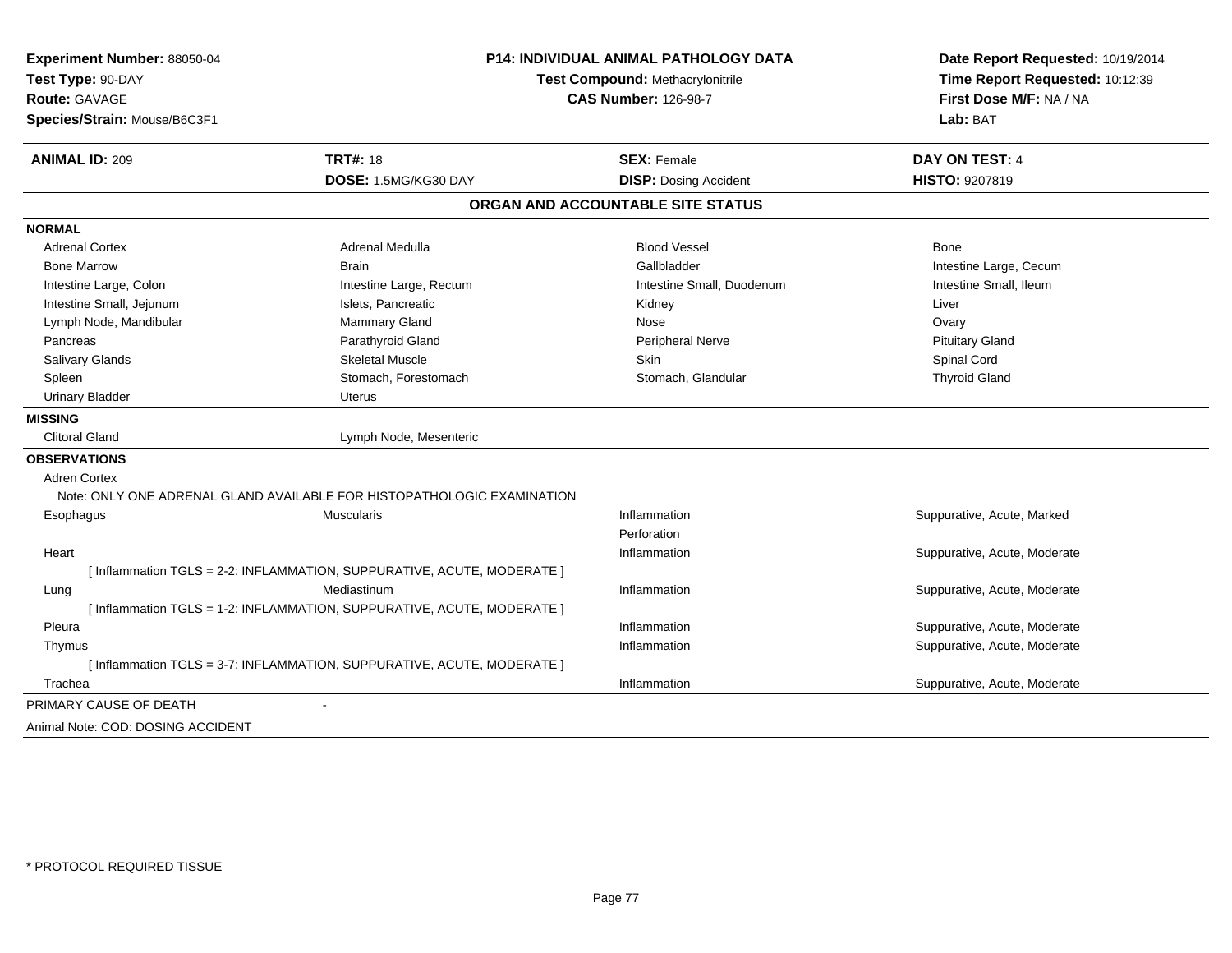**Experiment Number:** 88050-04
**Test Type:** 90-DAY
**Route:** GAVAGE
**Species/Strain:** Mouse/B6C3F1

**P14: INDIVIDUAL ANIMAL PATHOLOGY DATA**
**Test Compound:** Methacrylonitrile
**CAS Number:** 126-98-7

**Date Report Requested:** 10/19/2014
**Time Report Requested:** 10:12:39
**First Dose M/F:** NA / NA
**Lab:** BAT

| **ANIMAL ID:** 209 | **TRT#:** 18 | **SEX:** Female | **DAY ON TEST:** 4 |
|---|---|---|---|
| | **DOSE:** 1.5MG/KG30 DAY | **DISP:** Dosing Accident | **HISTO:** 9207819 |

## ORGAN AND ACCOUNTABLE SITE STATUS

**NORMAL**

| | | | |
|---|---|---|---|
| Adrenal Cortex | Adrenal Medulla | Blood Vessel | Bone |
| Bone Marrow | Brain | Gallbladder | Intestine Large, Cecum |
| Intestine Large, Colon | Intestine Large, Rectum | Intestine Small, Duodenum | Intestine Small, Ileum |
| Intestine Small, Jejunum | Islets, Pancreatic | Kidney | Liver |
| Lymph Node, Mandibular | Mammary Gland | Nose | Ovary |
| Pancreas | Parathyroid Gland | Peripheral Nerve | Pituitary Gland |
| Salivary Glands | Skeletal Muscle | Skin | Spinal Cord |
| Spleen | Stomach, Forestomach | Stomach, Glandular | Thyroid Gland |
| Urinary Bladder | Uterus | | |

**MISSING**

| | |
|---|---|
| Clitoral Gland | Lymph Node, Mesenteric |

**OBSERVATIONS**

Adren Cortex
Note: ONLY ONE ADRENAL GLAND AVAILABLE FOR HISTOPATHOLOGIC EXAMINATION

| | | | |
|---|---|---|---|
| Esophagus | Muscularis | Inflammation | Suppurative, Acute, Marked |
| | | Perforation | |
| Heart | | Inflammation | Suppurative, Acute, Moderate |

[ Inflammation TGLS = 2-2: INFLAMMATION, SUPPURATIVE, ACUTE, MODERATE ]

| | | | |
|---|---|---|---|
| Lung | Mediastinum | Inflammation | Suppurative, Acute, Moderate |

[ Inflammation TGLS = 1-2: INFLAMMATION, SUPPURATIVE, ACUTE, MODERATE ]

| | | | |
|---|---|---|---|
| Pleura | | Inflammation | Suppurative, Acute, Moderate |
| Thymus | | Inflammation | Suppurative, Acute, Moderate |

[ Inflammation TGLS = 3-7: INFLAMMATION, SUPPURATIVE, ACUTE, MODERATE ]

| | | | |
|---|---|---|---|
| Trachea | | Inflammation | Suppurative, Acute, Moderate |

PRIMARY CAUSE OF DEATH -

Animal Note: COD: DOSING ACCIDENT

* PROTOCOL REQUIRED TISSUE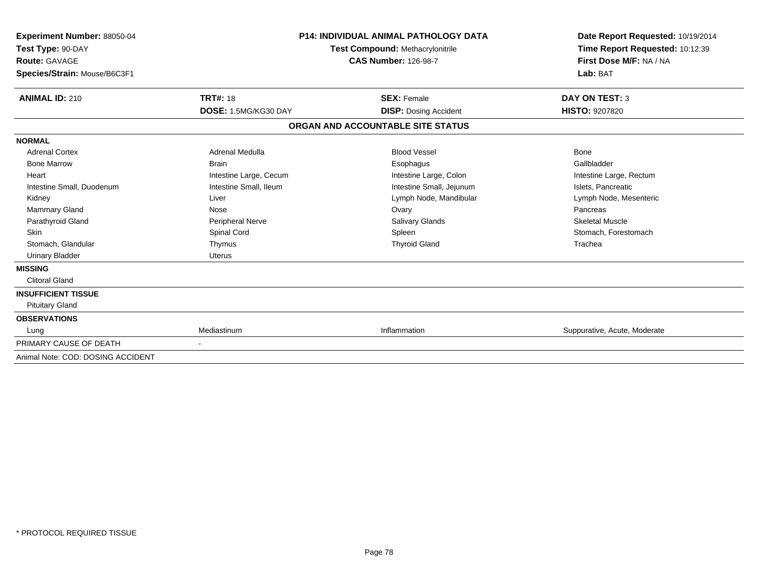**Experiment Number:** 88050-04
**Test Type:** 90-DAY
**Route:** GAVAGE
**Species/Strain:** Mouse/B6C3F1

**P14: INDIVIDUAL ANIMAL PATHOLOGY DATA**
**Test Compound:** Methacrylonitrile
**CAS Number:** 126-98-7

**Date Report Requested:** 10/19/2014
**Time Report Requested:** 10:12:39
**First Dose M/F:** NA / NA
**Lab:** BAT

| **ANIMAL ID:** 210 | **TRT#:** 18 | **SEX:** Female | **DAY ON TEST:** 3 |
|---|---|---|---|
| | **DOSE:** 1.5MG/KG30 DAY | **DISP:** Dosing Accident | **HISTO:** 9207820 |

## ORGAN AND ACCOUNTABLE SITE STATUS

| | | | |
|---|---|---|---|
| **NORMAL** | | | |
| Adrenal Cortex | Adrenal Medulla | Blood Vessel | Bone |
| Bone Marrow | Brain | Esophagus | Gallbladder |
| Heart | Intestine Large, Cecum | Intestine Large, Colon | Intestine Large, Rectum |
| Intestine Small, Duodenum | Intestine Small, Ileum | Intestine Small, Jejunum | Islets, Pancreatic |
| Kidney | Liver | Lymph Node, Mandibular | Lymph Node, Mesenteric |
| Mammary Gland | Nose | Ovary | Pancreas |
| Parathyroid Gland | Peripheral Nerve | Salivary Glands | Skeletal Muscle |
| Skin | Spinal Cord | Spleen | Stomach, Forestomach |
| Stomach, Glandular | Thymus | Thyroid Gland | Trachea |
| Urinary Bladder | Uterus | | |
| **MISSING** | | | |
| Clitoral Gland | | | |
| **INSUFFICIENT TISSUE** | | | |
| Pituitary Gland | | | |
| **OBSERVATIONS** | | | |
| Lung | Mediastinum | Inflammation | Suppurative, Acute, Moderate |
| PRIMARY CAUSE OF DEATH | - | | |
| Animal Note: COD: DOSING ACCIDENT | | | |

* PROTOCOL REQUIRED TISSUE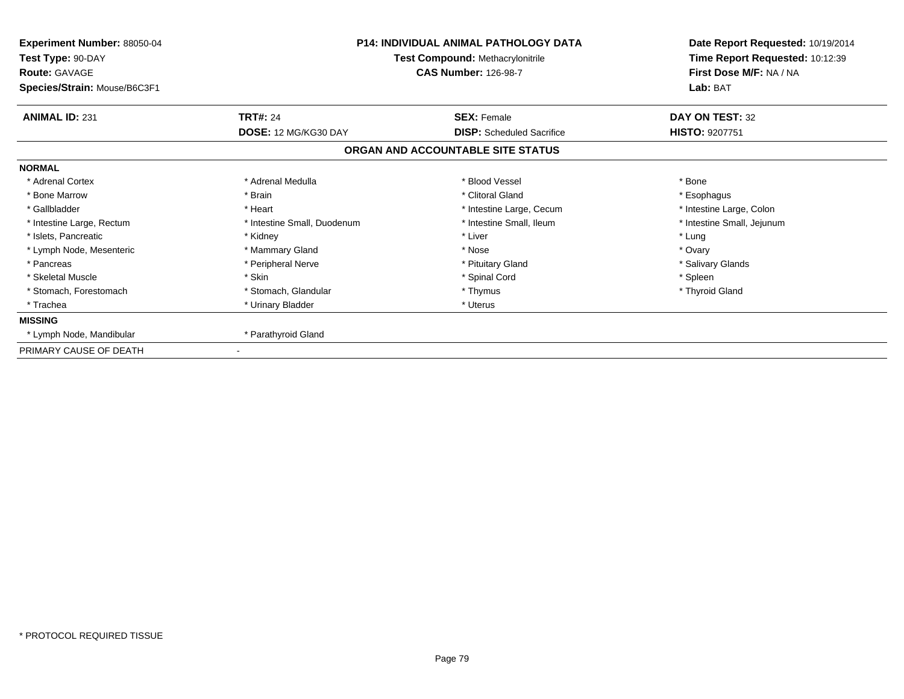**Experiment Number:** 88050-04
**Test Type:** 90-DAY
**Route:** GAVAGE
**Species/Strain:** Mouse/B6C3F1

**P14: INDIVIDUAL ANIMAL PATHOLOGY DATA**
**Test Compound:** Methacrylonitrile
**CAS Number:** 126-98-7

**Date Report Requested:** 10/19/2014
**Time Report Requested:** 10:12:39
**First Dose M/F:** NA / NA
**Lab:** BAT

| **ANIMAL ID:** 231 | **TRT#:** 24 | **SEX:** Female | **DAY ON TEST:** 32 |
|---|---|---|---|
| | **DOSE:** 12 MG/KG30 DAY | **DISP:** Scheduled Sacrifice | **HISTO:** 9207751 |

## ORGAN AND ACCOUNTABLE SITE STATUS

**NORMAL**

| | | | |
|---|---|---|---|
| * Adrenal Cortex | * Adrenal Medulla | * Blood Vessel | * Bone |
| * Bone Marrow | * Brain | * Clitoral Gland | * Esophagus |
| * Gallbladder | * Heart | * Intestine Large, Cecum | * Intestine Large, Colon |
| * Intestine Large, Rectum | * Intestine Small, Duodenum | * Intestine Small, Ileum | * Intestine Small, Jejunum |
| * Islets, Pancreatic | * Kidney | * Liver | * Lung |
| * Lymph Node, Mesenteric | * Mammary Gland | * Nose | * Ovary |
| * Pancreas | * Peripheral Nerve | * Pituitary Gland | * Salivary Glands |
| * Skeletal Muscle | * Skin | * Spinal Cord | * Spleen |
| * Stomach, Forestomach | * Stomach, Glandular | * Thymus | * Thyroid Gland |
| * Trachea | * Urinary Bladder | * Uterus | |

**MISSING**

| | |
|---|---|
| * Lymph Node, Mandibular | * Parathyroid Gland |

PRIMARY CAUSE OF DEATH -

* PROTOCOL REQUIRED TISSUE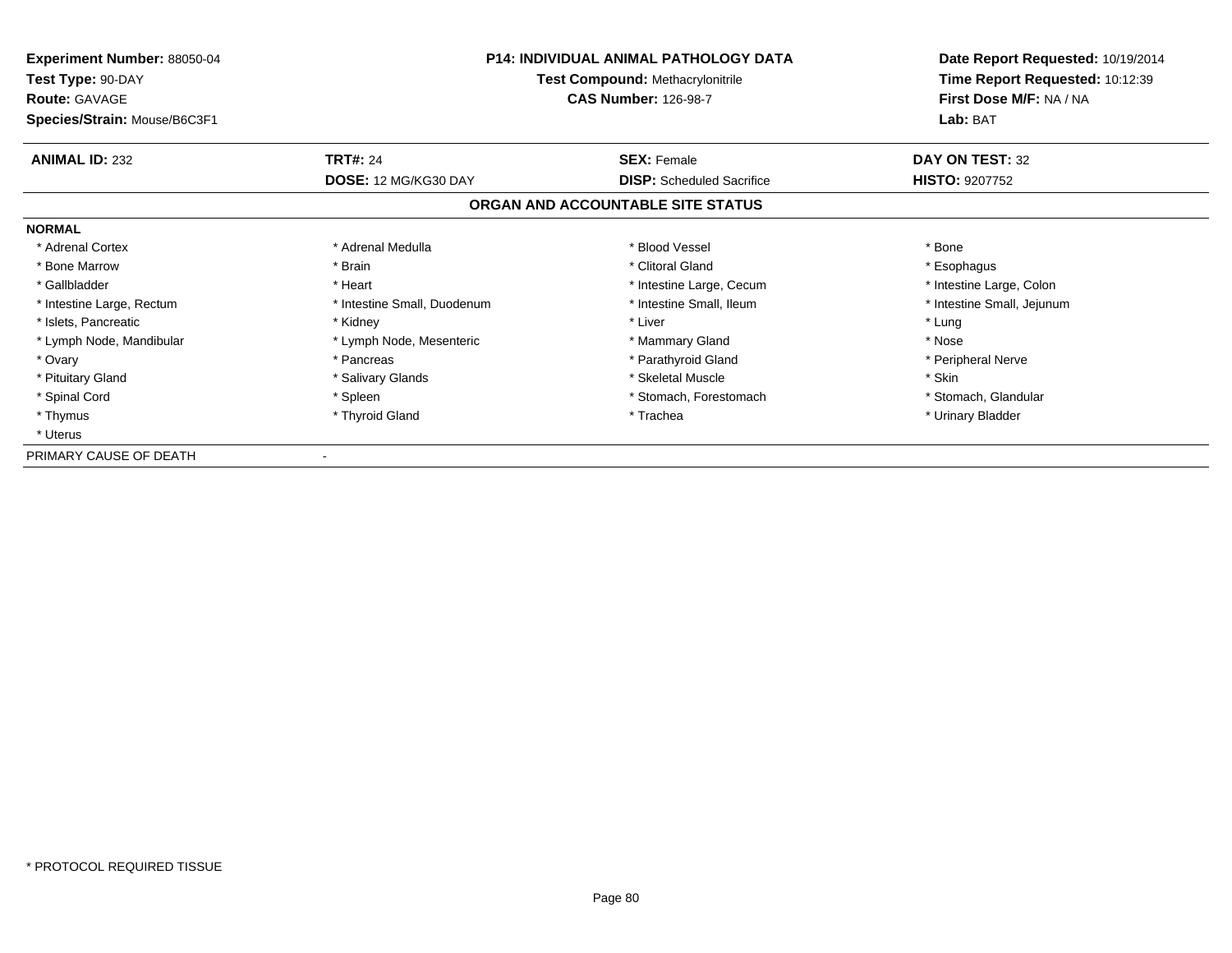| **Experiment Number:** 88050-04 | **P14: INDIVIDUAL ANIMAL PATHOLOGY DATA** | **Date Report Requested:** 10/19/2014 |
|---|---|---|
| **Test Type:** 90-DAY | **Test Compound:** Methacrylonitrile | **Time Report Requested:** 10:12:39 |
| **Route:** GAVAGE | **CAS Number:** 126-98-7 | **First Dose M/F:** NA / NA |
| **Species/Strain:** Mouse/B6C3F1 | | **Lab:** BAT |

| **ANIMAL ID:** 232 | **TRT#:** 24 | **SEX:** Female | **DAY ON TEST:** 32 |
|---|---|---|---|
| | **DOSE:** 12 MG/KG30 DAY | **DISP:** Scheduled Sacrifice | **HISTO:** 9207752 |

**ORGAN AND ACCOUNTABLE SITE STATUS**

**NORMAL**

| | | | |
|---|---|---|---|
| * Adrenal Cortex | * Adrenal Medulla | * Blood Vessel | * Bone |
| * Bone Marrow | * Brain | * Clitoral Gland | * Esophagus |
| * Gallbladder | * Heart | * Intestine Large, Cecum | * Intestine Large, Colon |
| * Intestine Large, Rectum | * Intestine Small, Duodenum | * Intestine Small, Ileum | * Intestine Small, Jejunum |
| * Islets, Pancreatic | * Kidney | * Liver | * Lung |
| * Lymph Node, Mandibular | * Lymph Node, Mesenteric | * Mammary Gland | * Nose |
| * Ovary | * Pancreas | * Parathyroid Gland | * Peripheral Nerve |
| * Pituitary Gland | * Salivary Glands | * Skeletal Muscle | * Skin |
| * Spinal Cord | * Spleen | * Stomach, Forestomach | * Stomach, Glandular |
| * Thymus | * Thyroid Gland | * Trachea | * Urinary Bladder |
| * Uterus | | | |

PRIMARY CAUSE OF DEATH -

* PROTOCOL REQUIRED TISSUE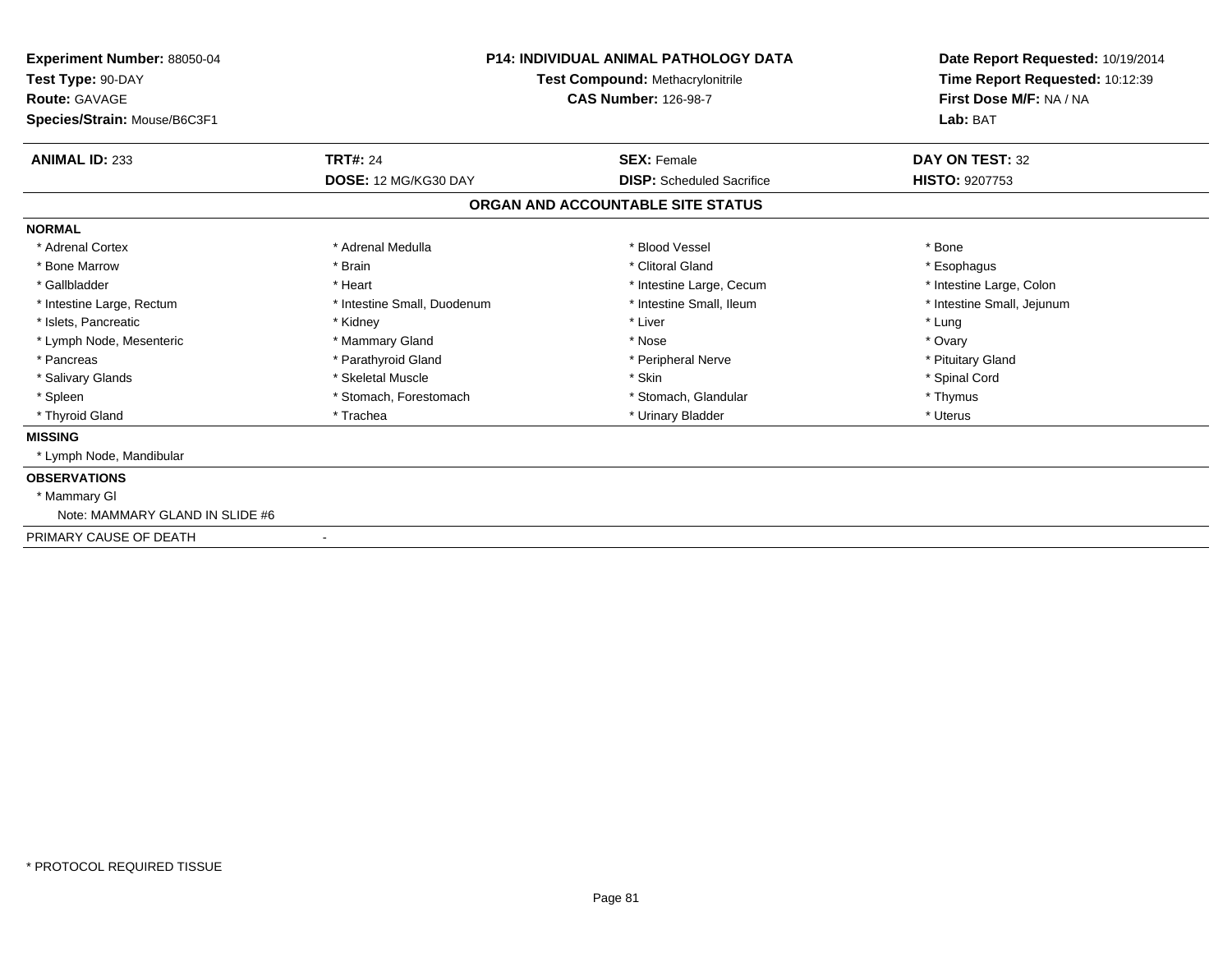**Experiment Number:** 88050-04
**Test Type:** 90-DAY
**Route:** GAVAGE
**Species/Strain:** Mouse/B6C3F1

**P14: INDIVIDUAL ANIMAL PATHOLOGY DATA**
**Test Compound:** Methacrylonitrile
**CAS Number:** 126-98-7

**Date Report Requested:** 10/19/2014
**Time Report Requested:** 10:12:39
**First Dose M/F:** NA / NA
**Lab:** BAT

| **ANIMAL ID:** 233 | **TRT#:** 24 | **SEX:** Female | **DAY ON TEST:** 32 |
|---|---|---|---|
| | **DOSE:** 12 MG/KG30 DAY | **DISP:** Scheduled Sacrifice | **HISTO:** 9207753 |

## ORGAN AND ACCOUNTABLE SITE STATUS

**NORMAL**

| | | | |
|---|---|---|---|
| * Adrenal Cortex | * Adrenal Medulla | * Blood Vessel | * Bone |
| * Bone Marrow | * Brain | * Clitoral Gland | * Esophagus |
| * Gallbladder | * Heart | * Intestine Large, Cecum | * Intestine Large, Colon |
| * Intestine Large, Rectum | * Intestine Small, Duodenum | * Intestine Small, Ileum | * Intestine Small, Jejunum |
| * Islets, Pancreatic | * Kidney | * Liver | * Lung |
| * Lymph Node, Mesenteric | * Mammary Gland | * Nose | * Ovary |
| * Pancreas | * Parathyroid Gland | * Peripheral Nerve | * Pituitary Gland |
| * Salivary Glands | * Skeletal Muscle | * Skin | * Spinal Cord |
| * Spleen | * Stomach, Forestomach | * Stomach, Glandular | * Thymus |
| * Thyroid Gland | * Trachea | * Urinary Bladder | * Uterus |

**MISSING**

* Lymph Node, Mandibular

**OBSERVATIONS**

* Mammary Gl
  Note: MAMMARY GLAND IN SLIDE #6

PRIMARY CAUSE OF DEATH -

* PROTOCOL REQUIRED TISSUE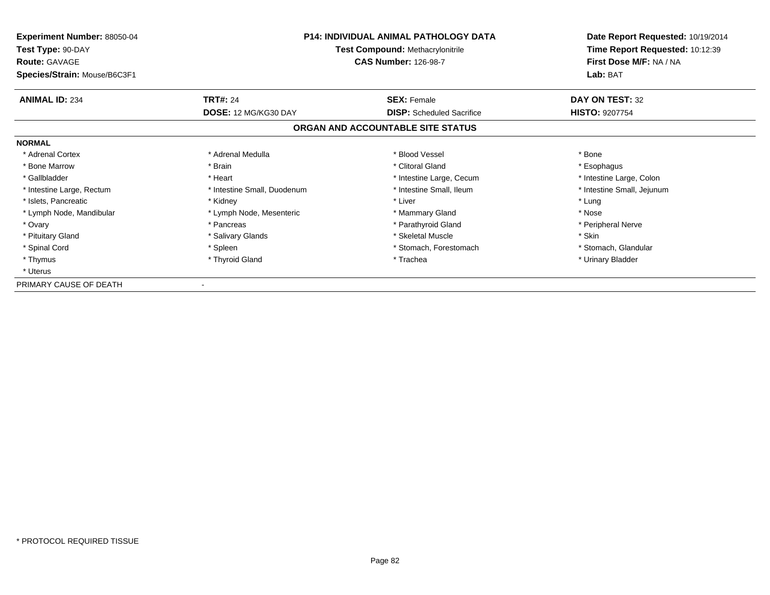**Experiment Number:** 88050-04
**Test Type:** 90-DAY
**Route:** GAVAGE
**Species/Strain:** Mouse/B6C3F1

**P14: INDIVIDUAL ANIMAL PATHOLOGY DATA**
**Test Compound:** Methacrylonitrile
**CAS Number:** 126-98-7

**Date Report Requested:** 10/19/2014
**Time Report Requested:** 10:12:39
**First Dose M/F:** NA / NA
**Lab:** BAT

| **ANIMAL ID:** 234 | **TRT#:** 24 | **SEX:** Female | **DAY ON TEST:** 32 |
|---|---|---|---|
| | **DOSE:** 12 MG/KG30 DAY | **DISP:** Scheduled Sacrifice | **HISTO:** 9207754 |

## ORGAN AND ACCOUNTABLE SITE STATUS

**NORMAL**

| | | | |
|---|---|---|---|
| * Adrenal Cortex | * Adrenal Medulla | * Blood Vessel | * Bone |
| * Bone Marrow | * Brain | * Clitoral Gland | * Esophagus |
| * Gallbladder | * Heart | * Intestine Large, Cecum | * Intestine Large, Colon |
| * Intestine Large, Rectum | * Intestine Small, Duodenum | * Intestine Small, Ileum | * Intestine Small, Jejunum |
| * Islets, Pancreatic | * Kidney | * Liver | * Lung |
| * Lymph Node, Mandibular | * Lymph Node, Mesenteric | * Mammary Gland | * Nose |
| * Ovary | * Pancreas | * Parathyroid Gland | * Peripheral Nerve |
| * Pituitary Gland | * Salivary Glands | * Skeletal Muscle | * Skin |
| * Spinal Cord | * Spleen | * Stomach, Forestomach | * Stomach, Glandular |
| * Thymus | * Thyroid Gland | * Trachea | * Urinary Bladder |
| * Uterus | | | |

PRIMARY CAUSE OF DEATH -

* PROTOCOL REQUIRED TISSUE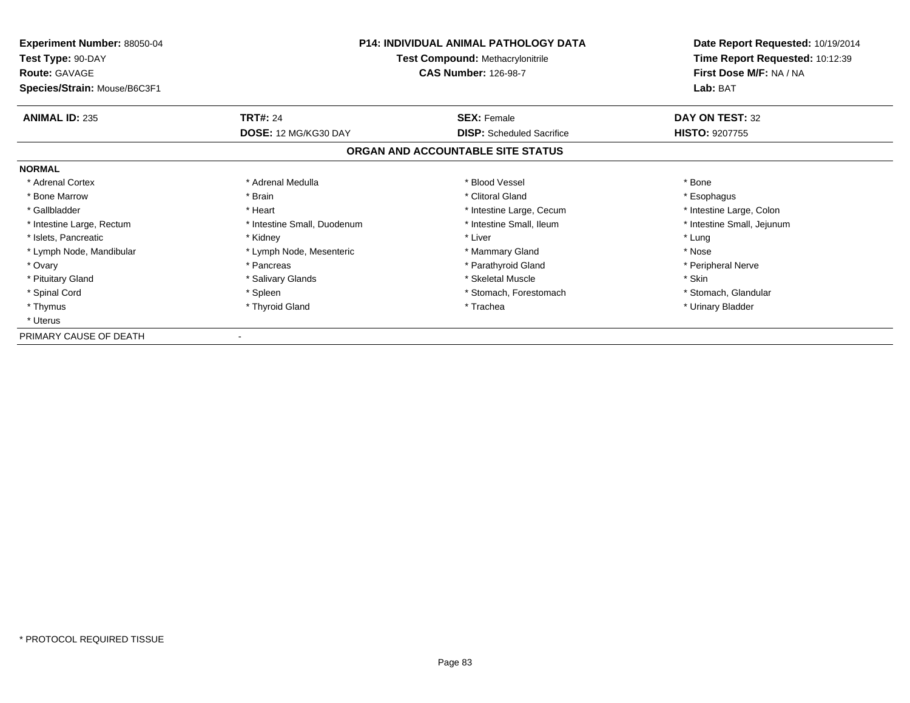**Experiment Number:** 88050-04
**Test Type:** 90-DAY
**Route:** GAVAGE
**Species/Strain:** Mouse/B6C3F1

**P14: INDIVIDUAL ANIMAL PATHOLOGY DATA**
**Test Compound:** Methacrylonitrile
**CAS Number:** 126-98-7

**Date Report Requested:** 10/19/2014
**Time Report Requested:** 10:12:39
**First Dose M/F:** NA / NA
**Lab:** BAT

| **ANIMAL ID:** 235 | **TRT#:** 24 | **SEX:** Female | **DAY ON TEST:** 32 |
|---|---|---|---|
| | **DOSE:** 12 MG/KG30 DAY | **DISP:** Scheduled Sacrifice | **HISTO:** 9207755 |

## ORGAN AND ACCOUNTABLE SITE STATUS

**NORMAL**

| | | | |
|---|---|---|---|
| * Adrenal Cortex | * Adrenal Medulla | * Blood Vessel | * Bone |
| * Bone Marrow | * Brain | * Clitoral Gland | * Esophagus |
| * Gallbladder | * Heart | * Intestine Large, Cecum | * Intestine Large, Colon |
| * Intestine Large, Rectum | * Intestine Small, Duodenum | * Intestine Small, Ileum | * Intestine Small, Jejunum |
| * Islets, Pancreatic | * Kidney | * Liver | * Lung |
| * Lymph Node, Mandibular | * Lymph Node, Mesenteric | * Mammary Gland | * Nose |
| * Ovary | * Pancreas | * Parathyroid Gland | * Peripheral Nerve |
| * Pituitary Gland | * Salivary Glands | * Skeletal Muscle | * Skin |
| * Spinal Cord | * Spleen | * Stomach, Forestomach | * Stomach, Glandular |
| * Thymus | * Thyroid Gland | * Trachea | * Urinary Bladder |
| * Uterus | | | |

PRIMARY CAUSE OF DEATH -

* PROTOCOL REQUIRED TISSUE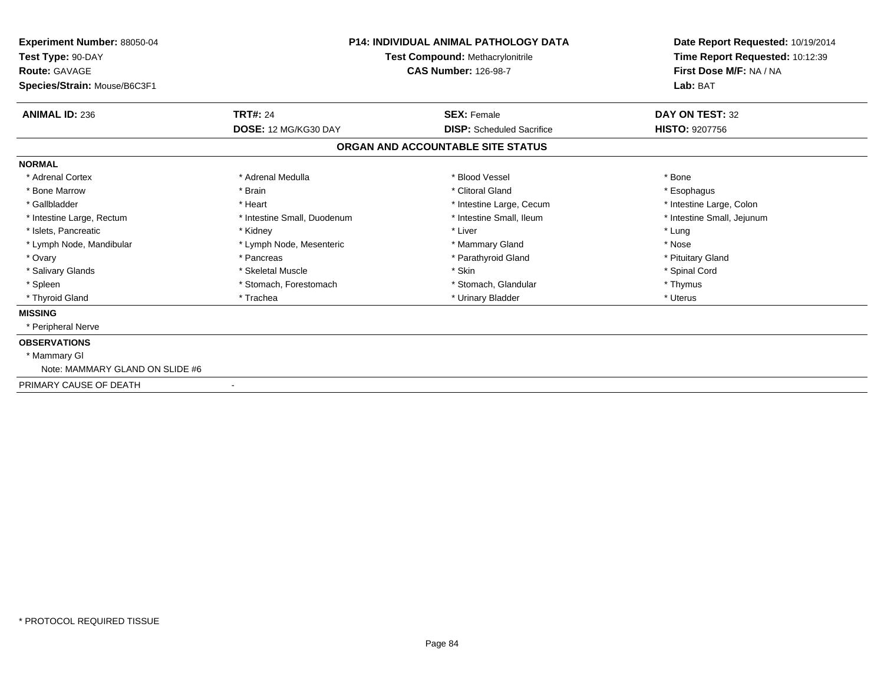| | | | |
|---|---|---|---|
| **Experiment Number:** 88050-04 | **P14: INDIVIDUAL ANIMAL PATHOLOGY DATA** | | **Date Report Requested:** 10/19/2014 |
| **Test Type:** 90-DAY | **Test Compound:** Methacrylonitrile | | **Time Report Requested:** 10:12:39 |
| **Route:** GAVAGE | **CAS Number:** 126-98-7 | | **First Dose M/F:** NA / NA |
| **Species/Strain:** Mouse/B6C3F1 | | | **Lab:** BAT |

| | | | |
|---|---|---|---|
| **ANIMAL ID:** 236 | **TRT#:** 24 | **SEX:** Female | **DAY ON TEST:** 32 |
| | **DOSE:** 12 MG/KG30 DAY | **DISP:** Scheduled Sacrifice | **HISTO:** 9207756 |

## ORGAN AND ACCOUNTABLE SITE STATUS

**NORMAL**

| | | | |
|---|---|---|---|
| * Adrenal Cortex | * Adrenal Medulla | * Blood Vessel | * Bone |
| * Bone Marrow | * Brain | * Clitoral Gland | * Esophagus |
| * Gallbladder | * Heart | * Intestine Large, Cecum | * Intestine Large, Colon |
| * Intestine Large, Rectum | * Intestine Small, Duodenum | * Intestine Small, Ileum | * Intestine Small, Jejunum |
| * Islets, Pancreatic | * Kidney | * Liver | * Lung |
| * Lymph Node, Mandibular | * Lymph Node, Mesenteric | * Mammary Gland | * Nose |
| * Ovary | * Pancreas | * Parathyroid Gland | * Pituitary Gland |
| * Salivary Glands | * Skeletal Muscle | * Skin | * Spinal Cord |
| * Spleen | * Stomach, Forestomach | * Stomach, Glandular | * Thymus |
| * Thyroid Gland | * Trachea | * Urinary Bladder | * Uterus |

**MISSING**

* Peripheral Nerve

**OBSERVATIONS**

* Mammary Gl

Note: MAMMARY GLAND ON SLIDE #6

PRIMARY CAUSE OF DEATH -

* PROTOCOL REQUIRED TISSUE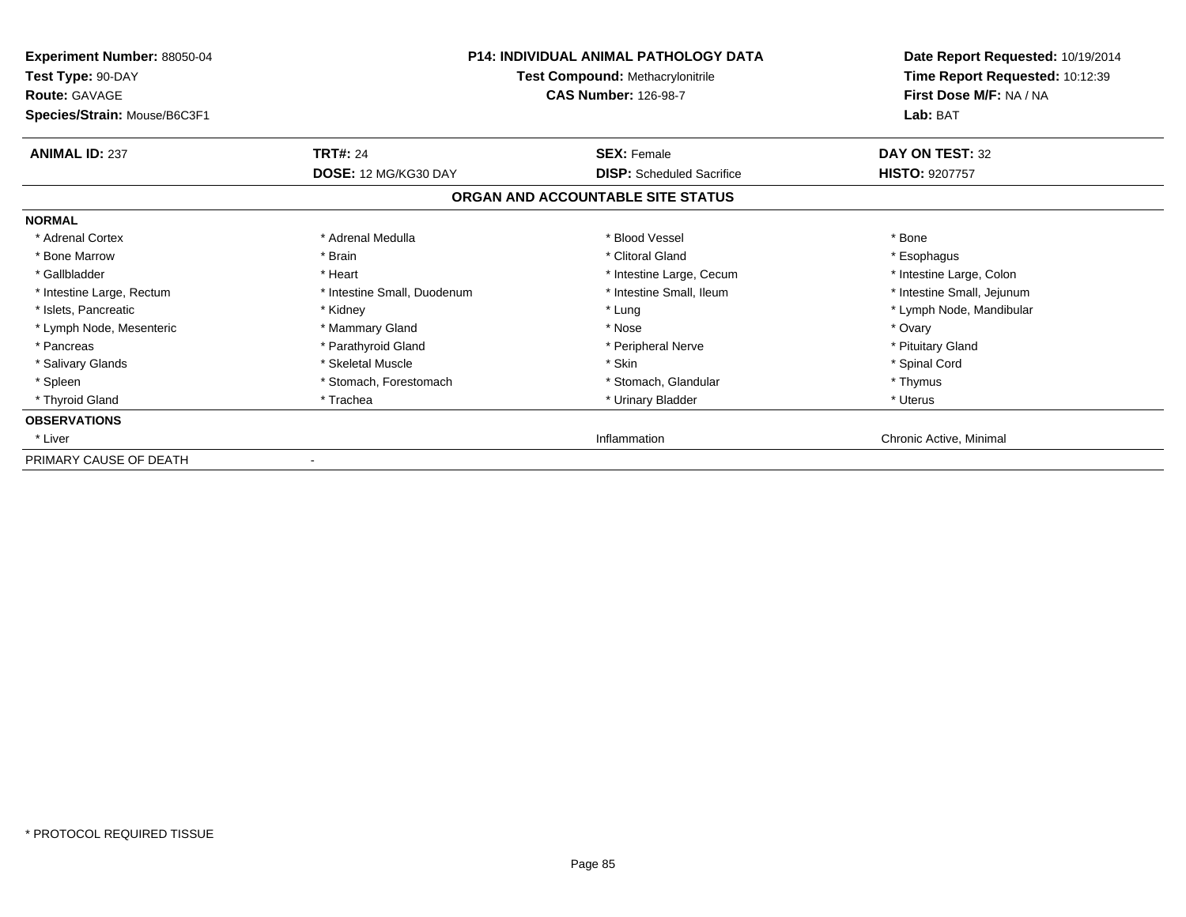**Experiment Number:** 88050-04
**Test Type:** 90-DAY
**Route:** GAVAGE
**Species/Strain:** Mouse/B6C3F1

**P14: INDIVIDUAL ANIMAL PATHOLOGY DATA**
**Test Compound:** Methacrylonitrile
**CAS Number:** 126-98-7

**Date Report Requested:** 10/19/2014
**Time Report Requested:** 10:12:39
**First Dose M/F:** NA / NA
**Lab:** BAT

| **ANIMAL ID:** 237 | **TRT#:** 24 | **SEX:** Female | **DAY ON TEST:** 32 |
|---|---|---|---|
| | **DOSE:** 12 MG/KG30 DAY | **DISP:** Scheduled Sacrifice | **HISTO:** 9207757 |

**ORGAN AND ACCOUNTABLE SITE STATUS**

| | | | |
|---|---|---|---|
| **NORMAL** | | | |
| * Adrenal Cortex | * Adrenal Medulla | * Blood Vessel | * Bone |
| * Bone Marrow | * Brain | * Clitoral Gland | * Esophagus |
| * Gallbladder | * Heart | * Intestine Large, Cecum | * Intestine Large, Colon |
| * Intestine Large, Rectum | * Intestine Small, Duodenum | * Intestine Small, Ileum | * Intestine Small, Jejunum |
| * Islets, Pancreatic | * Kidney | * Lung | * Lymph Node, Mandibular |
| * Lymph Node, Mesenteric | * Mammary Gland | * Nose | * Ovary |
| * Pancreas | * Parathyroid Gland | * Peripheral Nerve | * Pituitary Gland |
| * Salivary Glands | * Skeletal Muscle | * Skin | * Spinal Cord |
| * Spleen | * Stomach, Forestomach | * Stomach, Glandular | * Thymus |
| * Thyroid Gland | * Trachea | * Urinary Bladder | * Uterus |
| **OBSERVATIONS** | | | |
| * Liver | | Inflammation | Chronic Active, Minimal |
| PRIMARY CAUSE OF DEATH | - | | |

* PROTOCOL REQUIRED TISSUE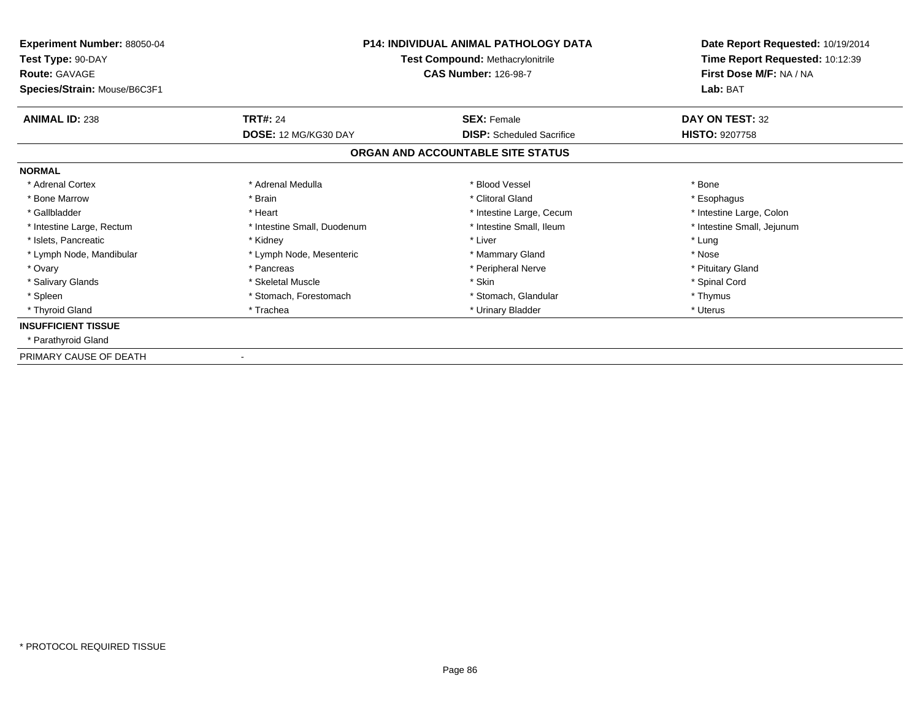**Experiment Number:** 88050-04
**Test Type:** 90-DAY
**Route:** GAVAGE
**Species/Strain:** Mouse/B6C3F1

**P14: INDIVIDUAL ANIMAL PATHOLOGY DATA**
**Test Compound:** Methacrylonitrile
**CAS Number:** 126-98-7

**Date Report Requested:** 10/19/2014
**Time Report Requested:** 10:12:39
**First Dose M/F:** NA / NA
**Lab:** BAT

| **ANIMAL ID:** 238 | **TRT#:** 24 | **SEX:** Female | **DAY ON TEST:** 32 |
|---|---|---|---|
| | **DOSE:** 12 MG/KG30 DAY | **DISP:** Scheduled Sacrifice | **HISTO:** 9207758 |

## ORGAN AND ACCOUNTABLE SITE STATUS

**NORMAL**

| | | | |
|---|---|---|---|
| * Adrenal Cortex | * Adrenal Medulla | * Blood Vessel | * Bone |
| * Bone Marrow | * Brain | * Clitoral Gland | * Esophagus |
| * Gallbladder | * Heart | * Intestine Large, Cecum | * Intestine Large, Colon |
| * Intestine Large, Rectum | * Intestine Small, Duodenum | * Intestine Small, Ileum | * Intestine Small, Jejunum |
| * Islets, Pancreatic | * Kidney | * Liver | * Lung |
| * Lymph Node, Mandibular | * Lymph Node, Mesenteric | * Mammary Gland | * Nose |
| * Ovary | * Pancreas | * Peripheral Nerve | * Pituitary Gland |
| * Salivary Glands | * Skeletal Muscle | * Skin | * Spinal Cord |
| * Spleen | * Stomach, Forestomach | * Stomach, Glandular | * Thymus |
| * Thyroid Gland | * Trachea | * Urinary Bladder | * Uterus |

**INSUFFICIENT TISSUE**

* Parathyroid Gland

PRIMARY CAUSE OF DEATH -

* PROTOCOL REQUIRED TISSUE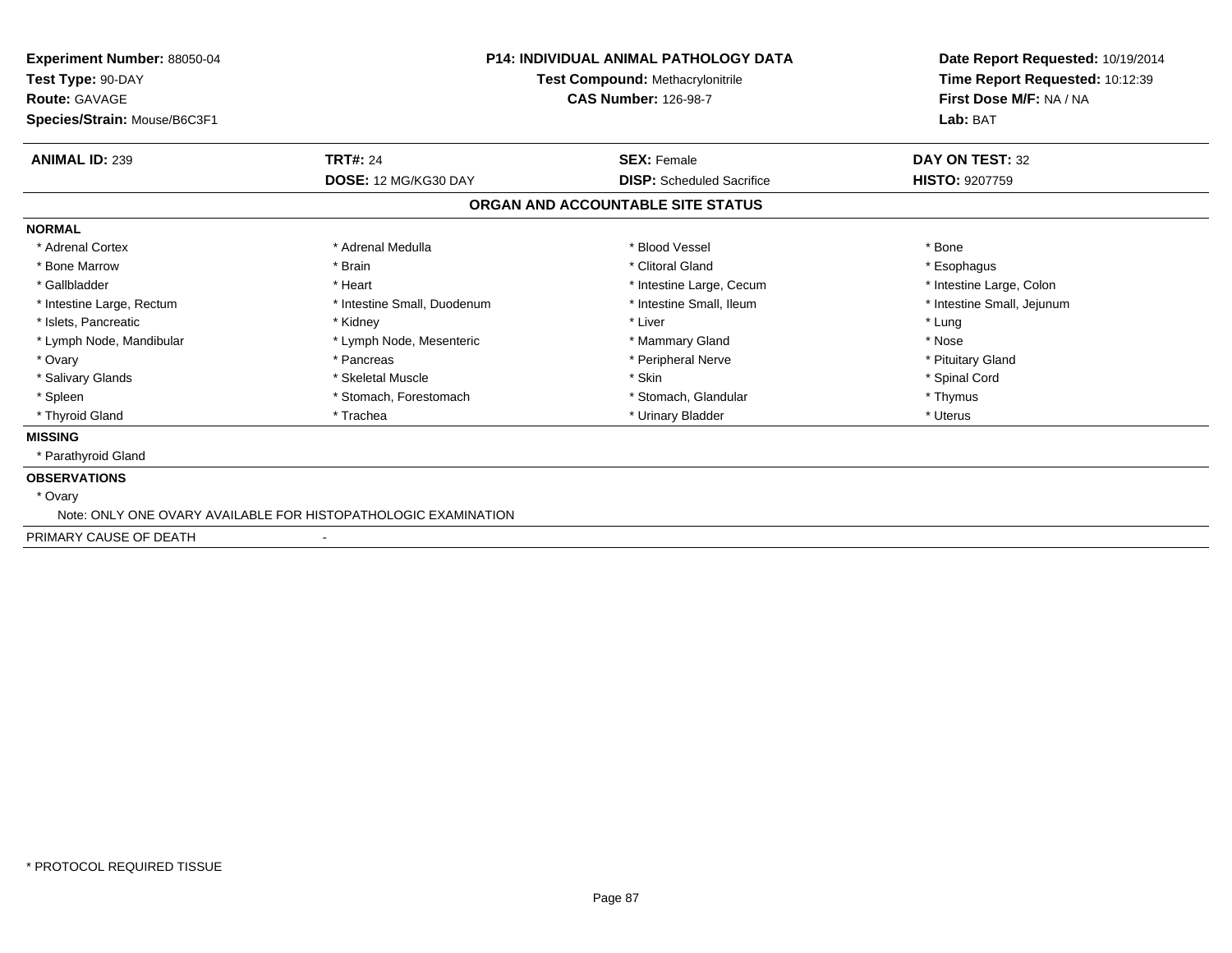**Experiment Number:** 88050-04
**Test Type:** 90-DAY
**Route:** GAVAGE
**Species/Strain:** Mouse/B6C3F1

**P14: INDIVIDUAL ANIMAL PATHOLOGY DATA**
**Test Compound:** Methacrylonitrile
**CAS Number:** 126-98-7

**Date Report Requested:** 10/19/2014
**Time Report Requested:** 10:12:39
**First Dose M/F:** NA / NA
**Lab:** BAT

| **ANIMAL ID:** 239 | **TRT#:** 24 | **SEX:** Female | **DAY ON TEST:** 32 |
|---|---|---|---|
| | **DOSE:** 12 MG/KG30 DAY | **DISP:** Scheduled Sacrifice | **HISTO:** 9207759 |

## ORGAN AND ACCOUNTABLE SITE STATUS

**NORMAL**

| | | | |
|---|---|---|---|
| * Adrenal Cortex | * Adrenal Medulla | * Blood Vessel | * Bone |
| * Bone Marrow | * Brain | * Clitoral Gland | * Esophagus |
| * Gallbladder | * Heart | * Intestine Large, Cecum | * Intestine Large, Colon |
| * Intestine Large, Rectum | * Intestine Small, Duodenum | * Intestine Small, Ileum | * Intestine Small, Jejunum |
| * Islets, Pancreatic | * Kidney | * Liver | * Lung |
| * Lymph Node, Mandibular | * Lymph Node, Mesenteric | * Mammary Gland | * Nose |
| * Ovary | * Pancreas | * Peripheral Nerve | * Pituitary Gland |
| * Salivary Glands | * Skeletal Muscle | * Skin | * Spinal Cord |
| * Spleen | * Stomach, Forestomach | * Stomach, Glandular | * Thymus |
| * Thyroid Gland | * Trachea | * Urinary Bladder | * Uterus |

**MISSING**

* Parathyroid Gland

**OBSERVATIONS**

* Ovary

Note: ONLY ONE OVARY AVAILABLE FOR HISTOPATHOLOGIC EXAMINATION

PRIMARY CAUSE OF DEATH -

* PROTOCOL REQUIRED TISSUE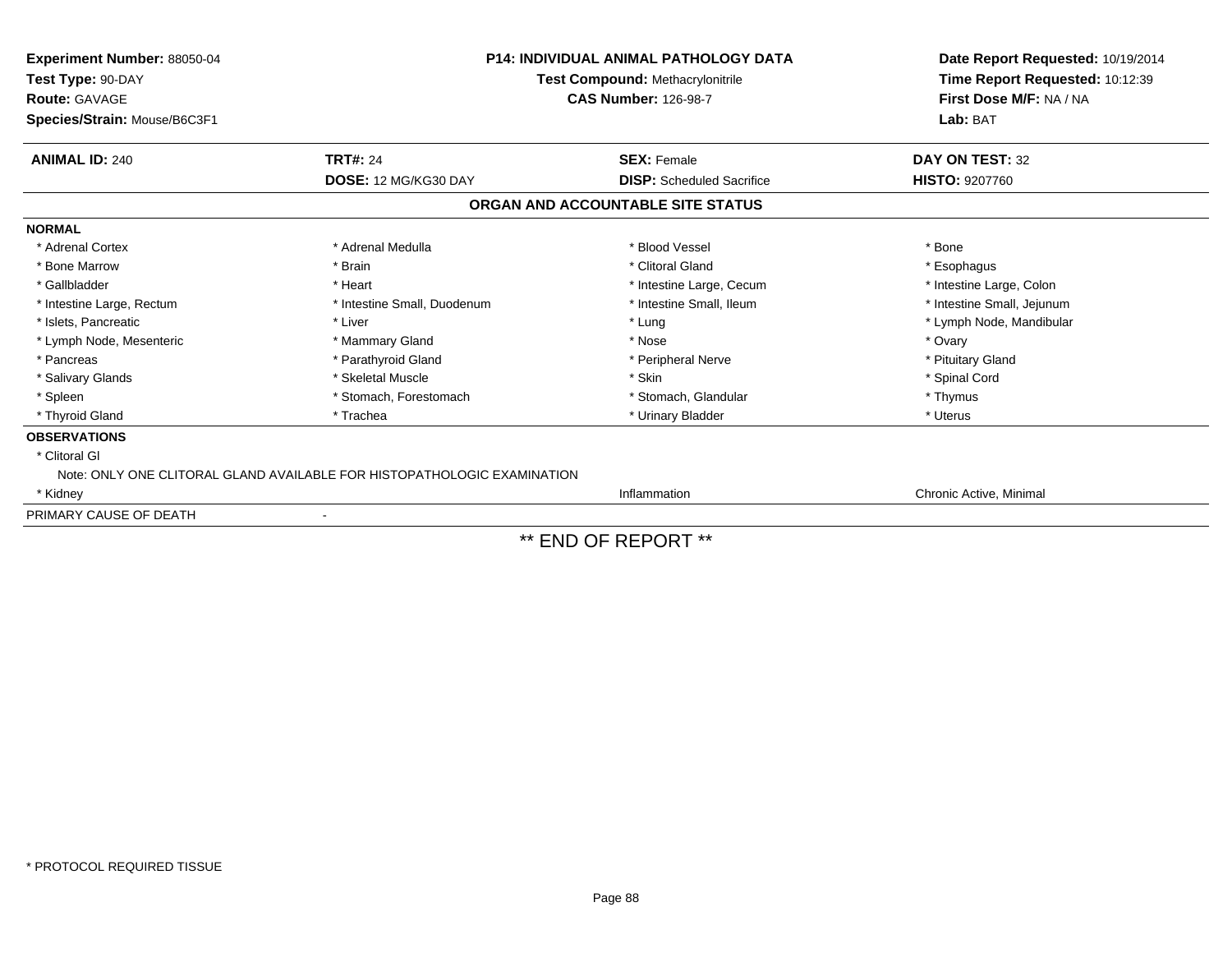**Experiment Number:** 88050-04
**Test Type:** 90-DAY
**Route:** GAVAGE
**Species/Strain:** Mouse/B6C3F1

**P14: INDIVIDUAL ANIMAL PATHOLOGY DATA**
**Test Compound:** Methacrylonitrile
**CAS Number:** 126-98-7

**Date Report Requested:** 10/19/2014
**Time Report Requested:** 10:12:39
**First Dose M/F:** NA / NA
**Lab:** BAT

| | | | |
|---|---|---|---|
| **ANIMAL ID:** 240 | **TRT#:** 24 | **SEX:** Female | **DAY ON TEST:** 32 |
| | **DOSE:** 12 MG/KG30 DAY | **DISP:** Scheduled Sacrifice | **HISTO:** 9207760 |

**ORGAN AND ACCOUNTABLE SITE STATUS**

**NORMAL**

| | | | |
|---|---|---|---|
| * Adrenal Cortex | * Adrenal Medulla | * Blood Vessel | * Bone |
| * Bone Marrow | * Brain | * Clitoral Gland | * Esophagus |
| * Gallbladder | * Heart | * Intestine Large, Cecum | * Intestine Large, Colon |
| * Intestine Large, Rectum | * Intestine Small, Duodenum | * Intestine Small, Ileum | * Intestine Small, Jejunum |
| * Islets, Pancreatic | * Liver | * Lung | * Lymph Node, Mandibular |
| * Lymph Node, Mesenteric | * Mammary Gland | * Nose | * Ovary |
| * Pancreas | * Parathyroid Gland | * Peripheral Nerve | * Pituitary Gland |
| * Salivary Glands | * Skeletal Muscle | * Skin | * Spinal Cord |
| * Spleen | * Stomach, Forestomach | * Stomach, Glandular | * Thymus |
| * Thyroid Gland | * Trachea | * Urinary Bladder | * Uterus |

**OBSERVATIONS**

* Clitoral Gl
  Note: ONLY ONE CLITORAL GLAND AVAILABLE FOR HISTOPATHOLOGIC EXAMINATION

| | | |
|---|---|---|
| * Kidney | Inflammation | Chronic Active, Minimal |

PRIMARY CAUSE OF DEATH -

** END OF REPORT **

* PROTOCOL REQUIRED TISSUE